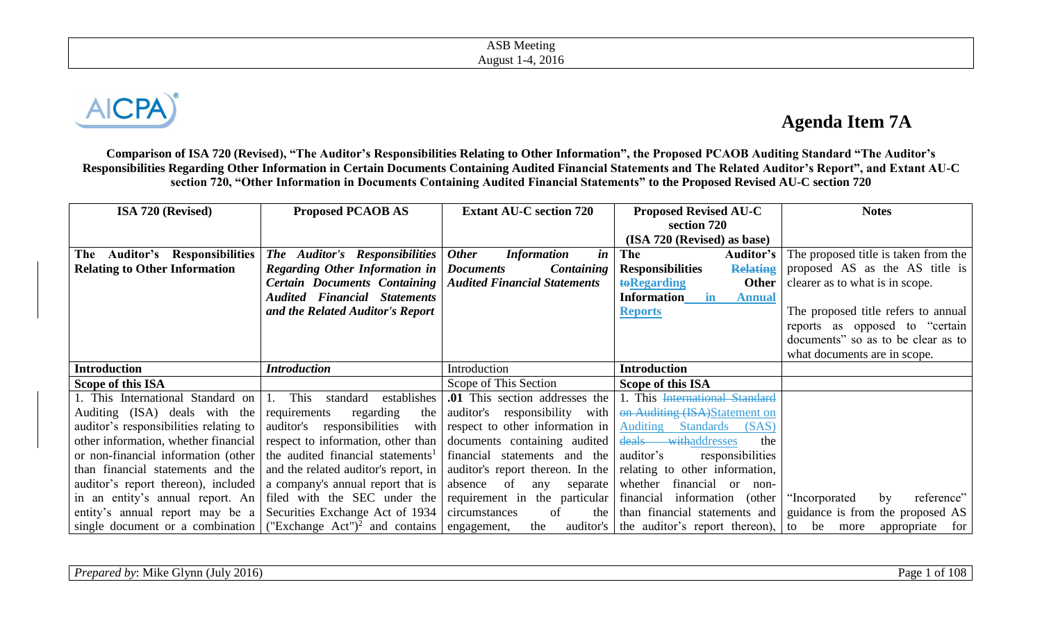ASB Meeting
August 1-4, 2016

AICPA

# Agenda Item 7A

**Comparison of ISA 720 (Revised), "The Auditor's Responsibilities Relating to Other Information", the Proposed PCAOB Auditing Standard "The Auditor's Responsibilities Regarding Other Information in Certain Documents Containing Audited Financial Statements and The Related Auditor's Report", and Extant AU-C section 720, "Other Information in Documents Containing Audited Financial Statements" to the Proposed Revised AU-C section 720**

| ISA 720 (Revised) | Proposed PCAOB AS | Extant AU-C section 720 | Proposed Revised AU-C section 720 (ISA 720 (Revised) as base) | Notes |
|---|---|---|---|---|
| **The Auditor's Responsibilities Relating to Other Information** | ***The Auditor's Responsibilities Regarding Other Information in Certain Documents Containing Audited Financial Statements and the Related Auditor's Report*** | ***Other Information in Documents Containing Audited Financial Statements*** | **The Auditor's Responsibilities ~~Relating to~~Regarding Other Information in Annual Reports** | The proposed title is taken from the proposed AS as the AS title is clearer as to what is in scope.<br><br>The proposed title refers to annual reports as opposed to "certain documents" so as to be clear as to what documents are in scope. |
| **Introduction** | ***Introduction*** | Introduction | **Introduction** | |
| **Scope of this ISA** | | Scope of This Section | **Scope of this ISA** | |
| 1. This International Standard on Auditing (ISA) deals with the auditor's responsibilities relating to other information, whether financial or non-financial information (other than financial statements and the auditor's report thereon), included in an entity's annual report. An entity's annual report may be a single document or a combination | 1. This standard establishes requirements regarding the auditor's responsibilities with respect to information, other than the audited financial statements[1] and the related auditor's report, in a company's annual report that is filed with the SEC under the Securities Exchange Act of 1934 ("Exchange Act")[2] and contains | **.01** This section addresses the auditor's responsibility with respect to other information in documents containing audited financial statements and the auditor's report thereon. In the absence of any separate requirement in the particular circumstances of the engagement, the auditor's | 1. This ~~International Standard on Auditing (ISA)~~Statement on Auditing Standards (SAS) ~~deals with~~addresses the auditor's responsibilities relating to other information, whether financial or non-financial information (other than financial statements and the auditor's report thereon), | "Incorporated by reference" guidance is from the proposed AS to be more appropriate for |

*Prepared by*: Mike Glynn (July 2016)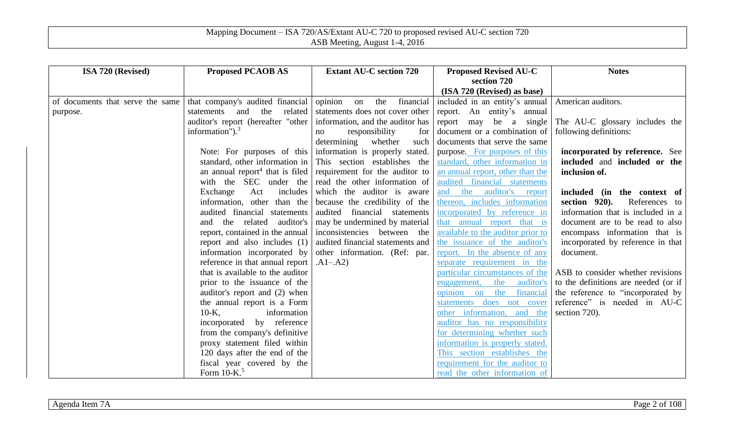| ISA 720 (Revised) | Proposed PCAOB AS | Extant AU-C section 720 | Proposed Revised AU-C section 720 (ISA 720 (Revised) as base) | Notes |
|---|---|---|---|---|
| of documents that serve the same purpose. | that company's audited financial statements and the related auditor's report (hereafter "other information").[3]<br><br>Note: For purposes of this standard, other information in an annual report[4] that is filed with the SEC under the Exchange Act includes information, other than the audited financial statements and the related auditor's report, contained in the annual report and also includes (1) information incorporated by reference in that annual report that is available to the auditor prior to the issuance of the auditor's report and (2) when the annual report is a Form 10-K, information incorporated by reference from the company's definitive proxy statement filed within 120 days after the end of the fiscal year covered by the Form 10-K.[5] | opinion on the financial statements does not cover other information, and the auditor has no responsibility for determining whether such information is properly stated. This section establishes the requirement for the auditor to read the other information of which the auditor is aware because the credibility of the audited financial statements may be undermined by material inconsistencies between the audited financial statements and other information. (Ref: par. .A1–.A2) | included in an entity's annual report. An entity's annual report may be a single document or a combination of documents that serve the same purpose. For purposes of this standard, other information in an annual report, other than the audited financial statements and the auditor's report thereon, includes information incorporated by reference in that annual report that is available to the auditor prior to the issuance of the auditor's report. In the absence of any separate requirement in the particular circumstances of the engagement, the auditor's opinion on the financial statements does not cover other information, and the auditor has no responsibility for determining whether such information is properly stated. This section establishes the requirement for the auditor to read the other information of | American auditors.<br><br>The AU-C glossary includes the following definitions:<br><br>**incorporated by reference.** See **included** and **included or the inclusion of.**<br><br>**included (in the context of section 920).** References to information that is included in a document are to be read to also encompass information that is incorporated by reference in that document.<br><br>ASB to consider whether revisions to the definitions are needed (or if the reference to "incorporated by reference" is needed in AU-C section 720). |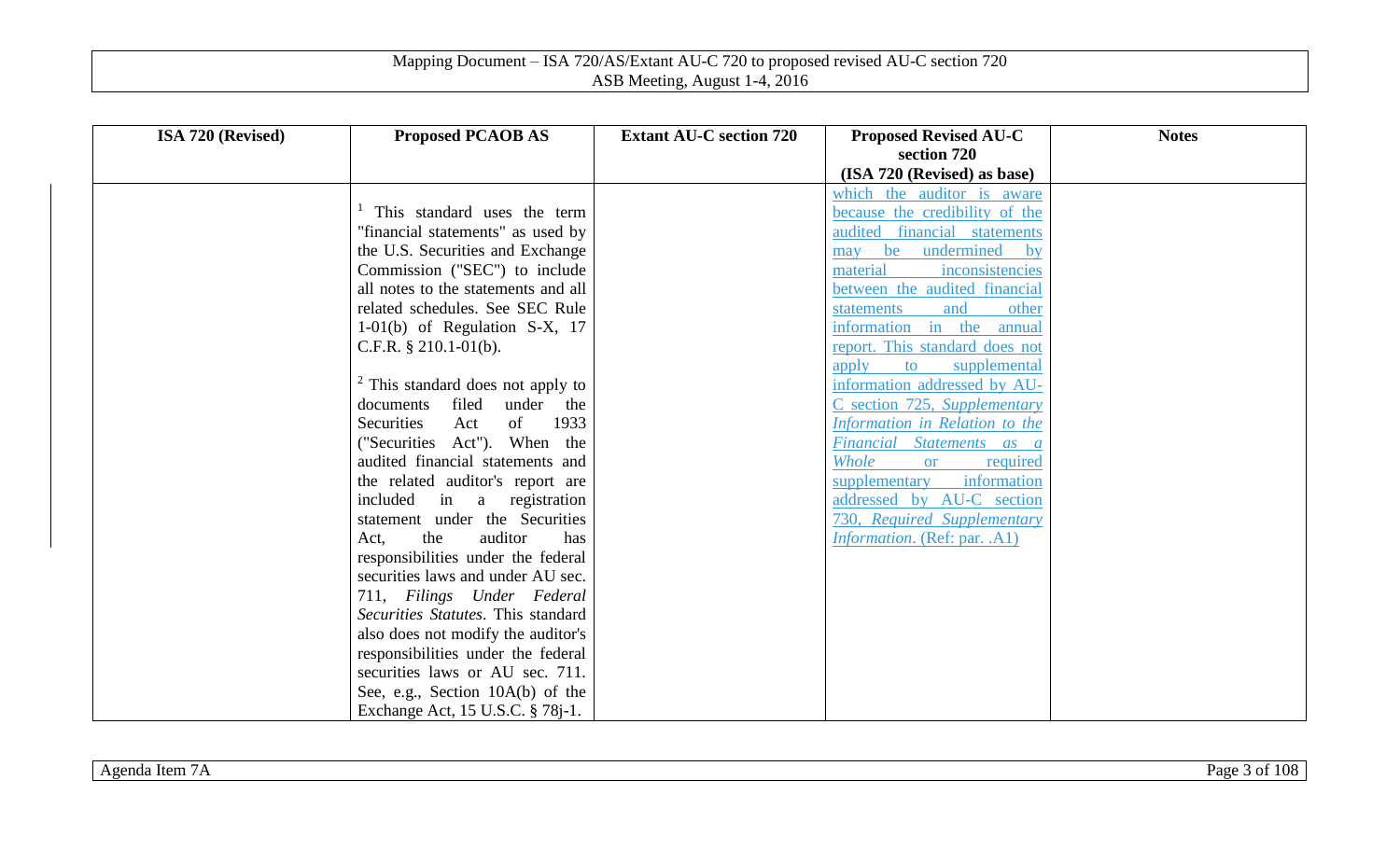| ISA 720 (Revised) | Proposed PCAOB AS | Extant AU-C section 720 | Proposed Revised AU-C section 720 (ISA 720 (Revised) as base) | Notes |
|---|---|---|---|---|
| | [1] This standard uses the term "financial statements" as used by the U.S. Securities and Exchange Commission ("SEC") to include all notes to the statements and all related schedules. See SEC Rule 1-01(b) of Regulation S-X, 17 C.F.R. § 210.1-01(b).<br><br>[2] This standard does not apply to documents filed under the Securities Act of 1933 ("Securities Act"). When the audited financial statements and the related auditor's report are included in a registration statement under the Securities Act, the auditor has responsibilities under the federal securities laws and under AU sec. 711, *Filings Under Federal Securities Statutes*. This standard also does not modify the auditor's responsibilities under the federal securities laws or AU sec. 711. See, e.g., Section 10A(b) of the Exchange Act, 15 U.S.C. § 78j-1. | | which the auditor is aware because the credibility of the audited financial statements may be undermined by material inconsistencies between the audited financial statements and other information in the annual report. This standard does not apply to supplemental information addressed by AU-C section 725, *Supplementary Information in Relation to the Financial Statements as a Whole* or required supplementary information addressed by AU-C section 730, *Required Supplementary Information*. (Ref: par. .A1) | |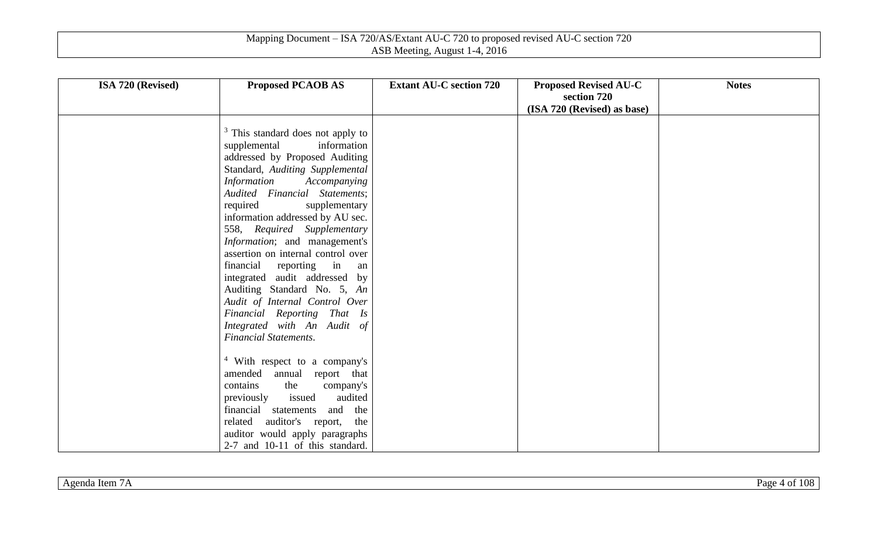| ISA 720 (Revised) | Proposed PCAOB AS | Extant AU-C section 720 | Proposed Revised AU-C section 720 (ISA 720 (Revised) as base) | Notes |
|---|---|---|---|---|
| | [3] This standard does not apply to supplemental information addressed by Proposed Auditing Standard, *Auditing Supplemental Information Accompanying Audited Financial Statements*; required supplementary information addressed by AU sec. 558, *Required Supplementary Information*; and management's assertion on internal control over financial reporting in an integrated audit addressed by Auditing Standard No. 5, *An Audit of Internal Control Over Financial Reporting That Is Integrated with An Audit of Financial Statements*.<br><br>[4] With respect to a company's amended annual report that contains the company's previously issued audited financial statements and the related auditor's report, the auditor would apply paragraphs 2-7 and 10-11 of this standard. | | | |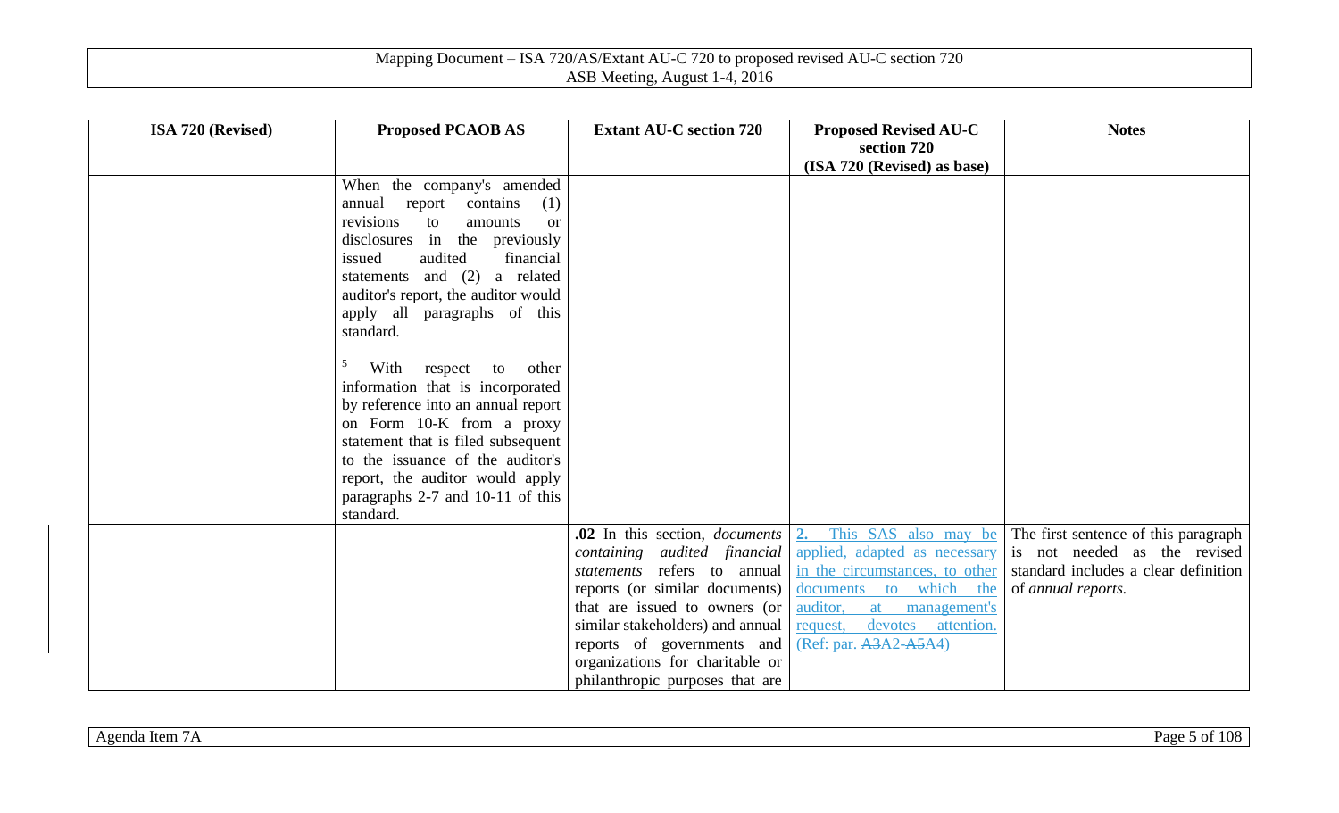| ISA 720 (Revised) | Proposed PCAOB AS | Extant AU-C section 720 | Proposed Revised AU-C section 720 (ISA 720 (Revised) as base) | Notes |
|---|---|---|---|---|
| | When the company's amended annual report contains (1) revisions to amounts or disclosures in the previously issued audited financial statements and (2) a related auditor's report, the auditor would apply all paragraphs of this standard.<br><br>[5] With respect to other information that is incorporated by reference into an annual report on Form 10-K from a proxy statement that is filed subsequent to the issuance of the auditor's report, the auditor would apply paragraphs 2-7 and 10-11 of this standard. | | | |
| | | **.02** In this section, *documents containing audited financial statements* refers to annual reports (or similar documents) that are issued to owners (or similar stakeholders) and annual reports of governments and organizations for charitable or philanthropic purposes that are | **2.** This SAS also may be applied, adapted as necessary in the circumstances, to other documents to which the auditor, at management's request, devotes attention. (Ref: par. ~~A3~~A2-~~A5~~A4) | The first sentence of this paragraph is not needed as the revised standard includes a clear definition of *annual reports.* |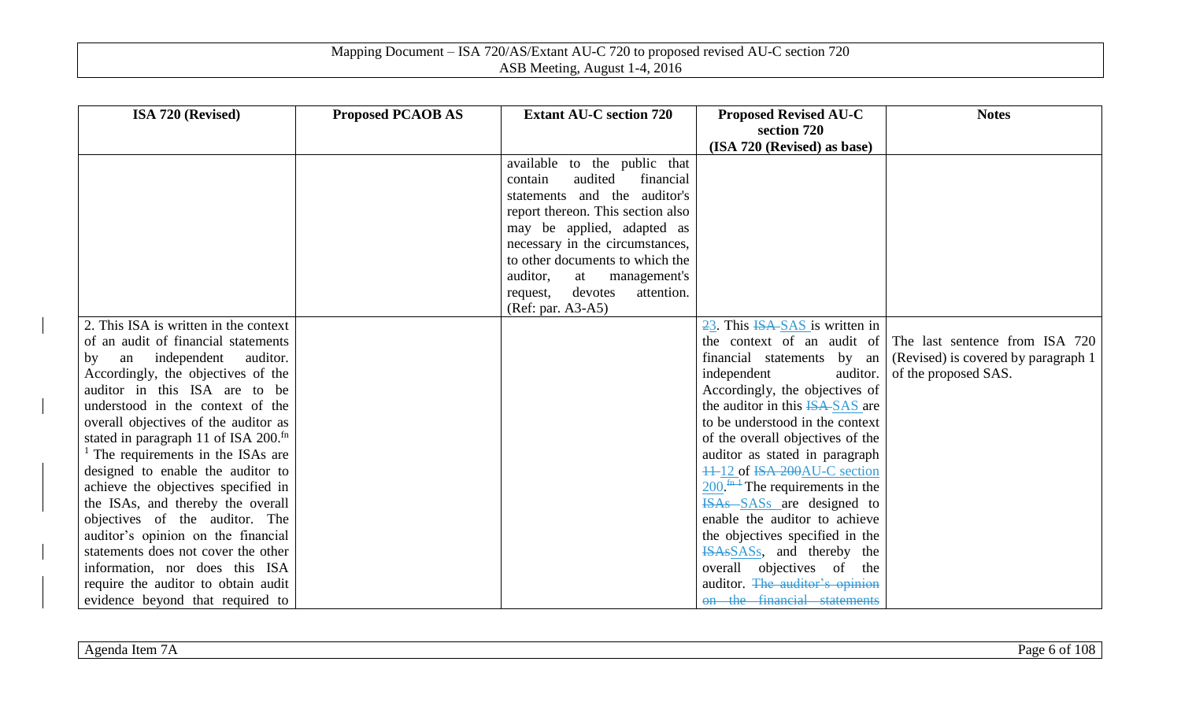| ISA 720 (Revised) | Proposed PCAOB AS | Extant AU-C section 720 | Proposed Revised AU-C section 720 (ISA 720 (Revised) as base) | Notes |
|---|---|---|---|---|
| | | available to the public that contain audited financial statements and the auditor's report thereon. This section also may be applied, adapted as necessary in the circumstances, to other documents to which the auditor, at management's request, devotes attention. (Ref: par. A3-A5) | | |
| 2. This ISA is written in the context of an audit of financial statements by an independent auditor. Accordingly, the objectives of the auditor in this ISA are to be understood in the context of the overall objectives of the auditor as stated in paragraph 11 of ISA 200.[fn 1] The requirements in the ISAs are designed to enable the auditor to achieve the objectives specified in the ISAs, and thereby the overall objectives of the auditor. The auditor's opinion on the financial statements does not cover the other information, nor does this ISA require the auditor to obtain audit evidence beyond that required to | | | ~~2~~3. This ~~ISA~~ SAS is written in the context of an audit of financial statements by an independent auditor. Accordingly, the objectives of the auditor in this ~~ISA~~ SAS are to be understood in the context of the overall objectives of the auditor as stated in paragraph ~~11~~ 12 of ~~ISA 200~~AU-C section 200.[fn 1] The requirements in the ~~ISAs~~ SASs are designed to enable the auditor to achieve the objectives specified in the ~~ISAs~~SASs, and thereby the overall objectives of the auditor. ~~The auditor's opinion on the financial statements~~ | The last sentence from ISA 720 (Revised) is covered by paragraph 1 of the proposed SAS. |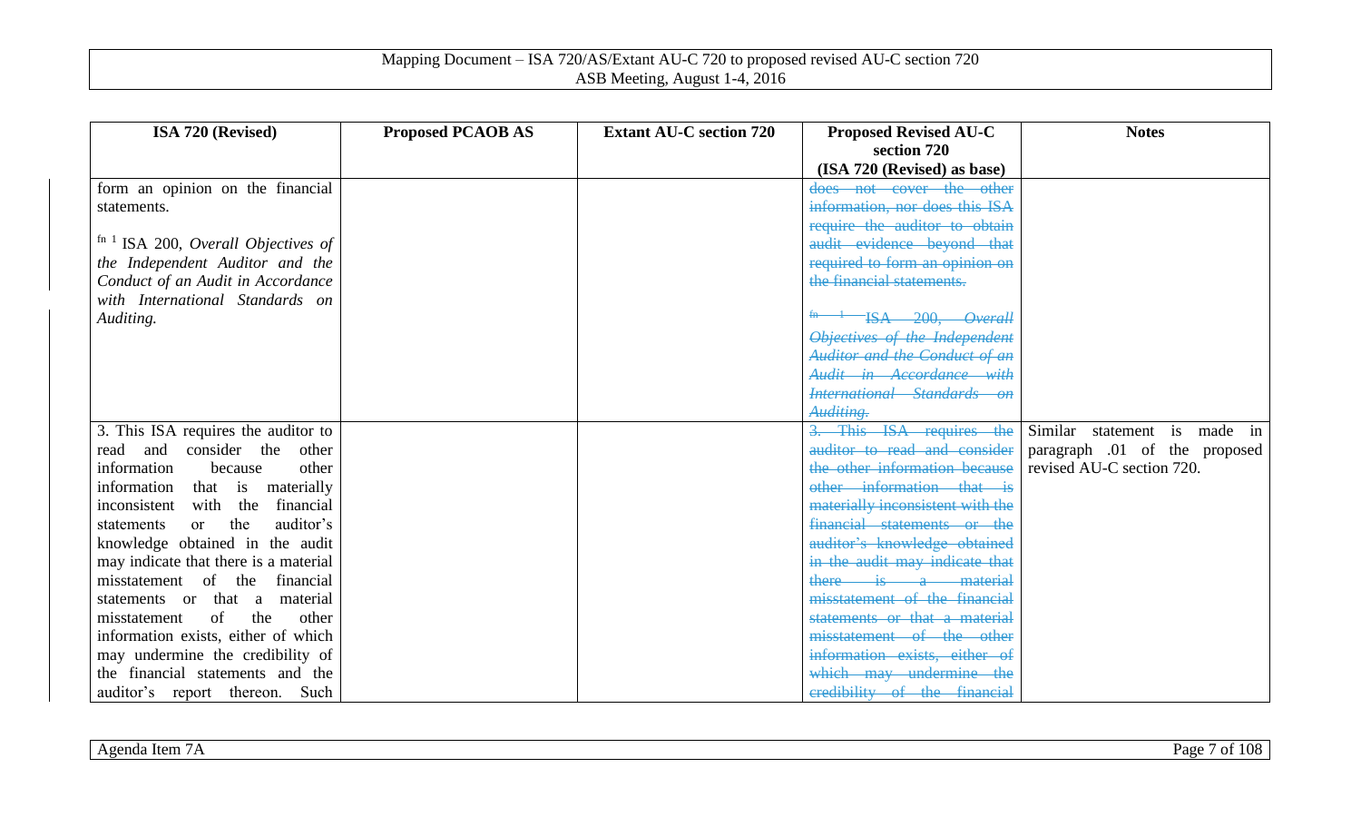| ISA 720 (Revised) | Proposed PCAOB AS | Extant AU-C section 720 | Proposed Revised AU-C section 720 (ISA 720 (Revised) as base) | Notes |
|---|---|---|---|---|
| form an opinion on the financial statements.<br><br>fn 1 ISA 200, *Overall Objectives of the Independent Auditor and the Conduct of an Audit in Accordance with International Standards on Auditing.* | | | ~~does not cover the other information, nor does this ISA require the auditor to obtain audit evidence beyond that required to form an opinion on the financial statements.~~<br><br>~~fn 1 ISA 200, *Overall Objectives of the Independent Auditor and the Conduct of an Audit in Accordance with International Standards on Auditing.*~~ | |
| 3. This ISA requires the auditor to read and consider the other information because other information that is materially inconsistent with the financial statements or the auditor's knowledge obtained in the audit may indicate that there is a material misstatement of the financial statements or that a material misstatement of the other information exists, either of which may undermine the credibility of the financial statements and the auditor's report thereon. Such | | | ~~3. This ISA requires the auditor to read and consider the other information because other information that is materially inconsistent with the financial statements or the auditor's knowledge obtained in the audit may indicate that there is a material misstatement of the financial statements or that a material misstatement of the other information exists, either of which may undermine the credibility of the financial~~ | Similar statement is made in paragraph .01 of the proposed revised AU-C section 720. |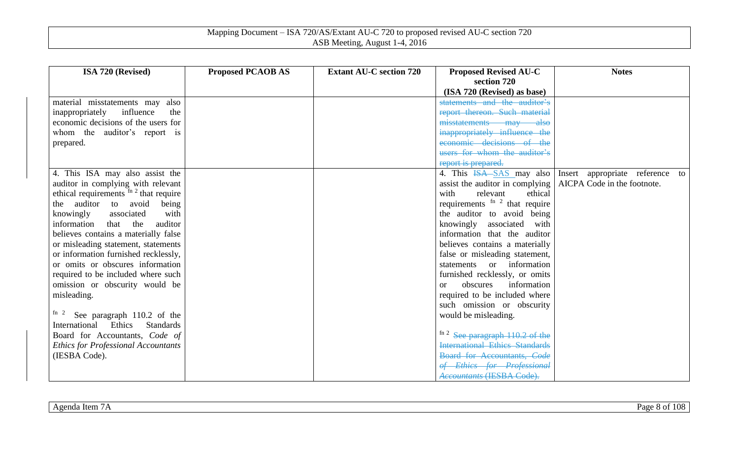| ISA 720 (Revised) | Proposed PCAOB AS | Extant AU-C section 720 | Proposed Revised AU-C section 720 (ISA 720 (Revised) as base) | Notes |
|---|---|---|---|---|
| material misstatements may also inappropriately influence the economic decisions of the users for whom the auditor's report is prepared. | | | ~~statements and the auditor's report thereon. Such material misstatements may also inappropriately influence the economic decisions of the users for whom the auditor's report is prepared.~~ | |
| 4. This ISA may also assist the auditor in complying with relevant ethical requirements [fn 2] that require the auditor to avoid being knowingly associated with information that the auditor believes contains a materially false or misleading statement, statements or information furnished recklessly, or omits or obscures information required to be included where such omission or obscurity would be misleading.<br><br>[fn 2] See paragraph 110.2 of the International Ethics Standards Board for Accountants, *Code of Ethics for Professional Accountants* (IESBA Code). | | | 4. This ~~ISA~~ SAS may also assist the auditor in complying with relevant ethical requirements [fn 2] that require the auditor to avoid being knowingly associated with information that the auditor believes contains a materially false or misleading statement, statements or information furnished recklessly, or omits or obscures information required to be included where such omission or obscurity would be misleading.<br><br>[fn 2] ~~See paragraph 110.2 of the International Ethics Standards Board for Accountants, *Code of Ethics for Professional Accountants* (IESBA Code).~~ | Insert appropriate reference to AICPA Code in the footnote. |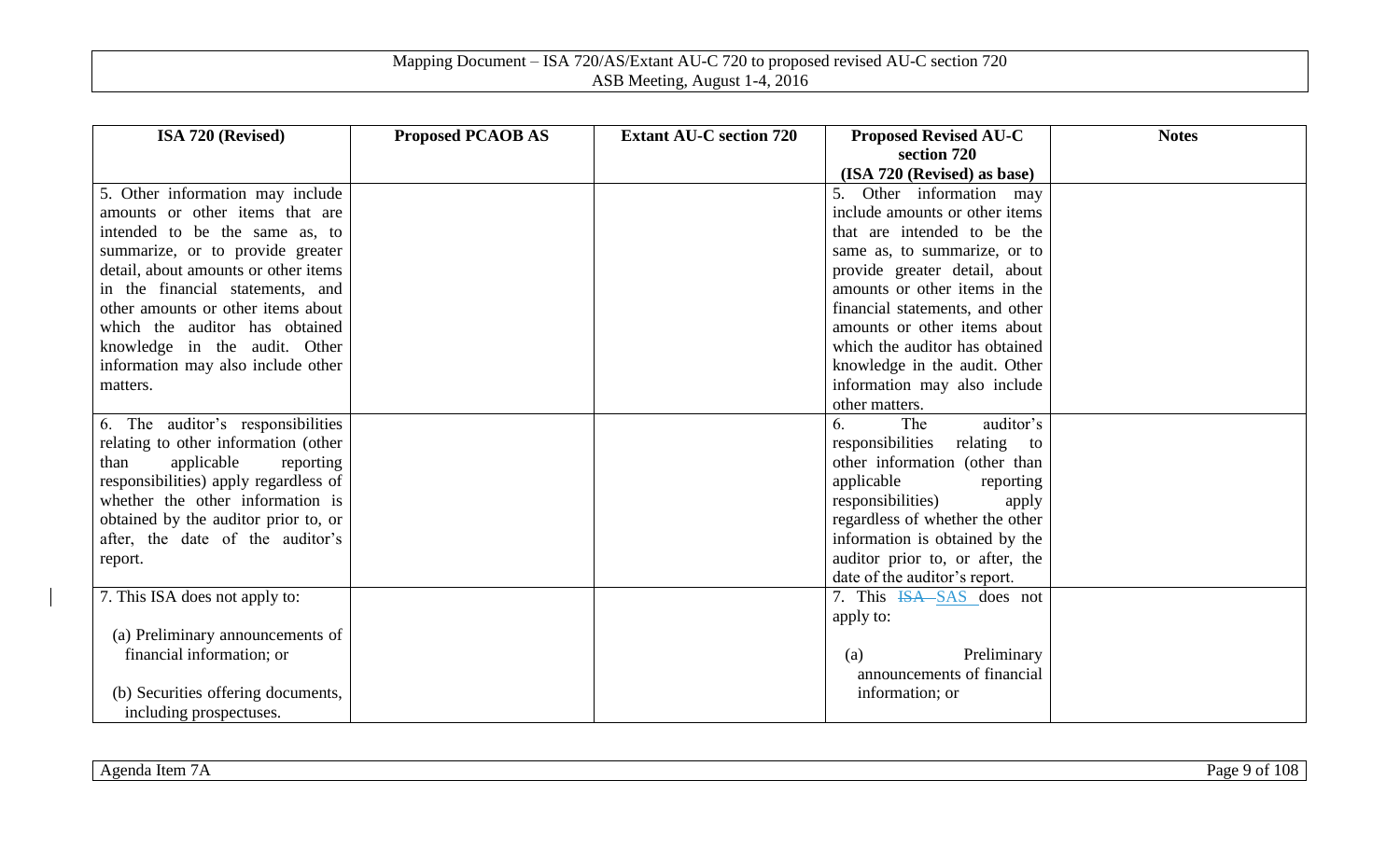| ISA 720 (Revised) | Proposed PCAOB AS | Extant AU-C section 720 | Proposed Revised AU-C section 720 (ISA 720 (Revised) as base) | Notes |
|---|---|---|---|---|
| 5. Other information may include amounts or other items that are intended to be the same as, to summarize, or to provide greater detail, about amounts or other items in the financial statements, and other amounts or other items about which the auditor has obtained knowledge in the audit. Other information may also include other matters. | | | 5. Other information may include amounts or other items that are intended to be the same as, to summarize, or to provide greater detail, about amounts or other items in the financial statements, and other amounts or other items about which the auditor has obtained knowledge in the audit. Other information may also include other matters. | |
| 6. The auditor's responsibilities relating to other information (other than applicable reporting responsibilities) apply regardless of whether the other information is obtained by the auditor prior to, or after, the date of the auditor's report. | | | 6. The auditor's responsibilities relating to other information (other than applicable reporting responsibilities) apply regardless of whether the other information is obtained by the auditor prior to, or after, the date of the auditor's report. | |
| 7. This ISA does not apply to:<br><br>(a) Preliminary announcements of financial information; or<br><br>(b) Securities offering documents, including prospectuses. | | | 7. This ~~ISA~~ SAS does not apply to:<br><br>(a) Preliminary announcements of financial information; or | |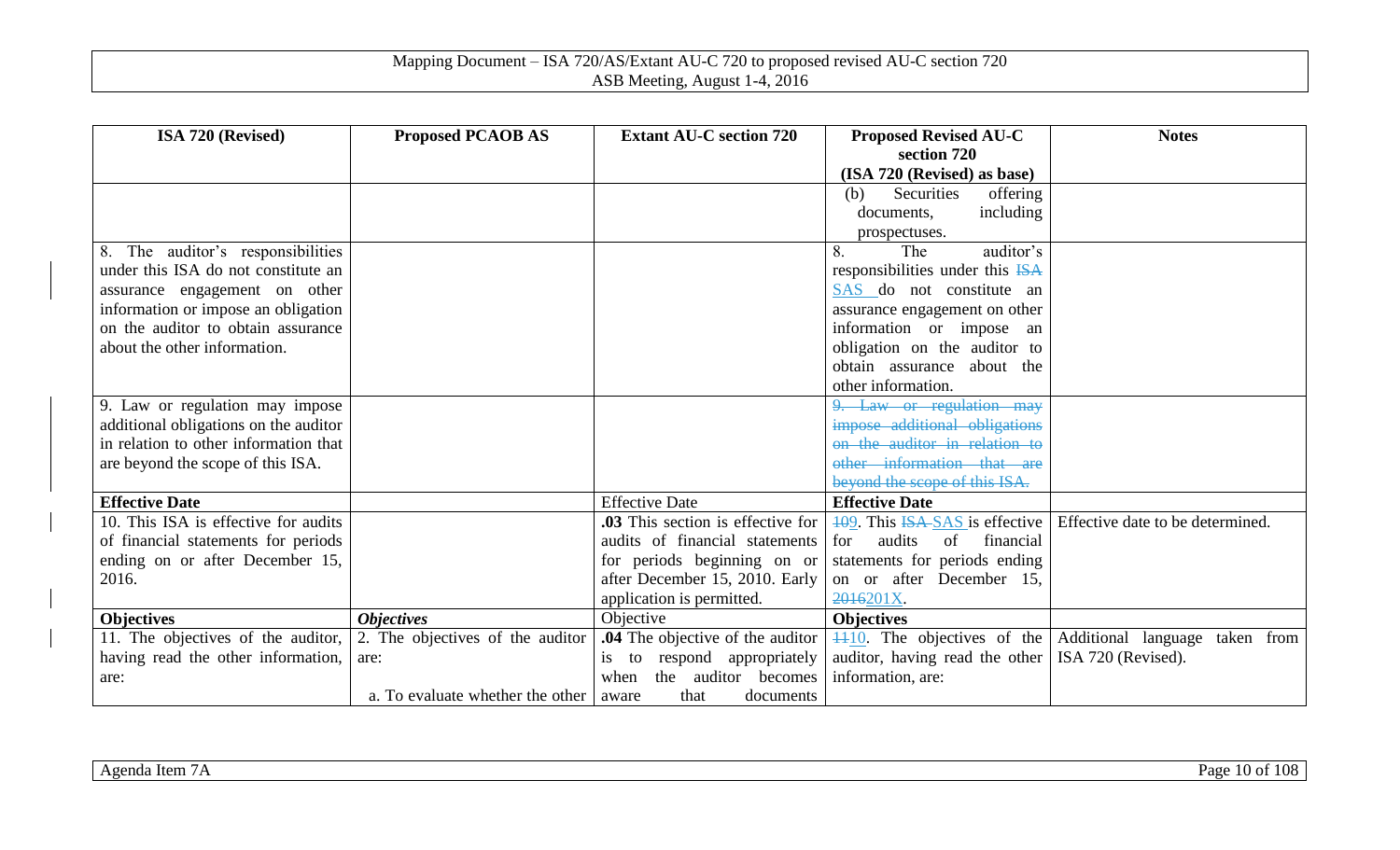| ISA 720 (Revised) | Proposed PCAOB AS | Extant AU-C section 720 | Proposed Revised AU-C section 720 (ISA 720 (Revised) as base) | Notes |
|---|---|---|---|---|
| | | | (b) Securities offering documents, including prospectuses. | |
| 8. The auditor's responsibilities under this ISA do not constitute an assurance engagement on other information or impose an obligation on the auditor to obtain assurance about the other information. | | | 8. The auditor's responsibilities under this ~~ISA~~ SAS do not constitute an assurance engagement on other information or impose an obligation on the auditor to obtain assurance about the other information. | |
| 9. Law or regulation may impose additional obligations on the auditor in relation to other information that are beyond the scope of this ISA. | | | ~~9. Law or regulation may impose additional obligations on the auditor in relation to other information that are beyond the scope of this ISA.~~ | |
| **Effective Date** | | Effective Date | **Effective Date** | |
| 10. This ISA is effective for audits of financial statements for periods ending on or after December 15, 2016. | | **.03** This section is effective for audits of financial statements for periods beginning on or after December 15, 2010. Early application is permitted. | ~~10~~9. This ~~ISA~~ SAS is effective for audits of financial statements for periods ending on or after December 15, ~~2016~~201X. | Effective date to be determined. |
| **Objectives** | ***Objectives*** | Objective | **Objectives** | |
| 11. The objectives of the auditor, having read the other information, are: | 2. The objectives of the auditor are:<br><br>a. To evaluate whether the other | **.04** The objective of the auditor is to respond appropriately when the auditor becomes aware that documents | ~~11~~10. The objectives of the auditor, having read the other information, are: | Additional language taken from ISA 720 (Revised). |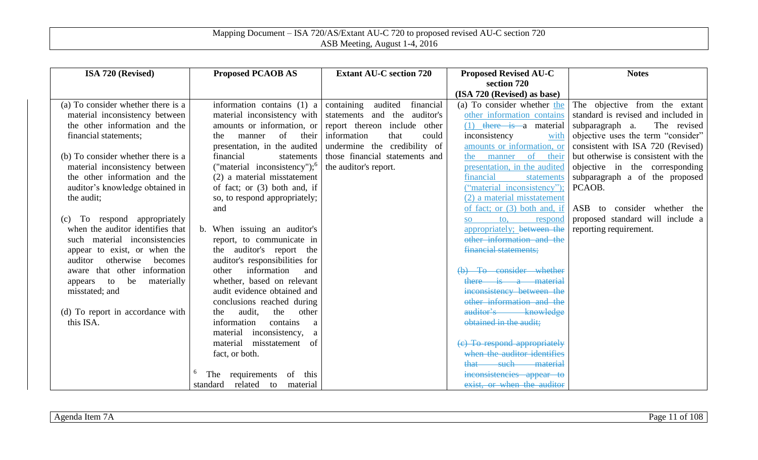| ISA 720 (Revised) | Proposed PCAOB AS | Extant AU-C section 720 | Proposed Revised AU-C section 720 (ISA 720 (Revised) as base) | Notes |
|---|---|---|---|---|
| (a) To consider whether there is a material inconsistency between the other information and the financial statements;<br><br>(b) To consider whether there is a material inconsistency between the other information and the auditor's knowledge obtained in the audit;<br><br>(c) To respond appropriately when the auditor identifies that such material inconsistencies appear to exist, or when the auditor otherwise becomes aware that other information appears to be materially misstated; and<br><br>(d) To report in accordance with this ISA. | information contains (1) a material inconsistency with amounts or information, or the manner of their presentation, in the audited financial statements ("material inconsistency");[6] (2) a material misstatement of fact; or (3) both and, if so, to respond appropriately; and<br><br>b. When issuing an auditor's report, to communicate in the auditor's report the auditor's responsibilities for other information and whether, based on relevant audit evidence obtained and conclusions reached during the audit, the other information contains a material inconsistency, a material misstatement of fact, or both.<br><br>[6] The requirements of this standard related to material | containing audited financial statements and the auditor's report thereon include other information that could undermine the credibility of those financial statements and the auditor's report. | (a) To consider whether the other information contains (1) ~~there is~~ a material inconsistency with amounts or information, or the manner of their presentation, in the audited financial statements ("material inconsistency"); (2) a material misstatement of fact; or (3) both and, if so, to, respond appropriately; ~~between the other information and the financial statements;~~<br><br>~~(b) To consider whether there is a material inconsistency between the other information and the auditor's knowledge obtained in the audit;~~<br><br>~~(c) To respond appropriately when the auditor identifies that such material inconsistencies appear to exist, or when the auditor~~ | The objective from the extant standard is revised and included in subparagraph a. The revised objective uses the term "consider" consistent with ISA 720 (Revised) but otherwise is consistent with the objective in the corresponding subparagraph a of the proposed PCAOB.<br><br>ASB to consider whether the proposed standard will include a reporting requirement. |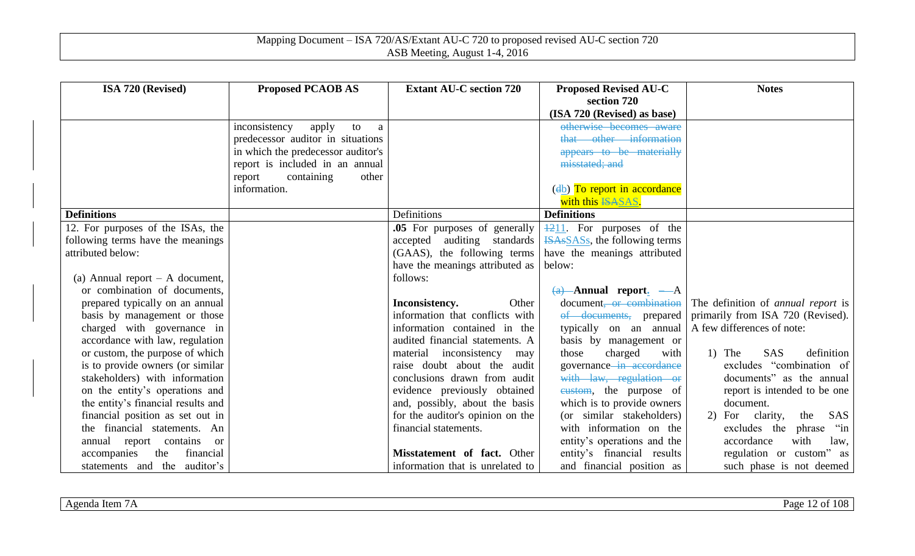| ISA 720 (Revised) | Proposed PCAOB AS | Extant AU-C section 720 | Proposed Revised AU-C section 720 (ISA 720 (Revised) as base) | Notes |
|---|---|---|---|---|
| | inconsistency apply to a predecessor auditor in situations in which the predecessor auditor's report is included in an annual report containing other information. | | ~~otherwise becomes aware that other information appears to be materially misstated; and~~<br><br>(~~d~~b) To report in accordance with this ~~ISA~~SAS. | |
| **Definitions** | | Definitions | **Definitions** | |
| 12. For purposes of the ISAs, the following terms have the meanings attributed below:<br><br>(a) Annual report – A document, or combination of documents, prepared typically on an annual basis by management or those charged with governance in accordance with law, regulation or custom, the purpose of which is to provide owners (or similar stakeholders) with information on the entity's operations and the entity's financial results and financial position as set out in the financial statements. An annual report contains or accompanies the financial statements and the auditor's | | **.05** For purposes of generally accepted auditing standards (GAAS), the following terms have the meanings attributed as follows:<br><br>**Inconsistency.** Other information that conflicts with information contained in the audited financial statements. A material inconsistency may raise doubt about the audit conclusions drawn from audit evidence previously obtained and, possibly, about the basis for the auditor's opinion on the financial statements.<br><br>**Misstatement of fact.** Other information that is unrelated to | ~~12~~11. For purposes of the ~~ISAs~~SASs, the following terms have the meanings attributed below:<br><br>~~(a)~~ **Annual report**. ~~–~~A document~~, or combination of documents,~~ prepared typically on an annual basis by management or those charged with governance ~~in accordance with law, regulation or custom~~, the purpose of which is to provide owners (or similar stakeholders) with information on the entity's operations and the entity's financial results and financial position as | The definition of *annual report* is primarily from ISA 720 (Revised). A few differences of note:<br><br>1) The SAS definition excludes "combination of documents" as the annual report is intended to be one document.<br>2) For clarity, the SAS excludes the phrase "in accordance with law, regulation or custom" as such phase is not deemed |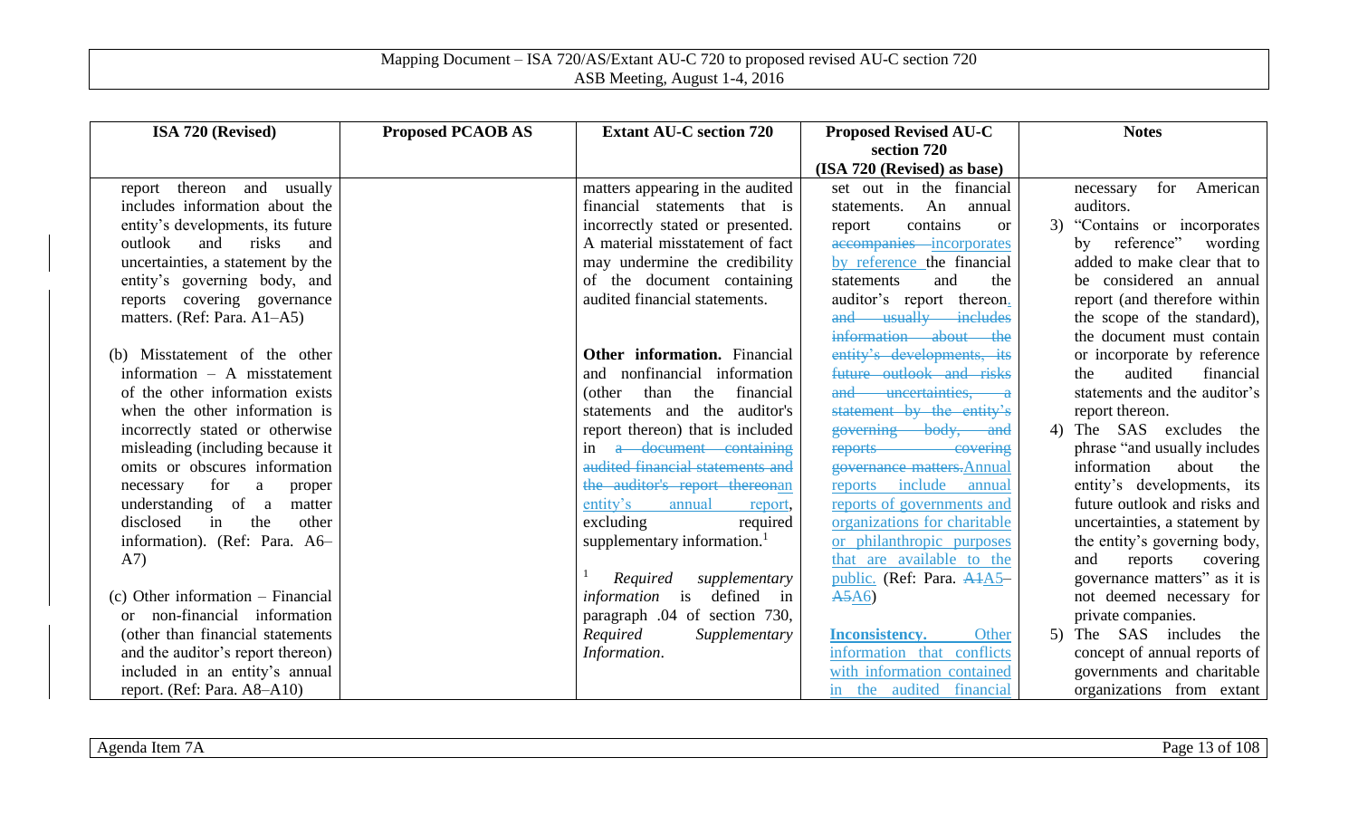| ISA 720 (Revised) | Proposed PCAOB AS | Extant AU-C section 720 | Proposed Revised AU-C section 720 (ISA 720 (Revised) as base) | Notes |
|---|---|---|---|---|
| report thereon and usually includes information about the entity's developments, its future outlook and risks and uncertainties, a statement by the entity's governing body, and reports covering governance matters. (Ref: Para. A1–A5)<br><br>(b) Misstatement of the other information – A misstatement of the other information exists when the other information is incorrectly stated or otherwise misleading (including because it omits or obscures information necessary for a proper understanding of a matter disclosed in the other information). (Ref: Para. A6–A7)<br><br>(c) Other information – Financial or non-financial information (other than financial statements and the auditor's report thereon) included in an entity's annual report. (Ref: Para. A8–A10) | | matters appearing in the audited financial statements that is incorrectly stated or presented. A material misstatement of fact may undermine the credibility of the document containing audited financial statements.<br><br>**Other information.** Financial and nonfinancial information (other than the financial statements and the auditor's report thereon) that is included in ~~a document containing audited financial statements and the auditor's report thereon~~an entity's annual report, excluding required supplementary information.[1]<br><br>[1] *Required supplementary information* is defined in paragraph .04 of section 730, *Required Supplementary Information*. | set out in the financial statements. An annual report contains or ~~accompanies~~ incorporates by reference the financial statements and the auditor's report thereon. ~~and usually includes information about the entity's developments, its future outlook and risks and uncertainties, a statement by the entity's governing body, and reports covering governance matters.~~Annual reports include annual reports of governments and organizations for charitable or philanthropic purposes that are available to the public. (Ref: Para. ~~A1~~A5–~~A5~~A6)<br><br>**Inconsistency.** Other information that conflicts with information contained in the audited financial | necessary for American auditors.<br>3) "Contains or incorporates by reference" wording added to make clear that to be considered an annual report (and therefore within the scope of the standard), the document must contain or incorporate by reference the audited financial statements and the auditor's report thereon.<br>4) The SAS excludes the phrase "and usually includes information about the entity's developments, its future outlook and risks and uncertainties, a statement by the entity's governing body, and reports covering governance matters" as it is not deemed necessary for private companies.<br>5) The SAS includes the concept of annual reports of governments and charitable organizations from extant |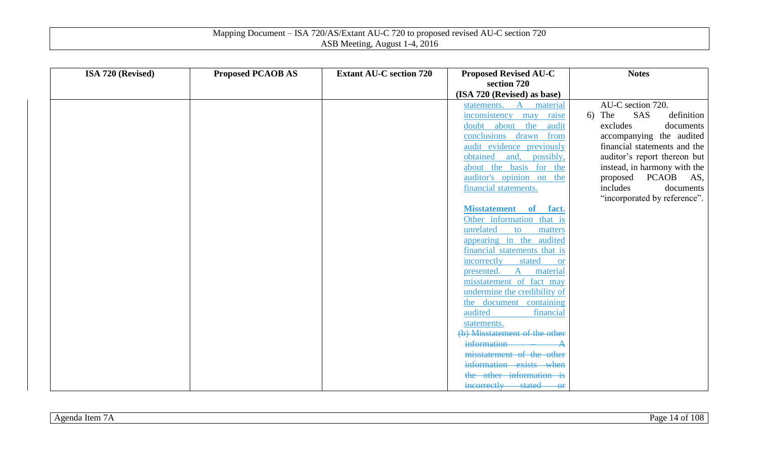| ISA 720 (Revised) | Proposed PCAOB AS | Extant AU-C section 720 | Proposed Revised AU-C section 720 (ISA 720 (Revised) as base) | Notes |
|---|---|---|---|---|
| | | | statements. A material inconsistency may raise doubt about the audit conclusions drawn from audit evidence previously obtained and, possibly, about the basis for the auditor's opinion on the financial statements.<br><br>**Misstatement of fact.** Other information that is unrelated to matters appearing in the audited financial statements that is incorrectly stated or presented. A material misstatement of fact may undermine the credibility of the document containing audited financial statements.<br>~~(b) Misstatement of the other information – A misstatement of the other information exists when the other information is incorrectly stated or~~ | AU-C section 720.<br>6) The SAS definition excludes documents accompanying the audited financial statements and the auditor's report thereon but instead, in harmony with the proposed PCAOB AS, includes documents "incorporated by reference". |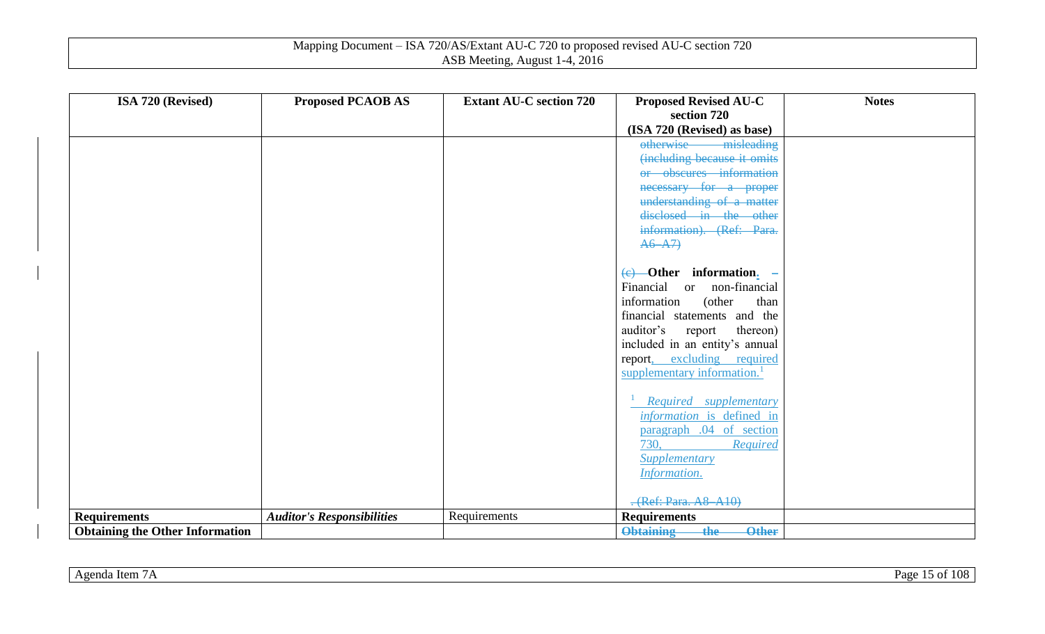| ISA 720 (Revised) | Proposed PCAOB AS | Extant AU-C section 720 | Proposed Revised AU-C section 720 (ISA 720 (Revised) as base) | Notes |
|---|---|---|---|---|
| | | | ~~otherwise misleading (including because it omits or obscures information necessary for a proper understanding of a matter disclosed in the other information). (Ref: Para. A6–A7)~~<br><br>~~(c)~~ **Other information.** – Financial or non-financial information (other than financial statements and the auditor's report thereon) included in an entity's annual report, excluding required supplementary information.[1]<br><br>[1] *Required supplementary information* is defined in paragraph .04 of section 730, *Required Supplementary Information.*<br><br>~~. (Ref: Para. A8–A10)~~ | |
| **Requirements** | ***Auditor's Responsibilities*** | Requirements | **Requirements** | |
| **Obtaining the Other Information** | | | ~~**Obtaining the Other**~~ | |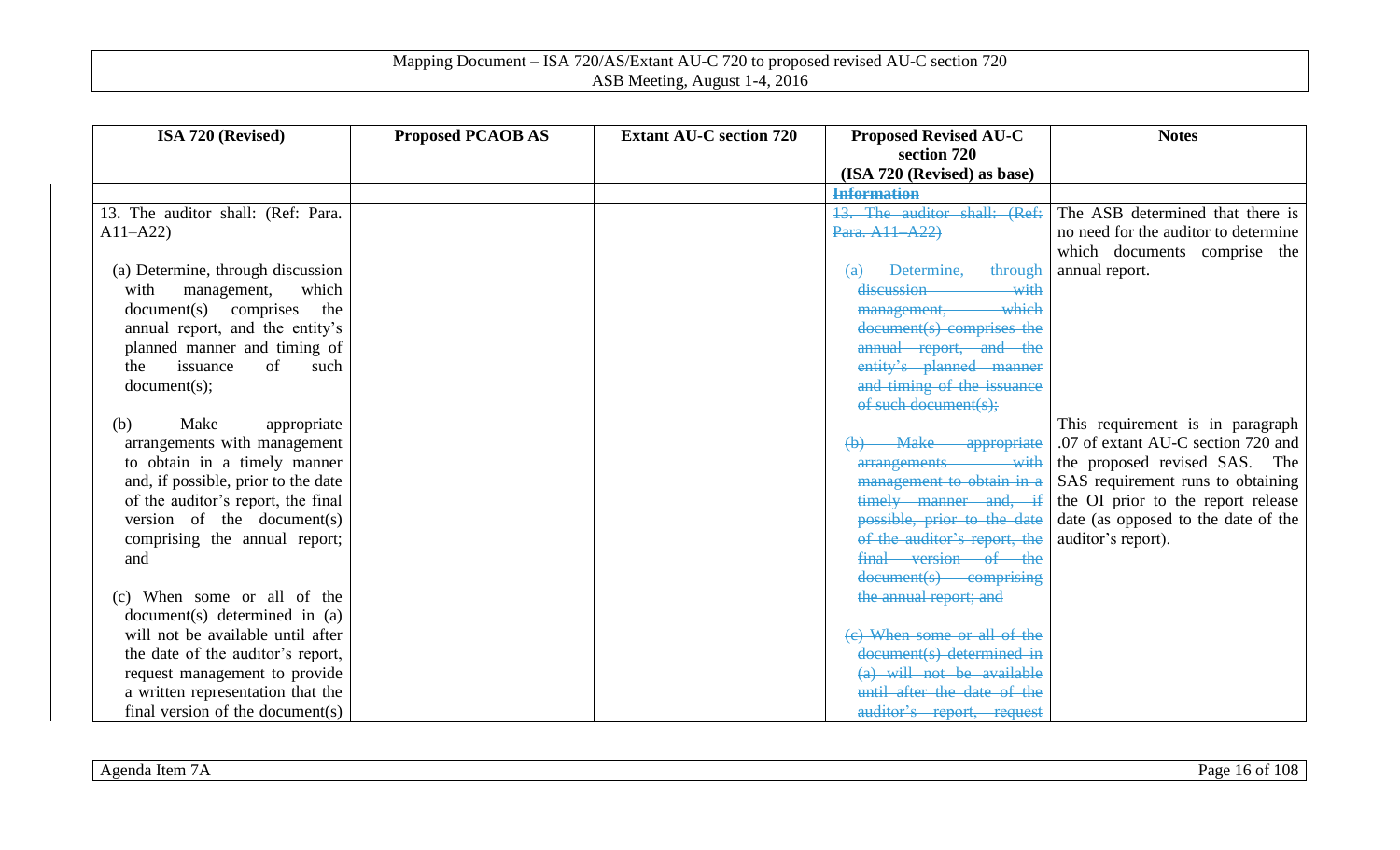| ISA 720 (Revised) | Proposed PCAOB AS | Extant AU-C section 720 | Proposed Revised AU-C section 720 (ISA 720 (Revised) as base) | Notes |
|---|---|---|---|---|
| | | | ~~**Information**~~ | |
| 13. The auditor shall: (Ref: Para. A11–A22)<br><br>(a) Determine, through discussion with management, which document(s) comprises the annual report, and the entity's planned manner and timing of the issuance of such document(s);<br><br>(b) Make appropriate arrangements with management to obtain in a timely manner and, if possible, prior to the date of the auditor's report, the final version of the document(s) comprising the annual report; and<br><br>(c) When some or all of the document(s) determined in (a) will not be available until after the date of the auditor's report, request management to provide a written representation that the final version of the document(s) | | | ~~13. The auditor shall: (Ref: Para. A11–A22)~~<br><br>~~(a) Determine, through discussion with management, which document(s) comprises the annual report, and the entity's planned manner and timing of the issuance of such document(s);~~<br><br>~~(b) Make appropriate arrangements with management to obtain in a timely manner and, if possible, prior to the date of the auditor's report, the final version of the document(s) comprising the annual report; and~~<br><br>~~(c) When some or all of the document(s) determined in (a) will not be available until after the date of the auditor's report, request~~ | The ASB determined that there is no need for the auditor to determine which documents comprise the annual report.<br><br>This requirement is in paragraph .07 of extant AU-C section 720 and the proposed revised SAS. The SAS requirement runs to obtaining the OI prior to the report release date (as opposed to the date of the auditor's report). |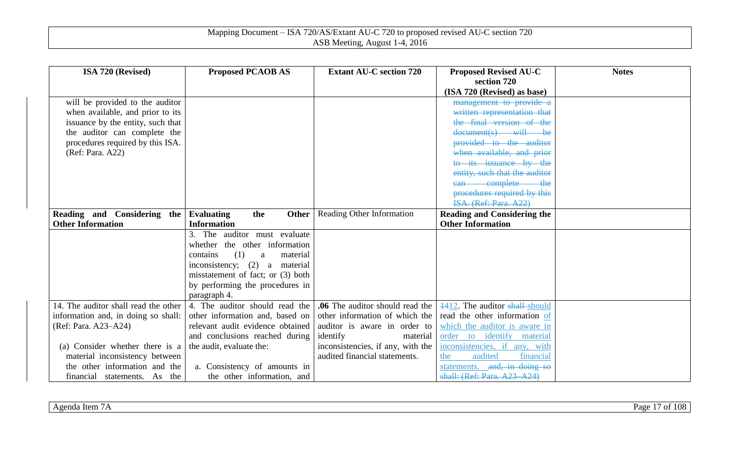| ISA 720 (Revised) | Proposed PCAOB AS | Extant AU-C section 720 | Proposed Revised AU-C section 720 (ISA 720 (Revised) as base) | Notes |
|---|---|---|---|---|
| will be provided to the auditor when available, and prior to its issuance by the entity, such that the auditor can complete the procedures required by this ISA. (Ref: Para. A22) | | | ~~management to provide a written representation that the final version of the document(s) will be provided to the auditor when available, and prior to its issuance by the entity, such that the auditor can complete the procedures required by this ISA. (Ref: Para. A22)~~ | |
| **Reading and Considering the Other Information** | **Evaluating the Other Information** | Reading Other Information | **Reading and Considering the Other Information** | |
| | 3. The auditor must evaluate whether the other information contains (1) a material inconsistency; (2) a material misstatement of fact; or (3) both by performing the procedures in paragraph 4. | | | |
| 14. The auditor shall read the other information and, in doing so shall: (Ref: Para. A23–A24)<br><br>(a) Consider whether there is a material inconsistency between the other information and the financial statements. As the | 4. The auditor should read the other information and, based on relevant audit evidence obtained and conclusions reached during the audit, evaluate the:<br><br>a. Consistency of amounts in the other information, and | **.06** The auditor should read the other information of which the auditor is aware in order to identify material inconsistencies, if any, with the audited financial statements. | ~~14~~12. The auditor ~~shall~~ should read the other information of which the auditor is aware in order to identify material inconsistencies, if any, with the audited financial statements. ~~and, in doing so shall: (Ref: Para. A23–A24)~~ | |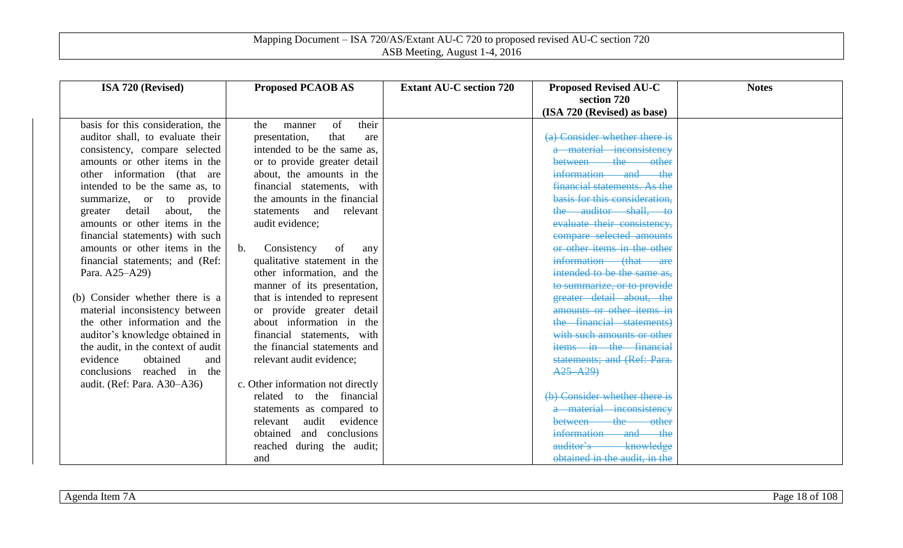| ISA 720 (Revised) | Proposed PCAOB AS | Extant AU-C section 720 | Proposed Revised AU-C section 720 (ISA 720 (Revised) as base) | Notes |
|---|---|---|---|---|
| basis for this consideration, the auditor shall, to evaluate their consistency, compare selected amounts or other items in the other information (that are intended to be the same as, to summarize, or to provide greater detail about, the amounts or other items in the financial statements) with such amounts or other items in the financial statements; and (Ref: Para. A25–A29)<br><br>(b) Consider whether there is a material inconsistency between the other information and the auditor's knowledge obtained in the audit, in the context of audit evidence obtained and conclusions reached in the audit. (Ref: Para. A30–A36) | the manner of their presentation, that are intended to be the same as, or to provide greater detail about, the amounts in the financial statements, with the amounts in the financial statements and relevant audit evidence;<br><br>b. Consistency of any qualitative statement in the other information, and the manner of its presentation, that is intended to represent or provide greater detail about information in the financial statements, with the financial statements and relevant audit evidence;<br><br>c. Other information not directly related to the financial statements as compared to relevant audit evidence obtained and conclusions reached during the audit; and | | ~~(a) Consider whether there is a material inconsistency between the other information and the financial statements. As the basis for this consideration, the auditor shall, to evaluate their consistency, compare selected amounts or other items in the other information (that are intended to be the same as, to summarize, or to provide greater detail about, the amounts or other items in the financial statements) with such amounts or other items in the financial statements; and (Ref: Para. A25–A29)~~<br><br>~~(b) Consider whether there is a material inconsistency between the other information and auditor's knowledge obtained in the audit, in the~~ | |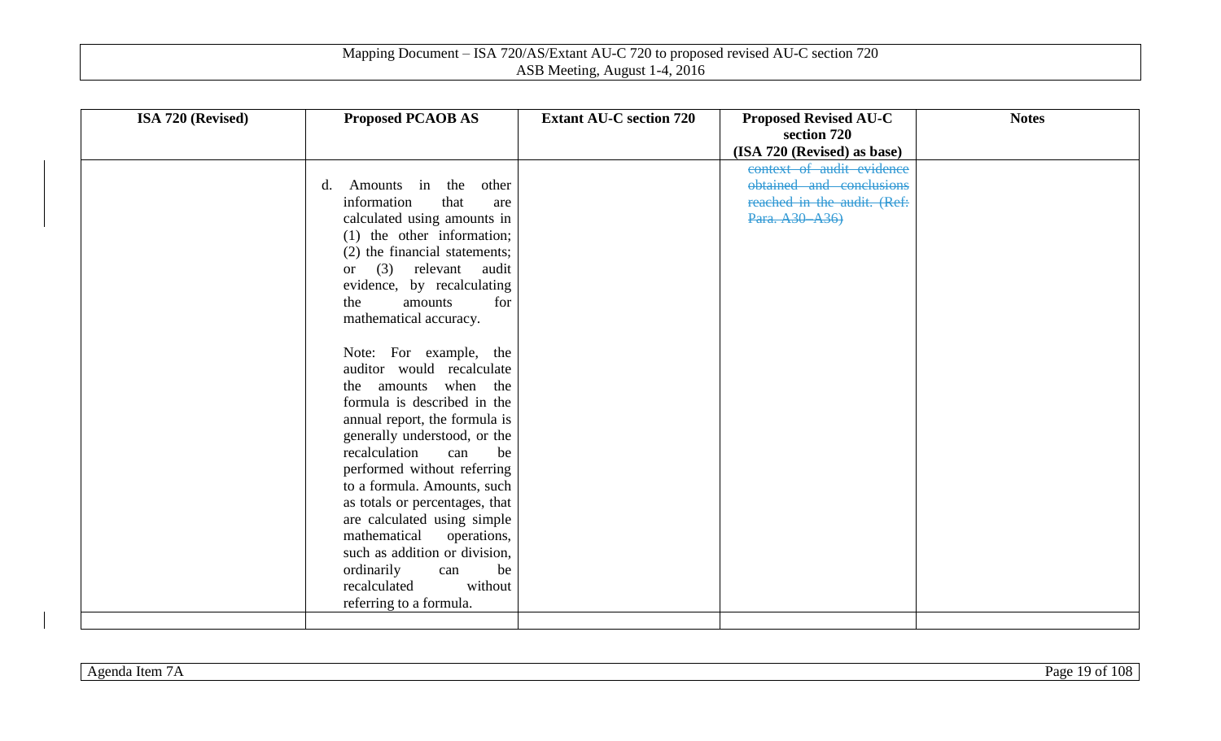| ISA 720 (Revised) | Proposed PCAOB AS | Extant AU-C section 720 | Proposed Revised AU-C section 720 (ISA 720 (Revised) as base) | Notes |
|---|---|---|---|---|
| | d. Amounts in the other information that are calculated using amounts in (1) the other information; (2) the financial statements; or (3) relevant audit evidence, by recalculating the amounts for mathematical accuracy.<br><br>Note: For example, the auditor would recalculate the amounts when the formula is described in the annual report, the formula is generally understood, or the recalculation can be performed without referring to a formula. Amounts, such as totals or percentages, that are calculated using simple mathematical operations, such as addition or division, ordinarily can be recalculated without referring to a formula. | | ~~context of audit evidence obtained and conclusions reached in the audit. (Ref: Para. A30–A36)~~ | |
| | | | | |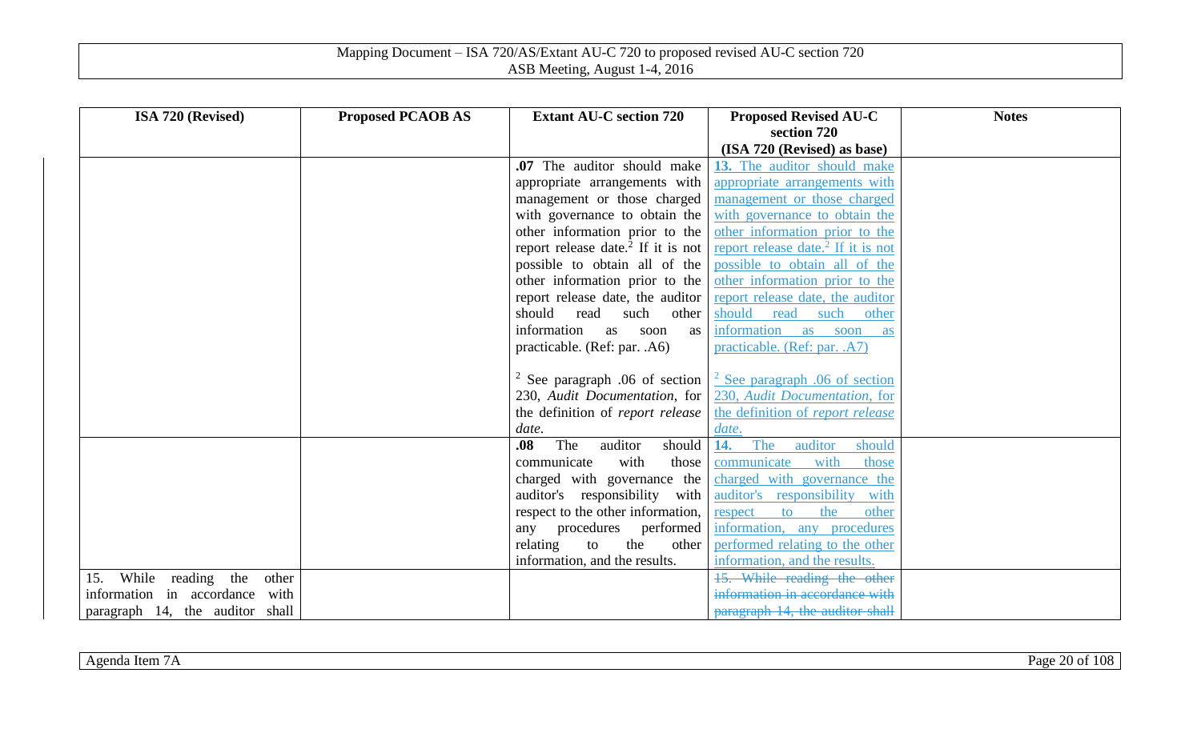| ISA 720 (Revised) | Proposed PCAOB AS | Extant AU-C section 720 | Proposed Revised AU-C section 720 (ISA 720 (Revised) as base) | Notes |
|---|---|---|---|---|
| | | **.07** The auditor should make appropriate arrangements with management or those charged with governance to obtain the other information prior to the report release date.[2] If it is not possible to obtain all of the other information prior to the report release date, the auditor should read such other information as soon as practicable. (Ref: par. .A6)<br><br>[2] See paragraph .06 of section 230, *Audit Documentation*, for the definition of *report release date*. | <ins>**13.** The auditor should make appropriate arrangements with management or those charged with governance to obtain the other information prior to the report release date.[2] If it is not possible to obtain all of the other information prior to the report release date, the auditor should read such other information as soon as practicable. (Ref: par. .A7)</ins><br><br><ins>[2] See paragraph .06 of section 230, *Audit Documentation*, for the definition of *report release date*.</ins> | |
| | | **.08** The auditor should communicate with those charged with governance the auditor's responsibility with respect to the other information, any procedures performed relating to the other information, and the results. | <ins>**14.** The auditor should communicate with those charged with governance the auditor's responsibility with respect to the other information, any procedures performed relating to the other information, and the results.</ins> | |
| 15. While reading the other information in accordance with paragraph 14, the auditor shall | | | ~~15. While reading the other information in accordance with paragraph 14, the auditor shall~~ | |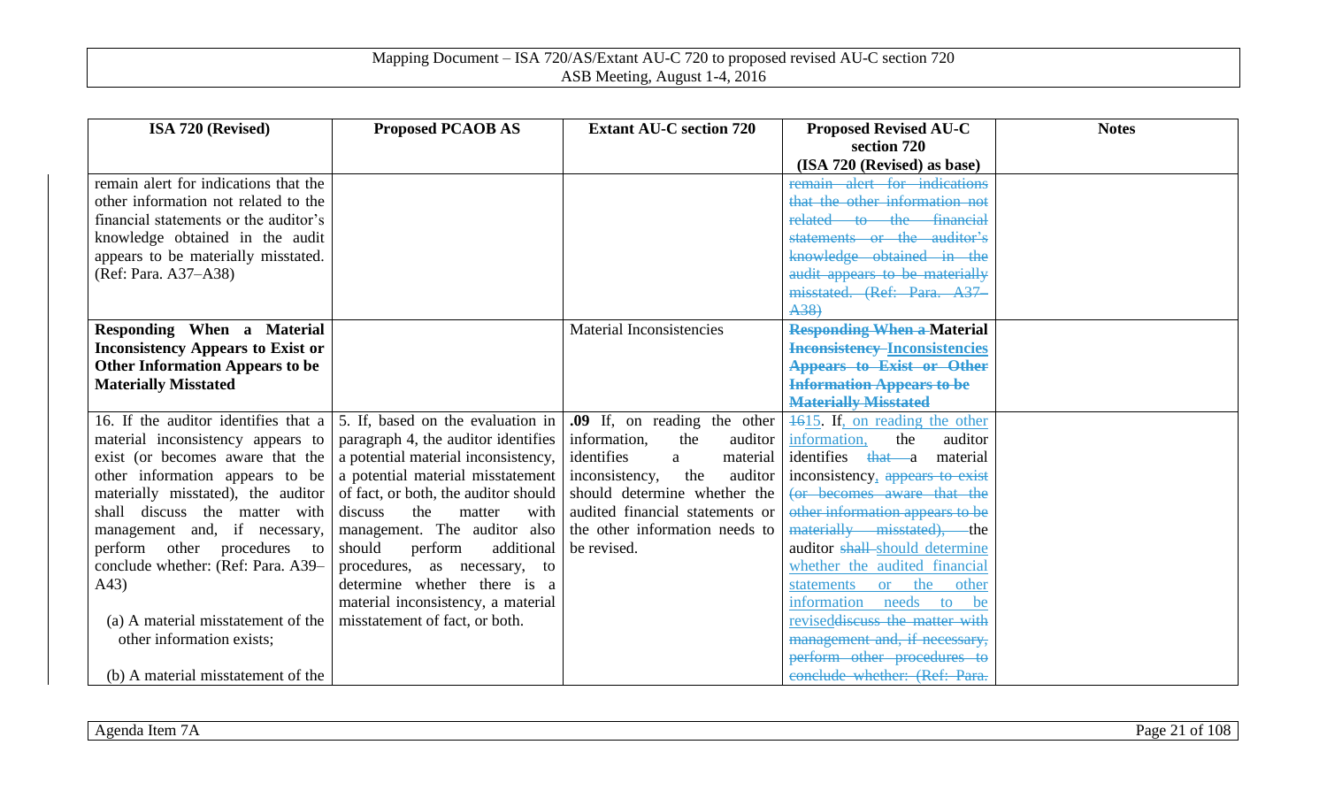| ISA 720 (Revised) | Proposed PCAOB AS | Extant AU-C section 720 | Proposed Revised AU-C section 720 (ISA 720 (Revised) as base) | Notes |
|---|---|---|---|---|
| remain alert for indications that the other information not related to the financial statements or the auditor's knowledge obtained in the audit appears to be materially misstated. (Ref: Para. A37–A38) | | | ~~remain alert for indications that the other information not related to the financial statements or the auditor's knowledge obtained in the audit appears to be materially misstated. (Ref: Para. A37–A38)~~ | |
| **Responding When a Material Inconsistency Appears to Exist or Other Information Appears to be Materially Misstated** | | Material Inconsistencies | **~~Responding When a~~ Material ~~Inconsistency~~ Inconsistencies ~~Appears to Exist or Other Information Appears to be Materially Misstated~~** | |
| 16. If the auditor identifies that a material inconsistency appears to exist (or becomes aware that the other information appears to be materially misstated), the auditor shall discuss the matter with management and, if necessary, perform other procedures to conclude whether: (Ref: Para. A39–A43)<br><br>(a) A material misstatement of the other information exists;<br><br>(b) A material misstatement of the | 5. If, based on the evaluation in paragraph 4, the auditor identifies a potential material inconsistency, a potential material misstatement of fact, or both, the auditor should discuss the matter with management. The auditor also should perform additional procedures, as necessary, to determine whether there is a material inconsistency, a material misstatement of fact, or both. | **.09** If, on reading the other information, the auditor identifies a material inconsistency, the auditor should determine whether the audited financial statements or the other information needs to be revised. | ~~16~~15. If, on reading the other information, the auditor identifies ~~that~~ a material inconsistency, ~~appears to exist (or becomes aware that the other information appears to be materially misstated),~~ the auditor ~~shall~~ should determine whether the audited financial statements or the other information needs to be revised~~discuss the matter with management and, if necessary, perform other procedures to conclude whether: (Ref: Para.~~ | |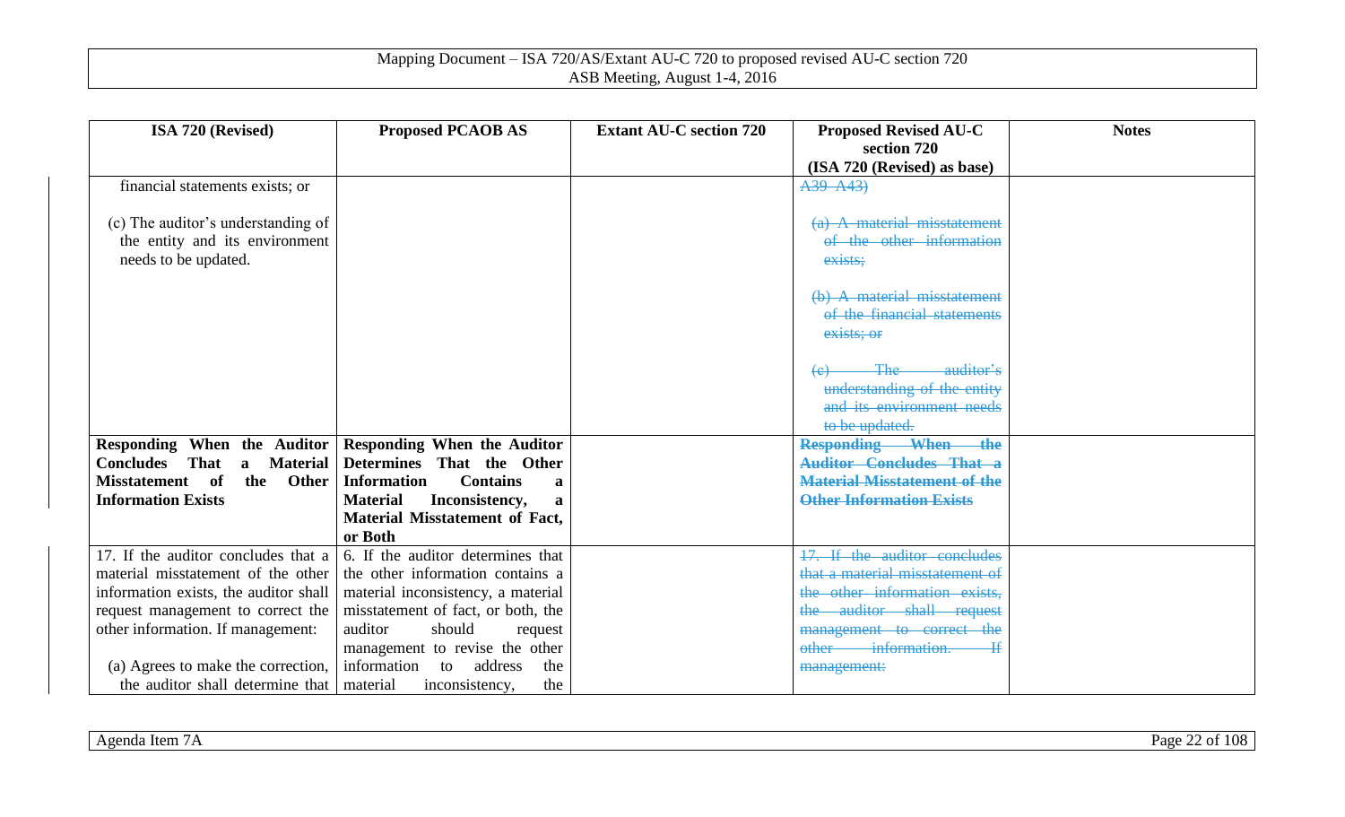| ISA 720 (Revised) | Proposed PCAOB AS | Extant AU-C section 720 | Proposed Revised AU-C section 720 (ISA 720 (Revised) as base) | Notes |
|---|---|---|---|---|
| financial statements exists; or<br><br>(c) The auditor's understanding of the entity and its environment needs to be updated. | | | ~~A39–A43)~~<br><br>~~(a) A material misstatement of the other information exists;~~<br><br>~~(b) A material misstatement of the financial statements exists; or~~<br><br>~~(c) The auditor's understanding of the entity and its environment needs to be updated.~~ | |
| **Responding When the Auditor Concludes That a Material Misstatement of the Other Information Exists** | **Responding When the Auditor Determines That the Other Information Contains a Material Inconsistency, a Material Misstatement of Fact, or Both** | | ~~**Responding When the Auditor Concludes That a Material Misstatement of the Other Information Exists**~~ | |
| 17. If the auditor concludes that a material misstatement of the other information exists, the auditor shall request management to correct the other information. If management:<br><br>(a) Agrees to make the correction, the auditor shall determine that | 6. If the auditor determines that the other information contains a material inconsistency, a material misstatement of fact, or both, the auditor should request management to revise the other information to address the material inconsistency, the | | ~~17. If the auditor concludes that a material misstatement of the other information exists, the auditor shall request management to correct the other information. If management:~~ | |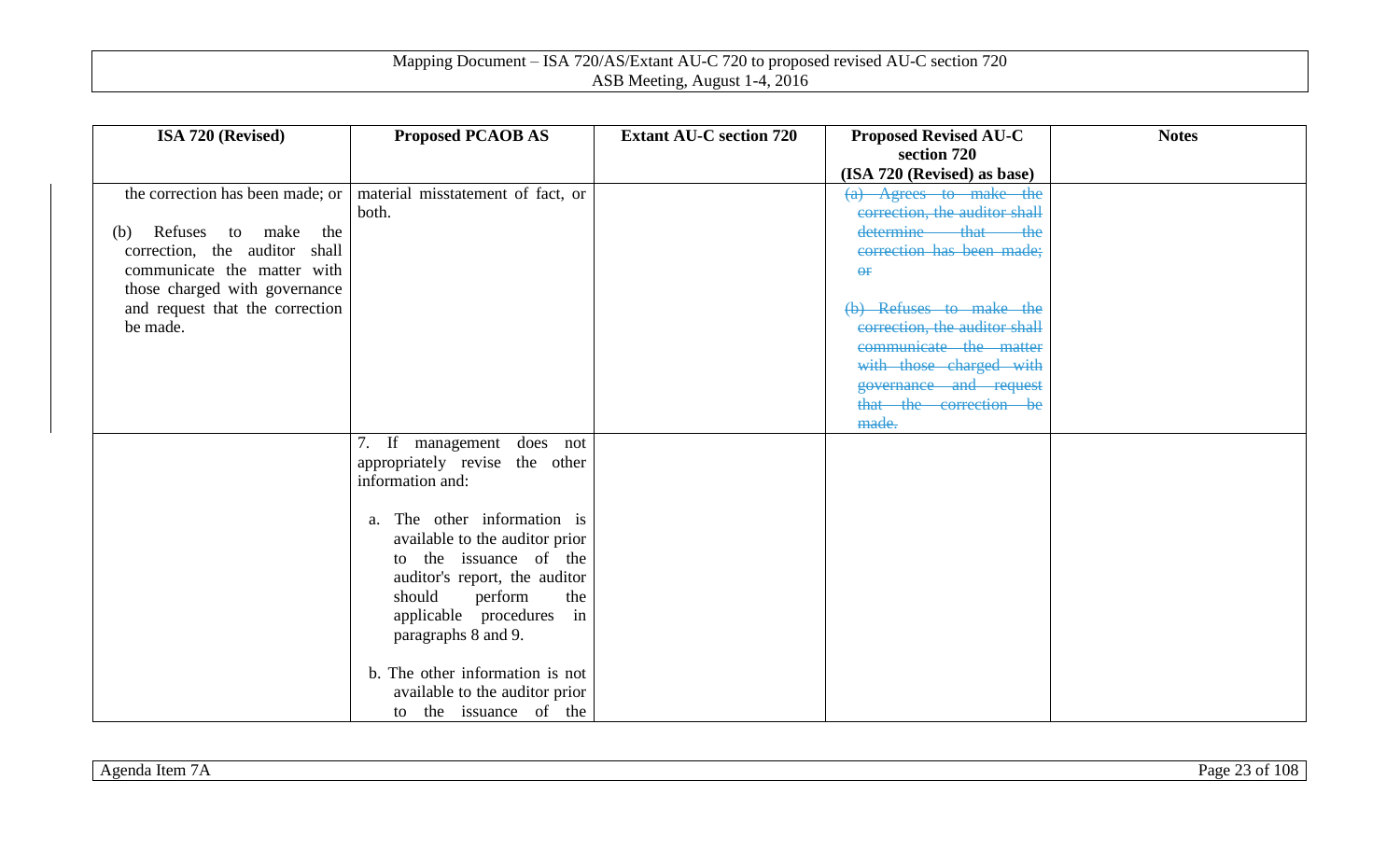| ISA 720 (Revised) | Proposed PCAOB AS | Extant AU-C section 720 | Proposed Revised AU-C section 720 (ISA 720 (Revised) as base) | Notes |
|---|---|---|---|---|
| the correction has been made; or<br><br>(b) Refuses to make the correction, the auditor shall communicate the matter with those charged with governance and request that the correction be made. | material misstatement of fact, or both. | | ~~(a) Agrees to make the correction, the auditor shall determine that the correction has been made; or~~<br><br>~~(b) Refuses to make the correction, the auditor shall communicate the matter with those charged with governance and request that the correction be made.~~ | |
| | 7. If management does not appropriately revise the other information and:<br><br>a. The other information is available to the auditor prior to the issuance of the auditor's report, the auditor should perform the applicable procedures in paragraphs 8 and 9.<br><br>b. The other information is not available to the auditor prior to the issuance of the | | | |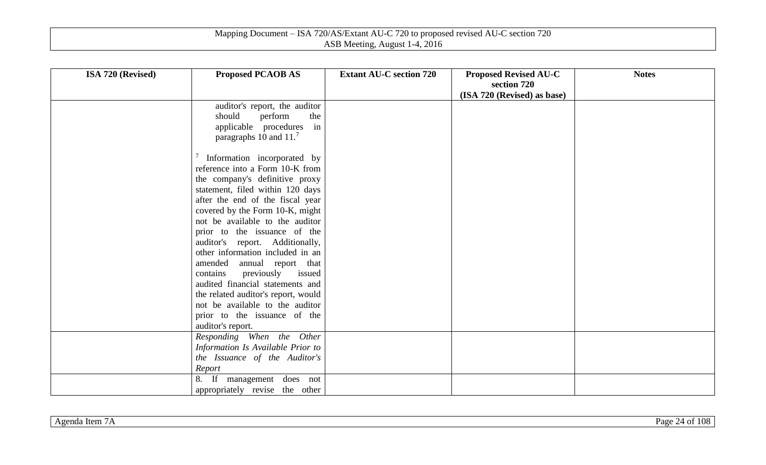| ISA 720 (Revised) | Proposed PCAOB AS | Extant AU-C section 720 | Proposed Revised AU-C section 720 (ISA 720 (Revised) as base) | Notes |
|---|---|---|---|---|
| | auditor's report, the auditor should perform the applicable procedures in paragraphs 10 and 11.[7]<br><br>[7] Information incorporated by reference into a Form 10-K from the company's definitive proxy statement, filed within 120 days after the end of the fiscal year covered by the Form 10-K, might not be available to the auditor prior to the issuance of the auditor's report. Additionally, other information included in an amended annual report that contains previously issued audited financial statements and the related auditor's report, would not be available to the auditor prior to the issuance of the auditor's report. | | | |
| | *Responding When the Other Information Is Available Prior to the Issuance of the Auditor's Report* | | | |
| | 8. If management does not appropriately revise the other | | | |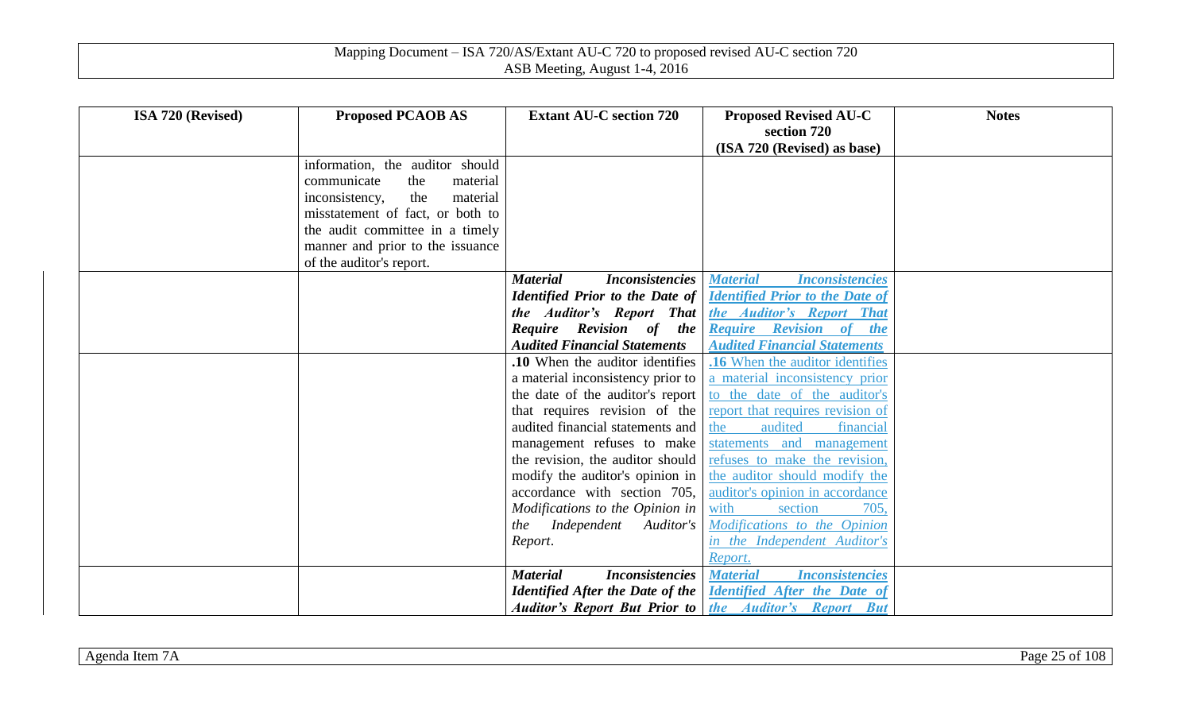| ISA 720 (Revised) | Proposed PCAOB AS | Extant AU-C section 720 | Proposed Revised AU-C section 720 (ISA 720 (Revised) as base) | Notes |
|---|---|---|---|---|
| | information, the auditor should communicate the material inconsistency, the material misstatement of fact, or both to the audit committee in a timely manner and prior to the issuance of the auditor's report. | | | |
| | | ***Material Inconsistencies Identified Prior to the Date of the Auditor's Report That Require Revision of the Audited Financial Statements*** | ***Material Inconsistencies Identified Prior to the Date of the Auditor's Report That Require Revision of the Audited Financial Statements*** | |
| | | **.10** When the auditor identifies a material inconsistency prior to the date of the auditor's report that requires revision of the audited financial statements and management refuses to make the revision, the auditor should modify the auditor's opinion in accordance with section 705, *Modifications to the Opinion in the Independent Auditor's Report*. | **.16** When the auditor identifies a material inconsistency prior to the date of the auditor's report that requires revision of the audited financial statements and management refuses to make the revision, the auditor should modify the auditor's opinion in accordance with section 705, *Modifications to the Opinion in the Independent Auditor's Report.* | |
| | | ***Material Inconsistencies Identified After the Date of the Auditor's Report But Prior to*** | ***Material Inconsistencies Identified After the Date of the Auditor's Report But*** | |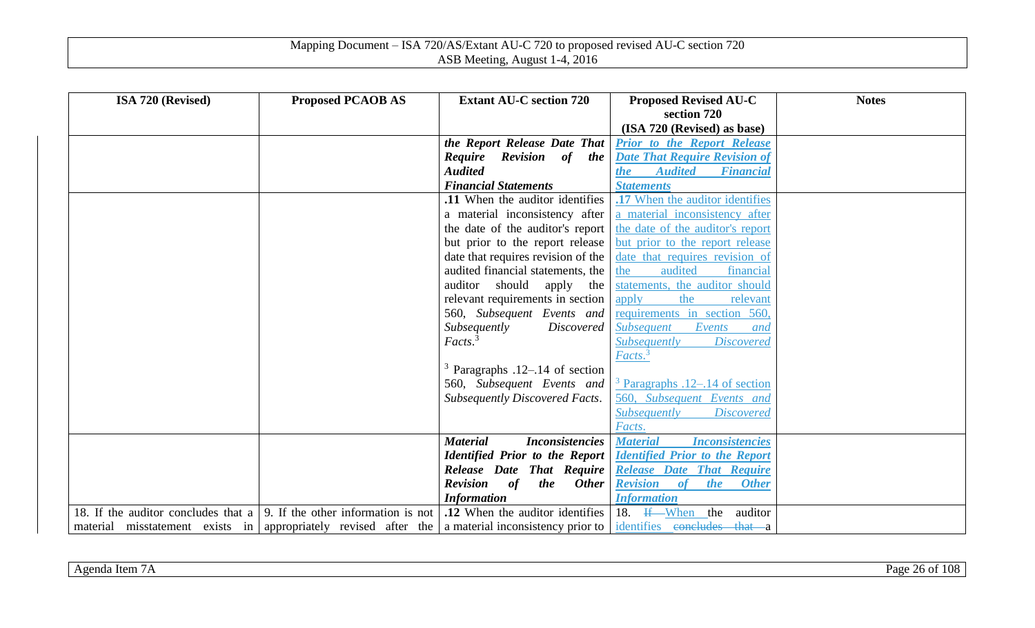| ISA 720 (Revised) | Proposed PCAOB AS | Extant AU-C section 720 | Proposed Revised AU-C section 720 (ISA 720 (Revised) as base) | Notes |
|---|---|---|---|---|
| | | ***the Report Release Date That Require Revision of the Audited Financial Statements*** | ***Prior to the Report Release Date That Require Revision of the Audited Financial Statements*** | |
| | | **.11** When the auditor identifies a material inconsistency after the date of the auditor's report but prior to the report release date that requires revision of the audited financial statements, the auditor should apply the relevant requirements in section 560, *Subsequent Events and Subsequently Discovered Facts*.[3]<br><br>[3] Paragraphs .12–.14 of section 560, *Subsequent Events and Subsequently Discovered Facts*. | **.17** When the auditor identifies a material inconsistency after the date of the auditor's report but prior to the report release date that requires revision of the audited financial statements, the auditor should apply the relevant requirements in section 560, *Subsequent Events and Subsequently Discovered Facts*.[3]<br><br>[3] Paragraphs .12–.14 of section 560, *Subsequent Events and Subsequently Discovered Facts*. | |
| | | ***Material Inconsistencies Identified Prior to the Report Release Date That Require Revision of the Other Information*** | ***Material Inconsistencies Identified Prior to the Report Release Date That Require Revision of the Other Information*** | |
| 18. If the auditor concludes that a material misstatement exists in | 9. If the other information is not appropriately revised after the | **.12** When the auditor identifies a material inconsistency prior to | 18. ~~If~~ When the auditor identifies ~~concludes that~~ a | |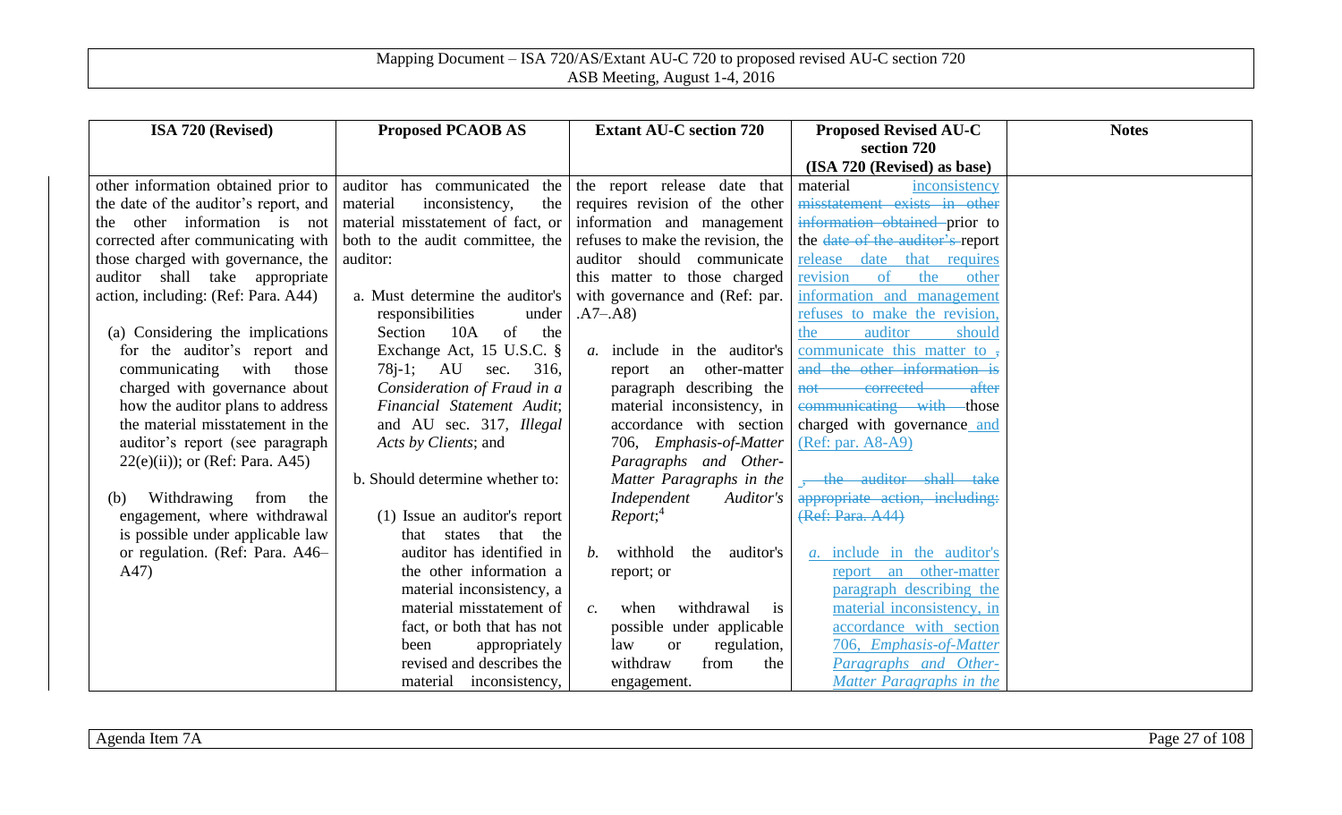| ISA 720 (Revised) | Proposed PCAOB AS | Extant AU-C section 720 | Proposed Revised AU-C section 720 (ISA 720 (Revised) as base) | Notes |
|---|---|---|---|---|
| other information obtained prior to the date of the auditor's report, and the other information is not corrected after communicating with those charged with governance, the auditor shall take appropriate action, including: (Ref: Para. A44)<br><br>(a) Considering the implications for the auditor's report and communicating with those charged with governance about how the auditor plans to address the material misstatement in the auditor's report (see paragraph 22(e)(ii)); or (Ref: Para. A45)<br><br>(b) Withdrawing from the engagement, where withdrawal is possible under applicable law or regulation. (Ref: Para. A46–A47) | auditor has communicated the material inconsistency, the material misstatement of fact, or both to the audit committee, the auditor:<br><br>a. Must determine the auditor's responsibilities under Section 10A of the Exchange Act, 15 U.S.C. § 78j-1; AU sec. 316, *Consideration of Fraud in a Financial Statement Audit*; and AU sec. 317, *Illegal Acts by Clients*; and<br><br>b. Should determine whether to:<br><br>(1) Issue an auditor's report that states that the auditor has identified in the other information a material inconsistency, a material misstatement of fact, or both that has not been appropriately revised and describes the material inconsistency, | the report release date that requires revision of the other information and management refuses to make the revision, the auditor should communicate this matter to those charged with governance and (Ref: par. .A7–.A8)<br><br>*a.* include in the auditor's report an other-matter paragraph describing the material inconsistency, in accordance with section 706, *Emphasis-of-Matter Paragraphs and Other-Matter Paragraphs in the Independent Auditor's Report*;[4]<br><br>*b.* withhold the auditor's report; or<br><br>*c.* when withdrawal is possible under applicable law or regulation, withdraw from the engagement. | material ~~misstatement exists in other information obtained~~ inconsistency prior to the ~~date of the auditor's~~ report release date that requires revision of the other information and management refuses to make the revision, the auditor should communicate this matter to ~~, and the other information is not corrected after communicating with~~ those charged with governance and (Ref: par. A8-A9)<br><br>~~, the auditor shall take appropriate action, including: (Ref: Para. A44)~~<br><br>*a.* include in the auditor's report an other-matter paragraph describing the material inconsistency, in accordance with section 706, *Emphasis-of-Matter Paragraphs and Other-Matter Paragraphs in the* | |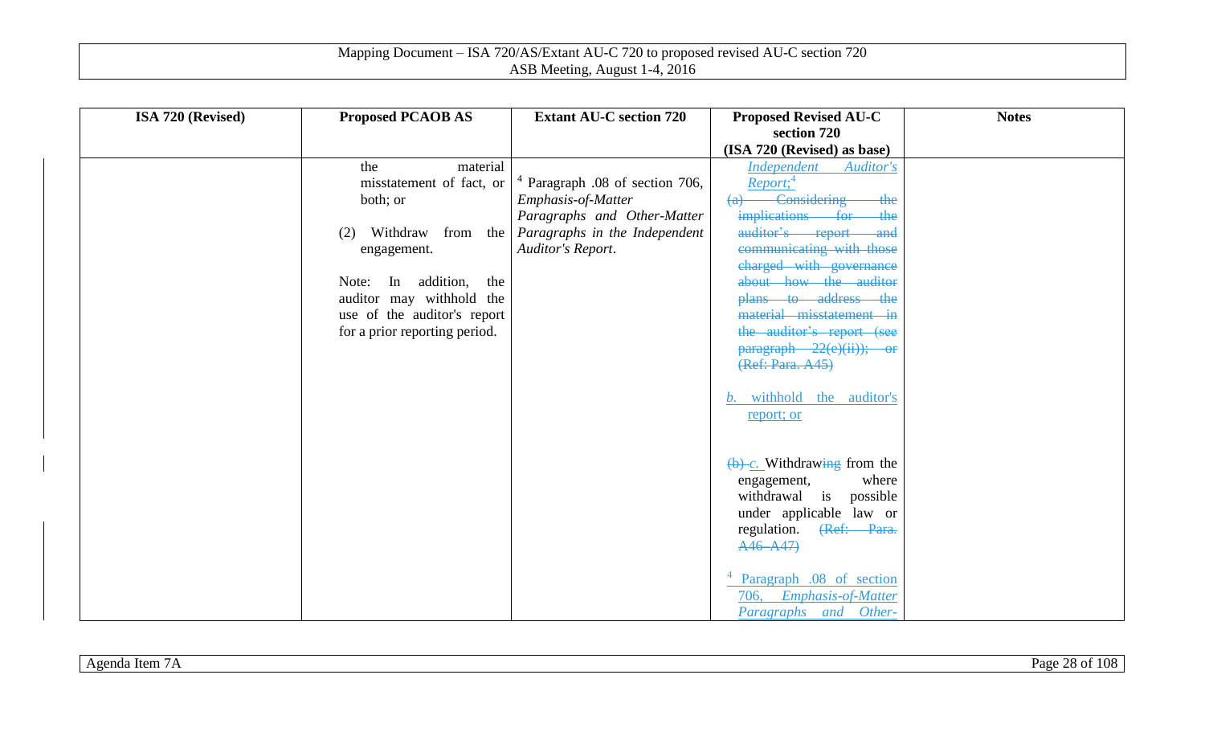| ISA 720 (Revised) | Proposed PCAOB AS | Extant AU-C section 720 | Proposed Revised AU-C section 720 (ISA 720 (Revised) as base) | Notes |
|---|---|---|---|---|
| | the material misstatement of fact, or both; or<br><br>(2) Withdraw from the engagement.<br><br>Note: In addition, the auditor may withhold the use of the auditor's report for a prior reporting period. | [4] Paragraph .08 of section 706, *Emphasis-of-Matter Paragraphs and Other-Matter Paragraphs in the Independent Auditor's Report*. | *Independent Auditor's Report*;[4]<br><br>~~(a) Considering the implications for the auditor's report and communicating with those charged with governance about how the auditor plans to address the material misstatement in the auditor's report (see paragraph 22(e)(ii)); or (Ref: Para. A45)~~<br><br>*b.* withhold the auditor's report; or<br><br>~~(b)~~ *c.* Withdraw~~ing~~ from the engagement, where withdrawal is possible under applicable law or regulation. ~~(Ref: Para. A46–A47)~~<br><br>[4] Paragraph .08 of section 706, *Emphasis-of-Matter Paragraphs and Other-* | |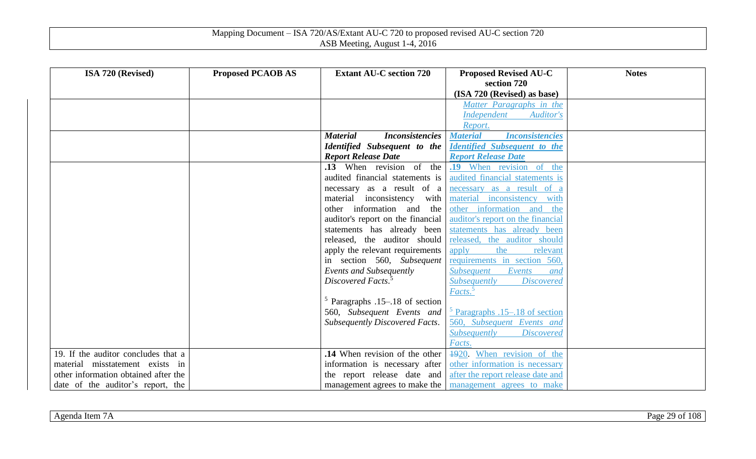| ISA 720 (Revised) | Proposed PCAOB AS | Extant AU-C section 720 | Proposed Revised AU-C section 720 (ISA 720 (Revised) as base) | Notes |
|---|---|---|---|---|
| | | | *Matter Paragraphs in the Independent Auditor's Report.* | |
| | | ***Material Inconsistencies Identified Subsequent to the Report Release Date*** | ***Material Inconsistencies Identified Subsequent to the Report Release Date*** | |
| | | **.13** When revision of the audited financial statements is necessary as a result of a material inconsistency with other information and the auditor's report on the financial statements has already been released, the auditor should apply the relevant requirements in section 560, *Subsequent Events and Subsequently Discovered Facts*.[5]<br><br>[5] Paragraphs .15–.18 of section 560, *Subsequent Events and Subsequently Discovered Facts*. | **.19** When revision of the audited financial statements is necessary as a result of a material inconsistency with other information and the auditor's report on the financial statements has already been released, the auditor should apply the relevant requirements in section 560, *Subsequent Events and Subsequently Discovered Facts*.[5]<br><br>[5] Paragraphs .15–.18 of section 560, *Subsequent Events and Subsequently Discovered Facts*. | |
| 19. If the auditor concludes that a material misstatement exists in other information obtained after the date of the auditor's report, the | | **.14** When revision of the other information is necessary after the report release date and management agrees to make the | ~~19~~20. When revision of the other information is necessary after the report release date and management agrees to make | |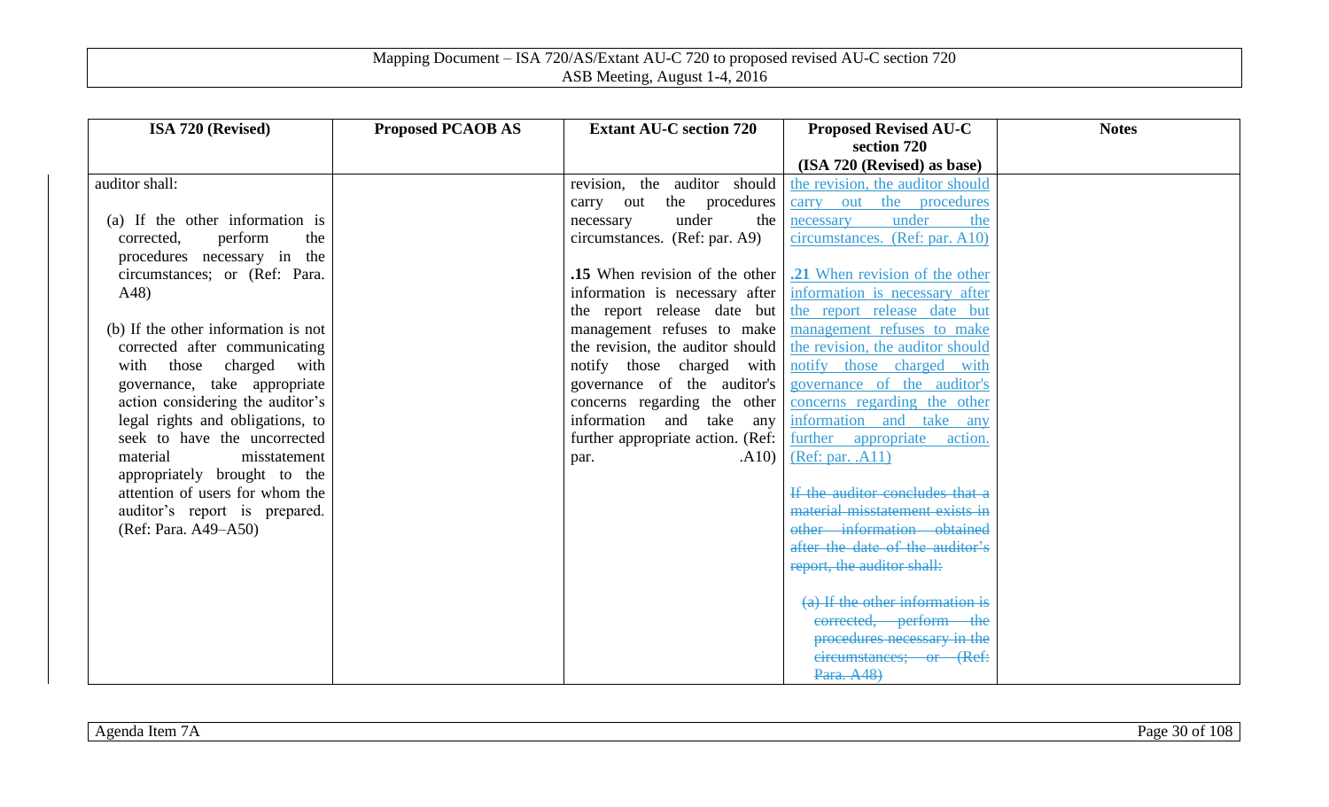| ISA 720 (Revised) | Proposed PCAOB AS | Extant AU-C section 720 | Proposed Revised AU-C section 720 (ISA 720 (Revised) as base) | Notes |
|---|---|---|---|---|
| auditor shall:<br><br>(a) If the other information is corrected, perform the procedures necessary in the circumstances; or (Ref: Para. A48)<br><br>(b) If the other information is not corrected after communicating with those charged with governance, take appropriate action considering the auditor's legal rights and obligations, to seek to have the uncorrected material misstatement appropriately brought to the attention of users for whom the auditor's report is prepared. (Ref: Para. A49–A50) | | revision, the auditor should carry out the procedures necessary under the circumstances. (Ref: par. A9)<br><br>**.15** When revision of the other information is necessary after the report release date but management refuses to make the revision, the auditor should notify those charged with governance of the auditor's concerns regarding the other information and take any further appropriate action. (Ref: par. .A10) | the revision, the auditor should carry out the procedures necessary under the circumstances. (Ref: par. A10)<br><br>**.21** When revision of the other information is necessary after the report release date but management refuses to make the revision, the auditor should notify those charged with governance of the auditor's concerns regarding the other information and take any further appropriate action. (Ref: par. .A11)<br><br>~~If the auditor concludes that a material misstatement exists in other information obtained after the date of the auditor's report, the auditor shall:~~<br><br>~~(a) If the other information is corrected, perform the procedures necessary in the circumstances; or (Ref: Para. A48)~~ | |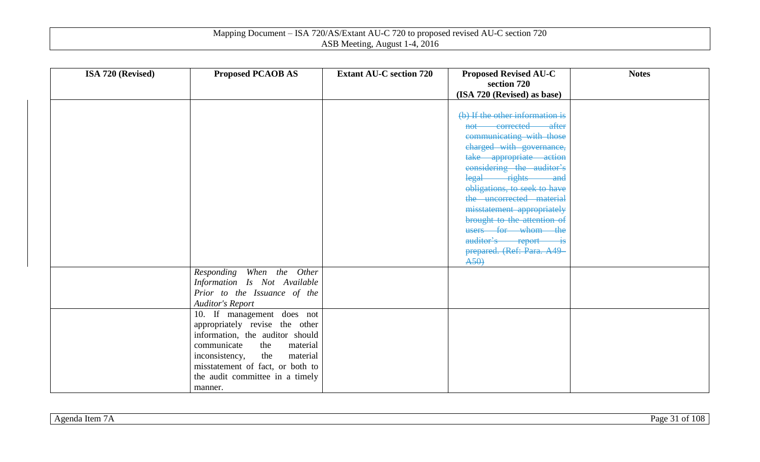| ISA 720 (Revised) | Proposed PCAOB AS | Extant AU-C section 720 | Proposed Revised AU-C section 720 (ISA 720 (Revised) as base) | Notes |
|---|---|---|---|---|
| | | | ~~(b) If the other information is not corrected after communicating with those charged with governance, take appropriate action considering the auditor's legal rights and obligations, to seek to have the uncorrected material misstatement appropriately brought to the attention of users for whom the auditor's report is prepared. (Ref: Para. A49–A50)~~ | |
| | *Responding When the Other Information Is Not Available Prior to the Issuance of the Auditor's Report* | | | |
| | 10. If management does not appropriately revise the other information, the auditor should communicate the material inconsistency, the material misstatement of fact, or both to the audit committee in a timely manner. | | | |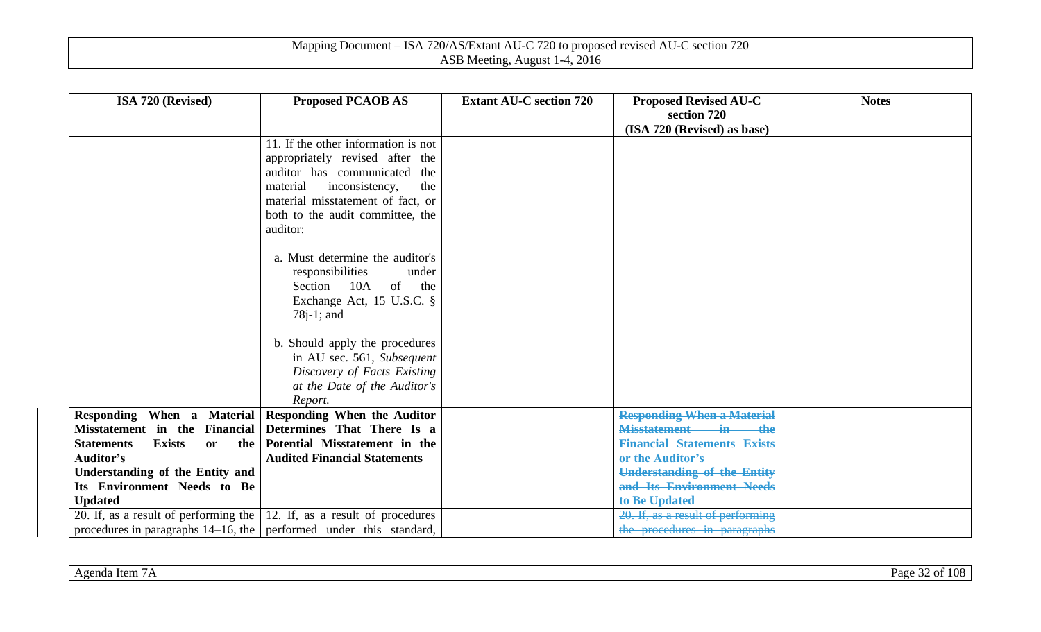| ISA 720 (Revised) | Proposed PCAOB AS | Extant AU-C section 720 | Proposed Revised AU-C section 720 (ISA 720 (Revised) as base) | Notes |
|---|---|---|---|---|
| | 11. If the other information is not appropriately revised after the auditor has communicated the material inconsistency, the material misstatement of fact, or both to the audit committee, the auditor:<br><br>a. Must determine the auditor's responsibilities under Section 10A of the Exchange Act, 15 U.S.C. § 78j-1; and<br><br>b. Should apply the procedures in AU sec. 561, *Subsequent Discovery of Facts Existing at the Date of the Auditor's Report.* | | | |
| **Responding When a Material Misstatement in the Financial Statements Exists or the Auditor's Understanding of the Entity and Its Environment Needs to Be Updated** | **Responding When the Auditor Determines That There Is a Potential Misstatement in the Audited Financial Statements** | | ~~**Responding When a Material Misstatement in the Financial Statements Exists or the Auditor's Understanding of the Entity and Its Environment Needs to Be Updated**~~ | |
| 20. If, as a result of performing the procedures in paragraphs 14–16, the | 12. If, as a result of procedures performed under this standard, | | ~~20. If, as a result of performing the procedures in paragraphs~~ | |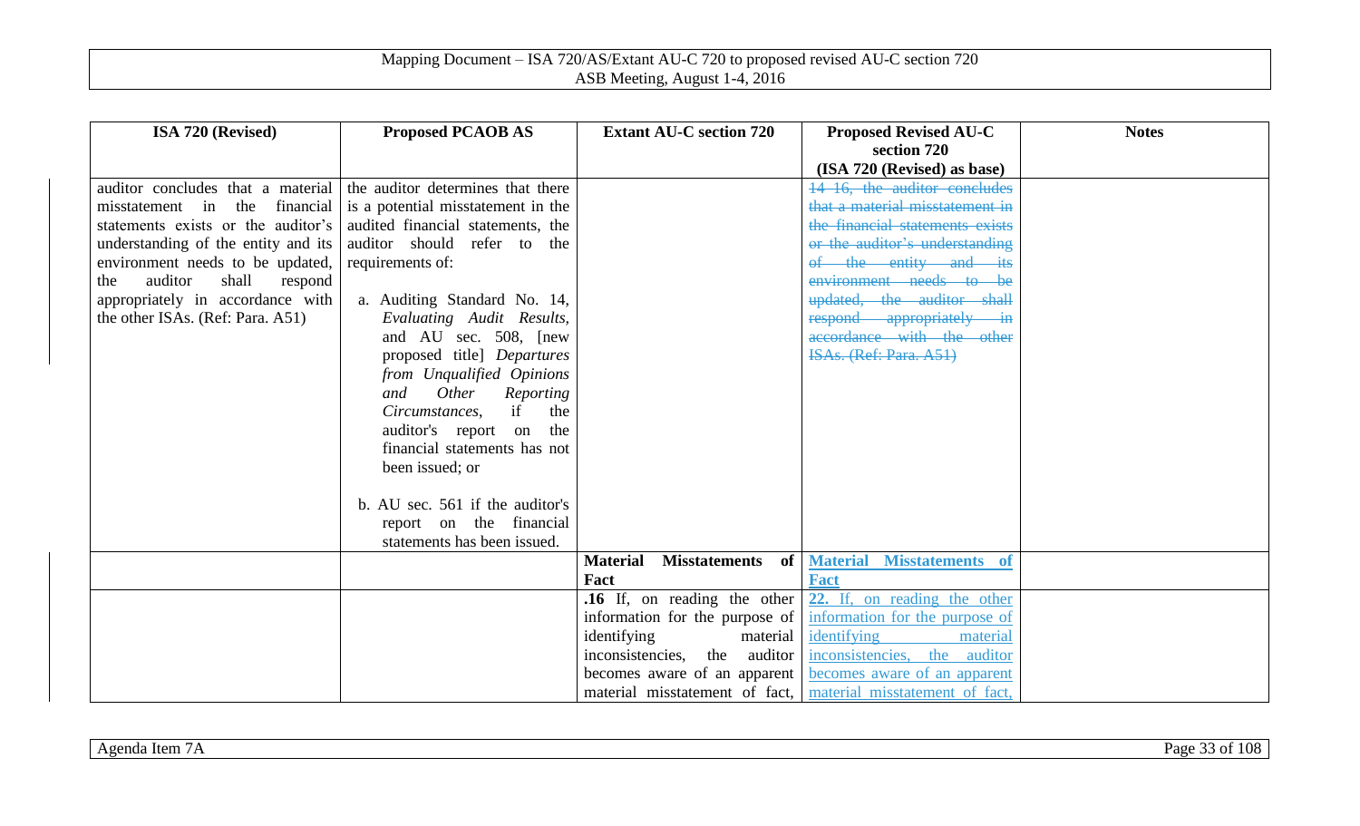| ISA 720 (Revised) | Proposed PCAOB AS | Extant AU-C section 720 | Proposed Revised AU-C section 720 (ISA 720 (Revised) as base) | Notes |
|---|---|---|---|---|
| auditor concludes that a material misstatement in the financial statements exists or the auditor's understanding of the entity and its environment needs to be updated, the auditor shall respond appropriately in accordance with the other ISAs. (Ref: Para. A51) | the auditor determines that there is a potential misstatement in the audited financial statements, the auditor should refer to the requirements of:<br><br>a. Auditing Standard No. 14, *Evaluating Audit Results,* and AU sec. 508, [new proposed title] *Departures from Unqualified Opinions and Other Reporting Circumstances*, if the auditor's report on the financial statements has not been issued; or<br><br>b. AU sec. 561 if the auditor's report on the financial statements has been issued. | | ~~14–16, the auditor concludes that a material misstatement in the financial statements exists or the auditor's understanding of the entity and its environment needs to be updated, the auditor shall respond appropriately in accordance with the other ISAs. (Ref: Para. A51)~~ | |
| | | **Material Misstatements of Fact** | **Material Misstatements of Fact** | |
| | | **.16** If, on reading the other information for the purpose of identifying material inconsistencies, the auditor becomes aware of an apparent material misstatement of fact, | **22.** If, on reading the other information for the purpose of identifying material inconsistencies, the auditor becomes aware of an apparent material misstatement of fact, | |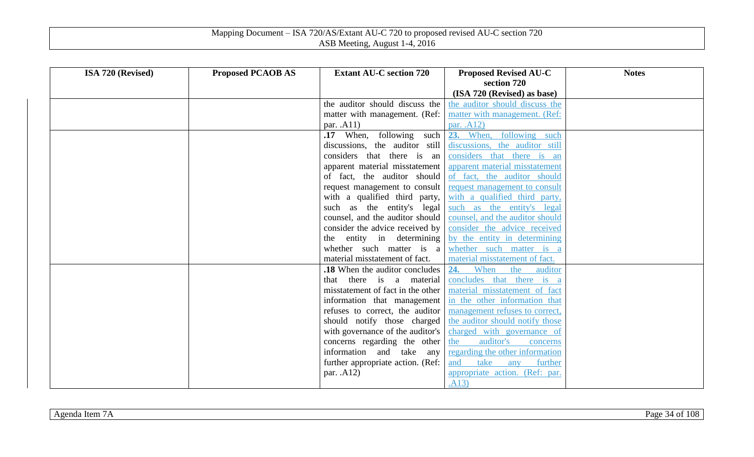| ISA 720 (Revised) | Proposed PCAOB AS | Extant AU-C section 720 | Proposed Revised AU-C section 720 (ISA 720 (Revised) as base) | Notes |
|---|---|---|---|---|
| | | the auditor should discuss the matter with management. (Ref: par. .A11) | the auditor should discuss the matter with management. (Ref: par. .A12) | |
| | | **.17** When, following such discussions, the auditor still considers that there is an apparent material misstatement of fact, the auditor should request management to consult with a qualified third party, such as the entity's legal counsel, and the auditor should consider the advice received by the entity in determining whether such matter is a material misstatement of fact. | **23.** When, following such discussions, the auditor still considers that there is an apparent material misstatement of fact, the auditor should request management to consult with a qualified third party, such as the entity's legal counsel, and the auditor should consider the advice received by the entity in determining whether such matter is a material misstatement of fact. | |
| | | **.18** When the auditor concludes that there is a material misstatement of fact in the other information that management refuses to correct, the auditor should notify those charged with governance of the auditor's concerns regarding the other information and take any further appropriate action. (Ref: par. .A12) | **24.** When the auditor concludes that there is a material misstatement of fact in the other information that management refuses to correct, the auditor should notify those charged with governance of the auditor's concerns regarding the other information and take any further appropriate action. (Ref: par. .A13) | |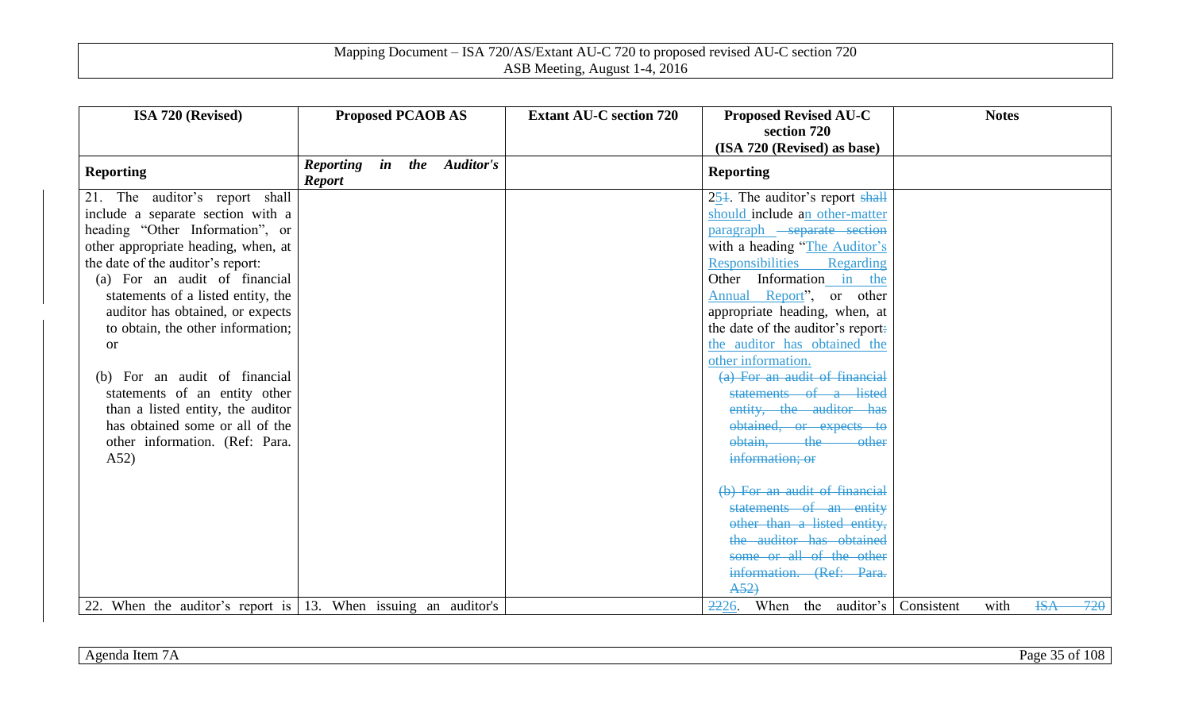Mapping Document – ISA 720/AS/Extant AU-C 720 to proposed revised AU-C section 720
ASB Meeting, August 1-4, 2016

| ISA 720 (Revised) | Proposed PCAOB AS | Extant AU-C section 720 | Proposed Revised AU-C section 720 (ISA 720 (Revised) as base) | Notes |
|---|---|---|---|---|
| **Reporting** | ***Reporting in the Auditor's Report*** | | **Reporting** | |
| 21. The auditor's report shall include a separate section with a heading "Other Information", or other appropriate heading, when, at the date of the auditor's report: (a) For an audit of financial statements of a listed entity, the auditor has obtained, or expects to obtain, the other information; or (b) For an audit of financial statements of an entity other than a listed entity, the auditor has obtained some or all of the other information. (Ref: Para. A52) | | | 25~~1~~. The auditor's report ~~shall~~ should include a~~n~~ other-matter paragraph ~~separate section~~ with a heading "The Auditor's Responsibilities Regarding Other Information in the Annual Report", or other appropriate heading, when, at the date of the auditor's report~~:~~ the auditor has obtained the other information. ~~(a) For an audit of financial statements of a listed entity, the auditor has obtained, or expects to obtain, the other information; or~~ ~~(b) For an audit of financial statements of an entity other than a listed entity, the auditor has obtained some or all of the other information. (Ref: Para. A52)~~ | |
| 22. When the auditor's report is | 13. When issuing an auditor's | | ~~22~~26. When the auditor's | Consistent with ~~ISA 720~~ |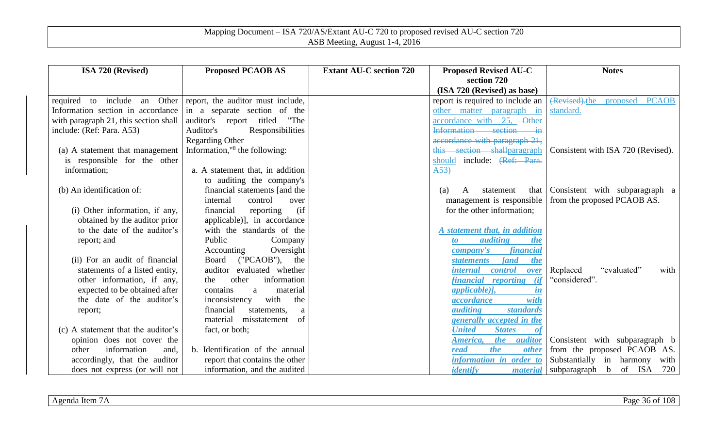| ISA 720 (Revised) | Proposed PCAOB AS | Extant AU-C section 720 | Proposed Revised AU-C section 720 (ISA 720 (Revised) as base) | Notes |
|---|---|---|---|---|
| required to include an Other Information section in accordance with paragraph 21, this section shall include: (Ref: Para. A53)<br><br>(a) A statement that management is responsible for the other information;<br><br>(b) An identification of:<br><br>(i) Other information, if any, obtained by the auditor prior to the date of the auditor's report; and<br><br>(ii) For an audit of financial statements of a listed entity, other information, if any, expected to be obtained after the date of the auditor's report;<br><br>(c) A statement that the auditor's opinion does not cover the other information and, accordingly, that the auditor does not express (or will not | report, the auditor must include, in a separate section of the auditor's report titled "The Auditor's Responsibilities Regarding Other Information,"[8] the following:<br><br>a. A statement that, in addition to auditing the company's financial statements [and the internal control over financial reporting (if applicable)], in accordance with the standards of the Public Company Accounting Oversight Board ("PCAOB"), the auditor evaluated whether the other information contains a material inconsistency with the financial statements, a material misstatement of fact, or both;<br><br>b. Identification of the annual report that contains the other information, and the audited | | report is required to include an other matter paragraph in accordance with 25, ~~Other Information section in accordance with paragraph 21, this section shall~~paragraph should include: ~~(Ref: Para. A53)~~<br><br>(a) A statement that management is responsible for the other information;<br><br>***A statement that, in addition to auditing the company's financial statements [and the internal control over financial reporting (if applicable)], in accordance with auditing standards generally accepted in the United States of America, the auditor read the other information in order to identify material*** | ~~(Revised).~~the proposed PCAOB standard.<br><br>Consistent with ISA 720 (Revised).<br><br>Consistent with subparagraph a from the proposed PCAOB AS.<br><br>Replaced "evaluated" with "considered".<br><br>Consistent with subparagraph b from the proposed PCAOB AS. Substantially in harmony with subparagraph b of ISA 720 |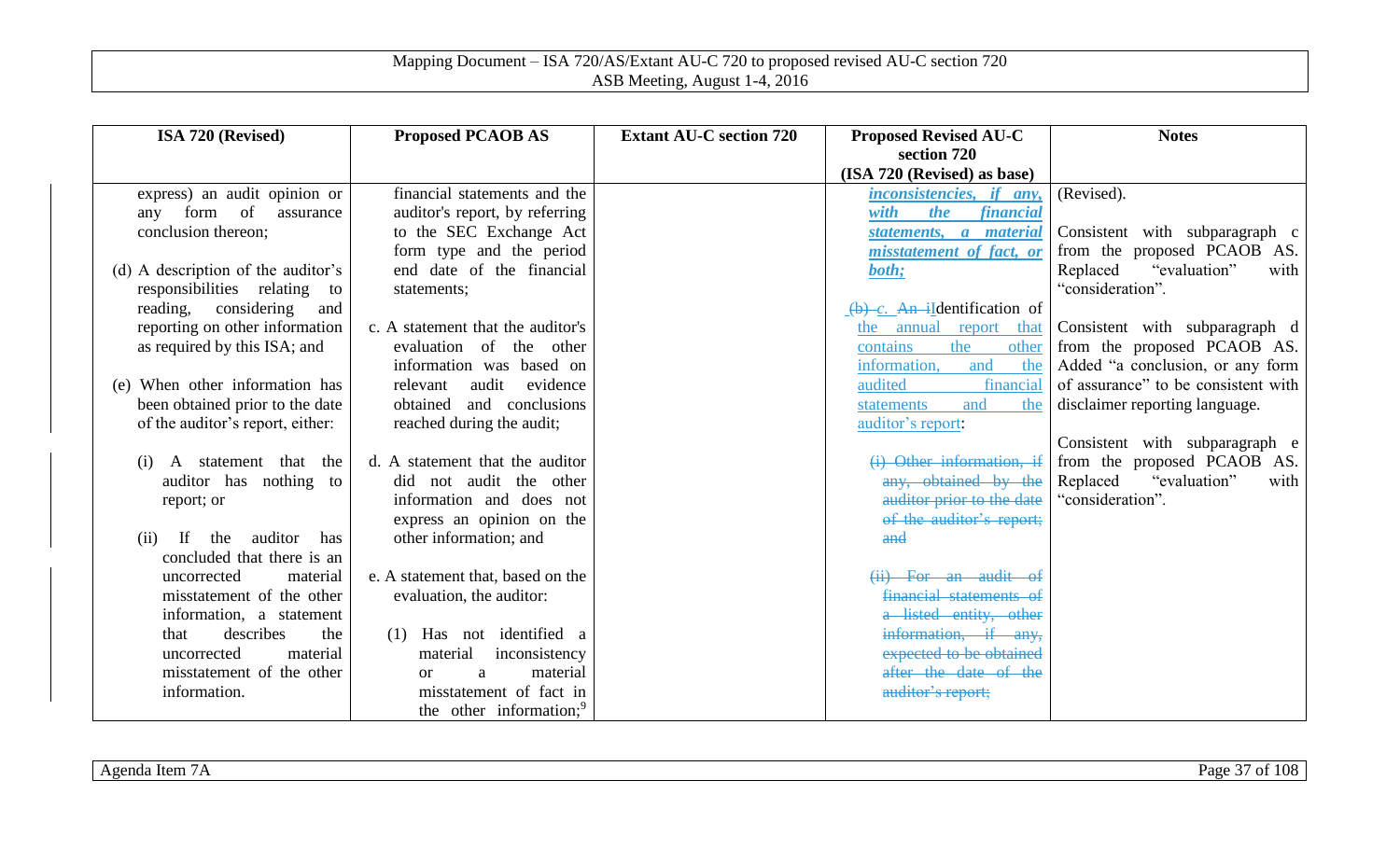| ISA 720 (Revised) | Proposed PCAOB AS | Extant AU-C section 720 | Proposed Revised AU-C section 720 (ISA 720 (Revised) as base) | Notes |
|---|---|---|---|---|
| express) an audit opinion or any form of assurance conclusion thereon;<br><br>(d) A description of the auditor's responsibilities relating to reading, considering and reporting on other information as required by this ISA; and<br><br>(e) When other information has been obtained prior to the date of the auditor's report, either:<br><br>(i) A statement that the auditor has nothing to report; or<br><br>(ii) If the auditor has concluded that there is an uncorrected material misstatement of the other information, a statement that describes the uncorrected material misstatement of the other information. | financial statements and the auditor's report, by referring to the SEC Exchange Act form type and the period end date of the financial statements;<br><br>c. A statement that the auditor's evaluation of the other information was based on relevant audit evidence obtained and conclusions reached during the audit;<br><br>d. A statement that the auditor did not audit the other information and does not express an opinion on the other information; and<br><br>e. A statement that, based on the evaluation, the auditor:<br><br>(1) Has not identified a material inconsistency or a material misstatement of fact in the other information;[9] | | ***inconsistencies, if any, with the financial statements, a material misstatement of fact, or both;***<br><br>~~(b)~~ *c.* ~~An i~~Identification of the annual report that contains the other information, and the audited financial statements and the auditor's report:<br><br>~~(i) Other information, if any, obtained by the auditor prior to the date of the auditor's report; and~~<br><br>~~(ii) For an audit of financial statements of a listed entity, other information, if any, expected to be obtained after the date of the auditor's report;~~ | (Revised).<br><br>Consistent with subparagraph c from the proposed PCAOB AS. Replaced "evaluation" with "consideration".<br><br>Consistent with subparagraph d from the proposed PCAOB AS. Added "a conclusion, or any form of assurance" to be consistent with disclaimer reporting language.<br><br>Consistent with subparagraph e from the proposed PCAOB AS. Replaced "evaluation" with "consideration". |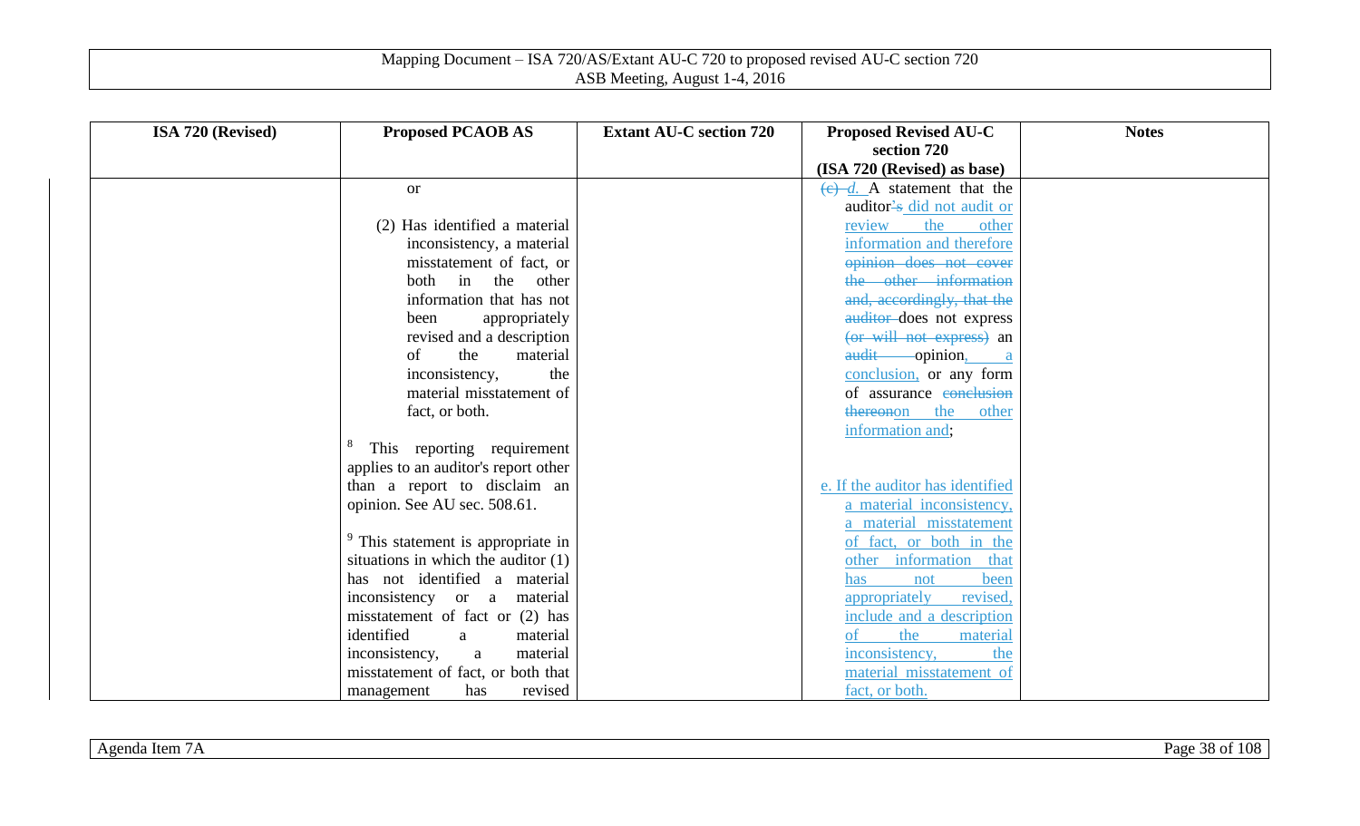| ISA 720 (Revised) | Proposed PCAOB AS | Extant AU-C section 720 | Proposed Revised AU-C section 720 (ISA 720 (Revised) as base) | Notes |
|---|---|---|---|---|
| | or<br><br>(2) Has identified a material inconsistency, a material misstatement of fact, or both in the other information that has not been appropriately revised and a description of the material inconsistency, the material misstatement of fact, or both.<br><br>[8] This reporting requirement applies to an auditor's report other than a report to disclaim an opinion. See AU sec. 508.61.<br><br>[9] This statement is appropriate in situations in which the auditor (1) has not identified a material inconsistency or a material misstatement of fact or (2) has identified a material inconsistency, a material misstatement of fact, or both that management has revised | | ~~(c)~~ *d.* A statement that the auditor~~'s~~ did not audit or review the other information and therefore ~~opinion does not cover the other information and, accordingly, that the auditor~~ does not express ~~(or will not express)~~ an ~~audit~~ opinion, a conclusion, or any form of assurance ~~conclusion thereon~~on the other information and;<br><br>e. If the auditor has identified a material inconsistency, a material misstatement of fact, or both in the other information that has not been appropriately revised, include and a description of the material inconsistency, the material misstatement of fact, or both. | |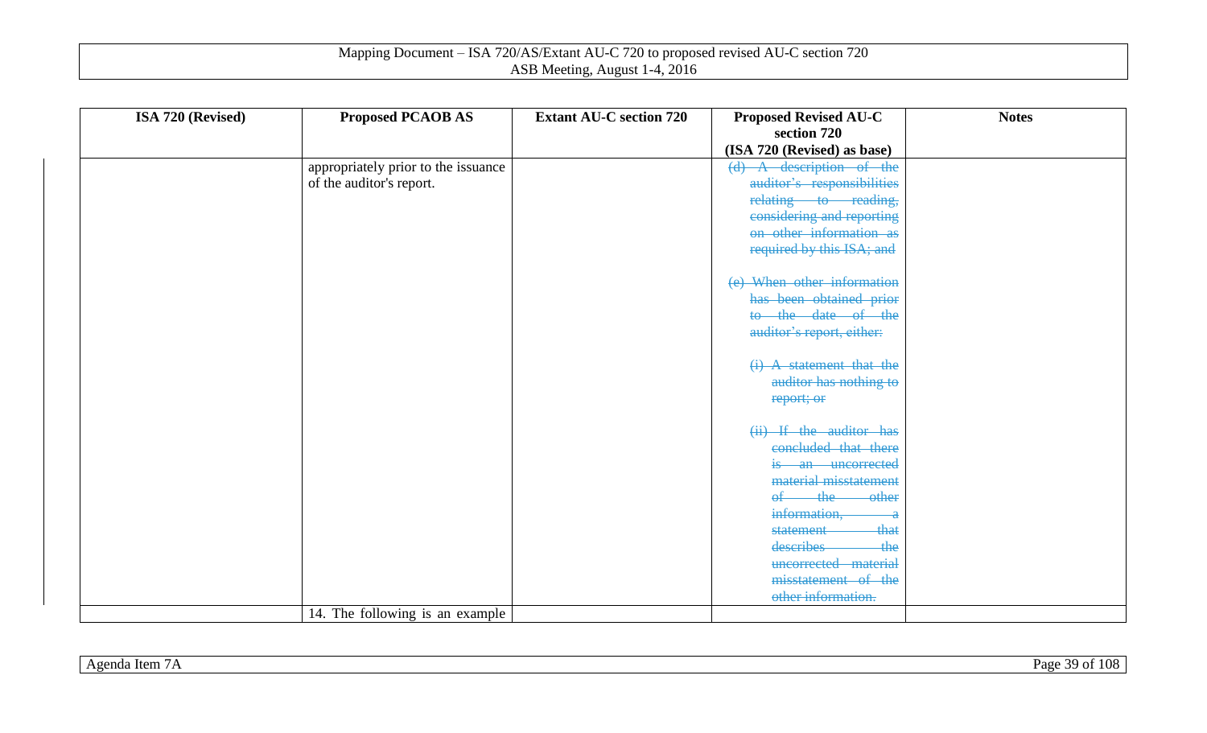| ISA 720 (Revised) | Proposed PCAOB AS | Extant AU-C section 720 | Proposed Revised AU-C section 720 (ISA 720 (Revised) as base) | Notes |
|---|---|---|---|---|
| | appropriately prior to the issuance of the auditor's report. | | ~~(d) A description of the auditor's responsibilities relating to reading, considering and reporting on other information as required by this ISA; and~~<br><br>~~(e) When other information has been obtained prior to the date of the auditor's report, either:~~<br><br>~~(i) A statement that the auditor has nothing to report; or~~<br><br>~~(ii) If the auditor has concluded that there is an uncorrected material misstatement of the other information, a statement that describes the uncorrected material misstatement of the other information.~~ | |
| | 14. The following is an example | | | |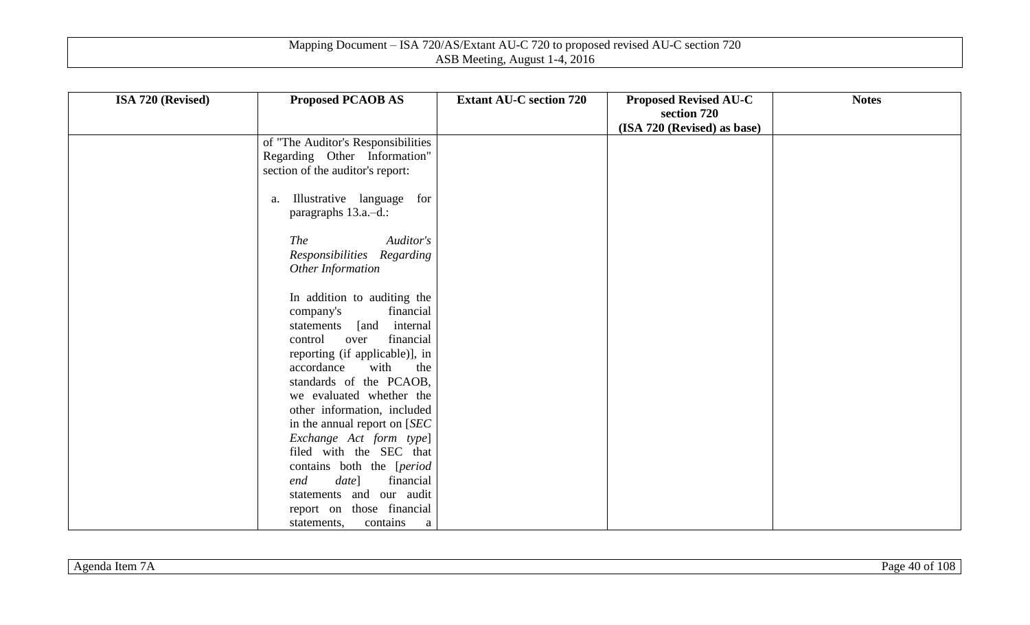| ISA 720 (Revised) | Proposed PCAOB AS | Extant AU-C section 720 | Proposed Revised AU-C section 720 (ISA 720 (Revised) as base) | Notes |
|---|---|---|---|---|
| | of "The Auditor's Responsibilities Regarding Other Information" section of the auditor's report:<br><br>a. Illustrative language for paragraphs 13.a.–d.:<br><br>*The Auditor's Responsibilities Regarding Other Information*<br><br>In addition to auditing the company's financial statements [and internal control over financial reporting (if applicable)], in accordance with the standards of the PCAOB, we evaluated whether the other information, included in the annual report on [*SEC Exchange Act form type*] filed with the SEC that contains both the [*period end date*] financial statements and our audit report on those financial statements, contains a | | | |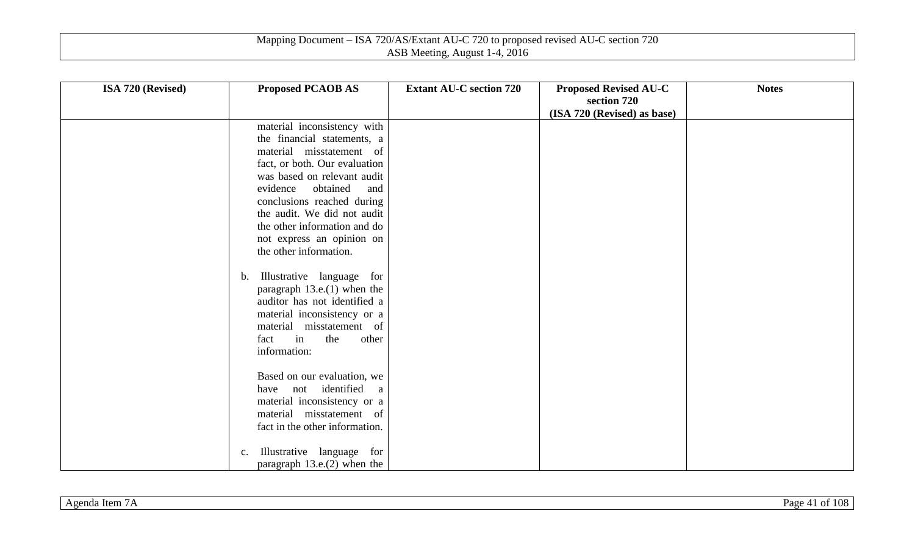| ISA 720 (Revised) | Proposed PCAOB AS | Extant AU-C section 720 | Proposed Revised AU-C section 720 (ISA 720 (Revised) as base) | Notes |
|---|---|---|---|---|
| | material inconsistency with the financial statements, a material misstatement of fact, or both. Our evaluation was based on relevant audit evidence obtained and conclusions reached during the audit. We did not audit the other information and do not express an opinion on the other information.<br><br>b. Illustrative language for paragraph 13.e.(1) when the auditor has not identified a material inconsistency or a material misstatement of fact in the other information:<br><br>Based on our evaluation, we have not identified a material inconsistency or a material misstatement of fact in the other information.<br><br>c. Illustrative language for paragraph 13.e.(2) when the | | | |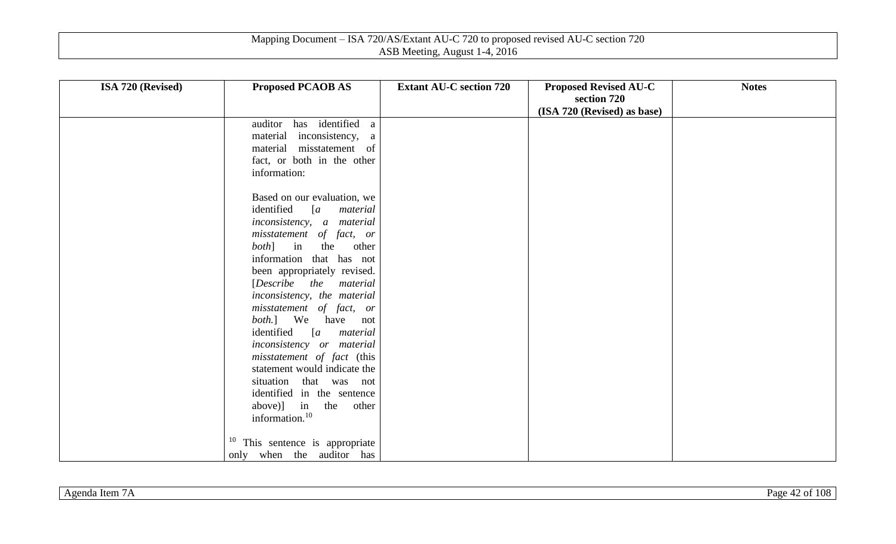| ISA 720 (Revised) | Proposed PCAOB AS | Extant AU-C section 720 | Proposed Revised AU-C section 720 (ISA 720 (Revised) as base) | Notes |
|---|---|---|---|---|
| | auditor has identified a material inconsistency, a material misstatement of fact, or both in the other information:<br><br>Based on our evaluation, we identified [*a material inconsistency, a material misstatement of fact, or both*] in the other information that has not been appropriately revised. [*Describe the material inconsistency, the material misstatement of fact, or both.*] We have not identified [*a material inconsistency or material misstatement of fact* (this statement would indicate the situation that was not identified in the sentence above)] in the other information.[10]<br><br>[10] This sentence is appropriate only when the auditor has | | | |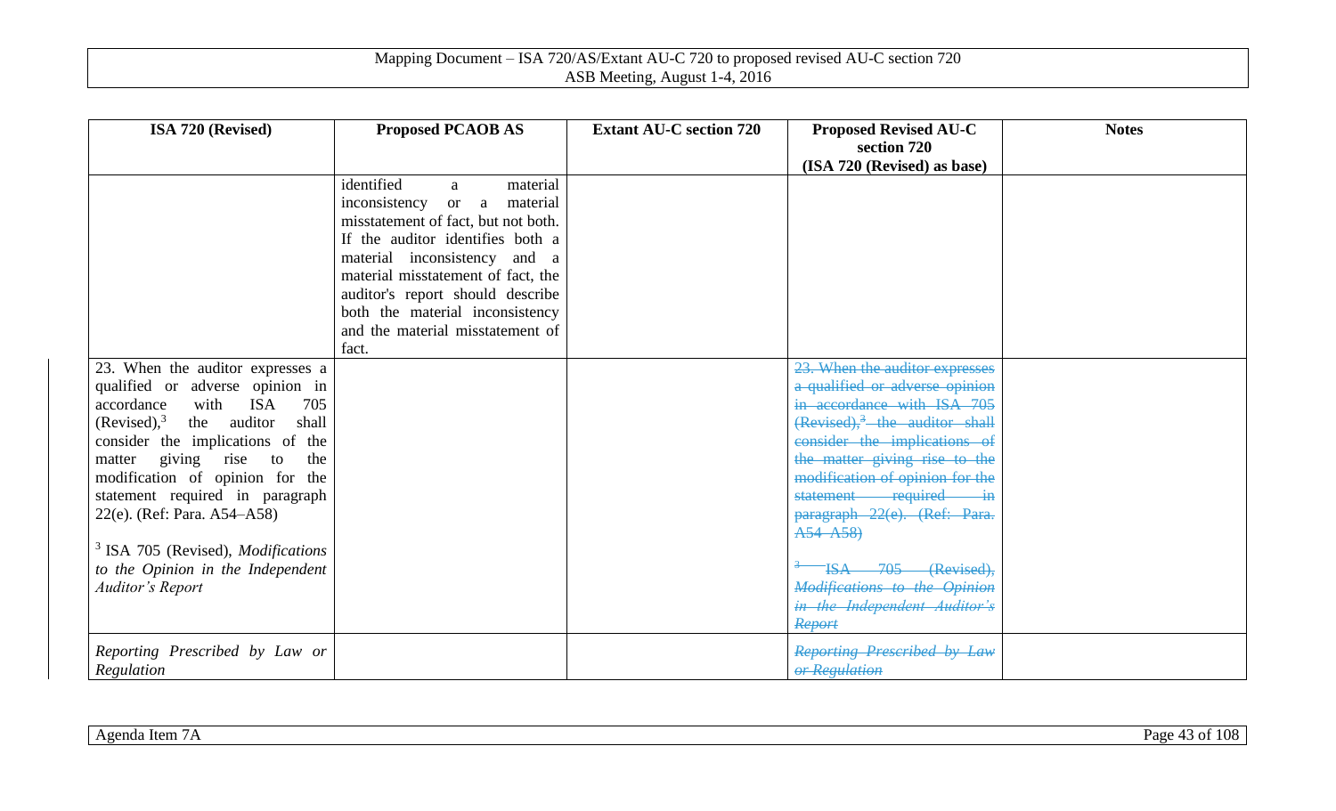| ISA 720 (Revised) | Proposed PCAOB AS | Extant AU-C section 720 | Proposed Revised AU-C section 720 (ISA 720 (Revised) as base) | Notes |
|---|---|---|---|---|
| | identified a material inconsistency or a material misstatement of fact, but not both. If the auditor identifies both a material inconsistency and a material misstatement of fact, the auditor's report should describe both the material inconsistency and the material misstatement of fact. | | | |
| 23. When the auditor expresses a qualified or adverse opinion in accordance with ISA 705 (Revised),[3] the auditor shall consider the implications of the matter giving rise to the modification of opinion for the statement required in paragraph 22(e). (Ref: Para. A54–A58)<br><br>[3] ISA 705 (Revised), *Modifications to the Opinion in the Independent Auditor's Report* | | | ~~23. When the auditor expresses a qualified or adverse opinion in accordance with ISA 705 (Revised),[3] the auditor shall consider the implications of the matter giving rise to the modification of opinion for the statement required in paragraph 22(e). (Ref: Para. A54–A58)~~<br><br>~~[3] ISA 705 (Revised), *Modifications to the Opinion in the Independent Auditor's Report*~~ | |
| *Reporting Prescribed by Law or Regulation* | | | ~~*Reporting Prescribed by Law or Regulation*~~ | |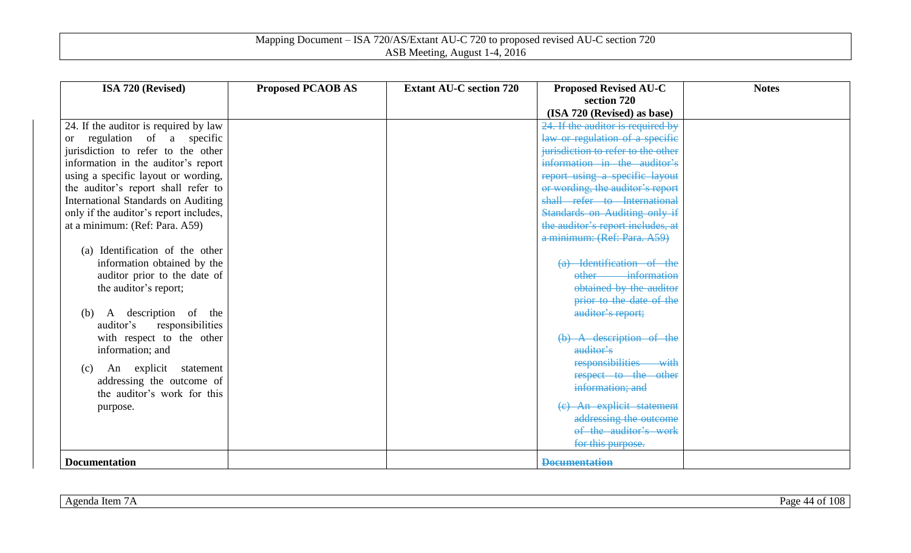| ISA 720 (Revised) | Proposed PCAOB AS | Extant AU-C section 720 | Proposed Revised AU-C section 720 (ISA 720 (Revised) as base) | Notes |
|---|---|---|---|---|
| 24. If the auditor is required by law or regulation of a specific jurisdiction to refer to the other information in the auditor's report using a specific layout or wording, the auditor's report shall refer to International Standards on Auditing only if the auditor's report includes, at a minimum: (Ref: Para. A59)<br><br>(a) Identification of the other information obtained by the auditor prior to the date of the auditor's report;<br><br>(b) A description of the auditor's responsibilities with respect to the other information; and<br><br>(c) An explicit statement addressing the outcome of the auditor's work for this purpose. | | | ~~24. If the auditor is required by law or regulation of a specific jurisdiction to refer to the other information in the auditor's report using a specific layout or wording, the auditor's report shall refer to International Standards on Auditing only if the auditor's report includes, at a minimum: (Ref: Para. A59)~~<br><br>~~(a) Identification of the other information obtained by the auditor prior to the date of the auditor's report;~~<br><br>~~(b) A description of the auditor's responsibilities with respect to the other information; and~~<br><br>~~(c) An explicit statement addressing the outcome of the auditor's work for this purpose.~~ | |
| **Documentation** | | | ~~**Documentation**~~ | |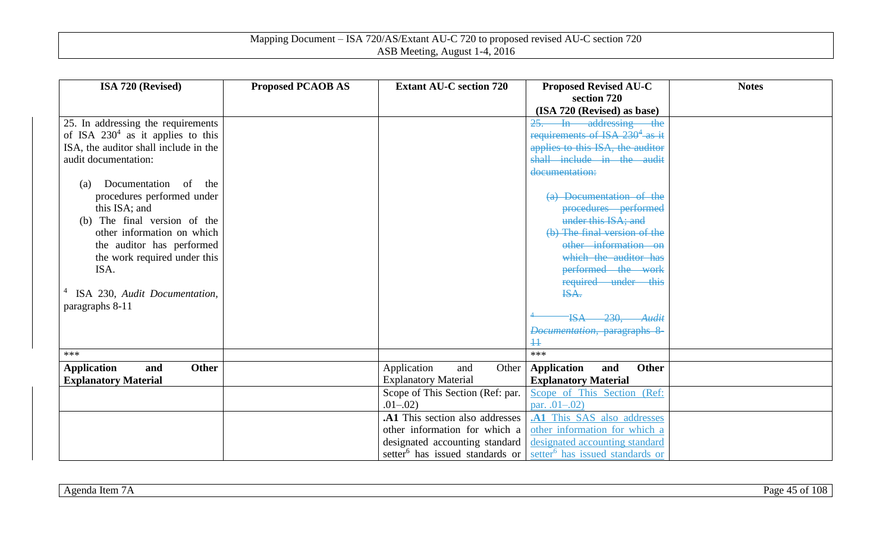| ISA 720 (Revised) | Proposed PCAOB AS | Extant AU-C section 720 | Proposed Revised AU-C section 720 (ISA 720 (Revised) as base) | Notes |
|---|---|---|---|---|
| 25. In addressing the requirements of ISA 230[4] as it applies to this ISA, the auditor shall include in the audit documentation:<br><br>(a) Documentation of the procedures performed under this ISA; and<br>(b) The final version of the other information on which the auditor has performed the work required under this ISA.<br><br>[4] ISA 230, *Audit Documentation*, paragraphs 8-11 | | | ~~25. In addressing the requirements of ISA 230[4] as it applies to this ISA, the auditor shall include in the audit documentation:~~<br><br>~~(a) Documentation of the procedures performed under this ISA; and~~<br>~~(b) The final version of the other information on which the auditor has performed the work required under this ISA.~~<br><br>~~[4] ISA 230, *Audit Documentation*, paragraphs 8-11~~ | |
| *** | | | *** | |
| **Application and Other Explanatory Material** | | Application and Other Explanatory Material | **Application and Other Explanatory Material** | |
| | | Scope of This Section (Ref: par. .01–.02) | Scope of This Section (Ref: par. .01–.02) | |
| | | **.A1** This section also addresses other information for which a designated accounting standard setter[6] has issued standards or | **.A1** This SAS also addresses other information for which a designated accounting standard setter[6] has issued standards or | |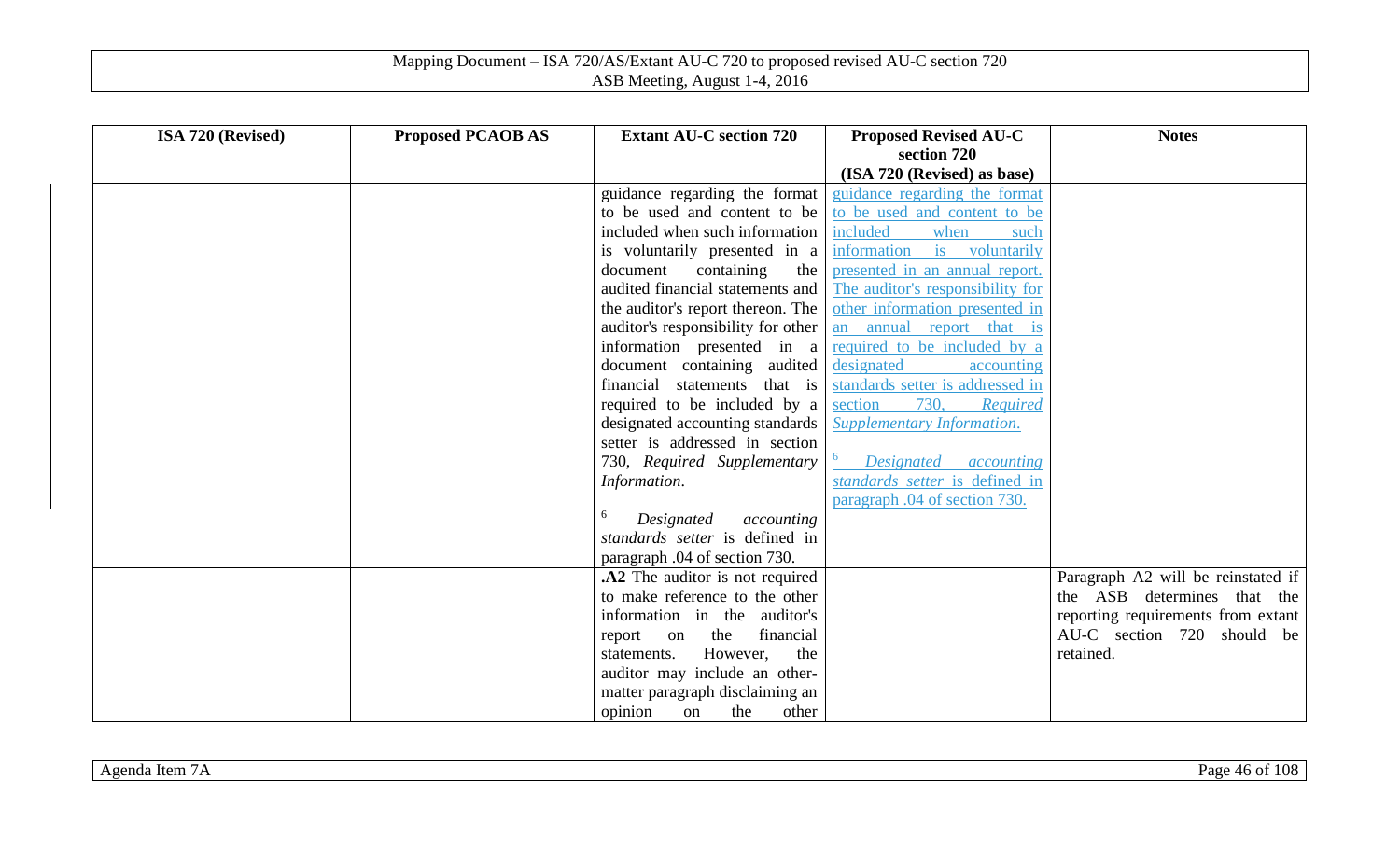| ISA 720 (Revised) | Proposed PCAOB AS | Extant AU-C section 720 | Proposed Revised AU-C section 720 (ISA 720 (Revised) as base) | Notes |
|---|---|---|---|---|
| | | guidance regarding the format to be used and content to be included when such information is voluntarily presented in a document containing the audited financial statements and the auditor's report thereon. The auditor's responsibility for other information presented in a document containing audited financial statements that is required to be included by a designated accounting standards setter is addressed in section 730, *Required Supplementary Information*.<br><br>[6] *Designated accounting standards setter* is defined in paragraph .04 of section 730. | guidance regarding the format to be used and content to be included when such information is voluntarily presented in an annual report. The auditor's responsibility for other information presented in an annual report that is required to be included by a designated accounting standards setter is addressed in section 730, *Required Supplementary Information*.<br><br>[6] *Designated accounting standards setter* is defined in paragraph .04 of section 730. | |
| | | **.A2** The auditor is not required to make reference to the other information in the auditor's report on the financial statements. However, the auditor may include an other-matter paragraph disclaiming an opinion on the other | | Paragraph A2 will be reinstated if the ASB determines that the reporting requirements from extant AU-C section 720 should be retained. |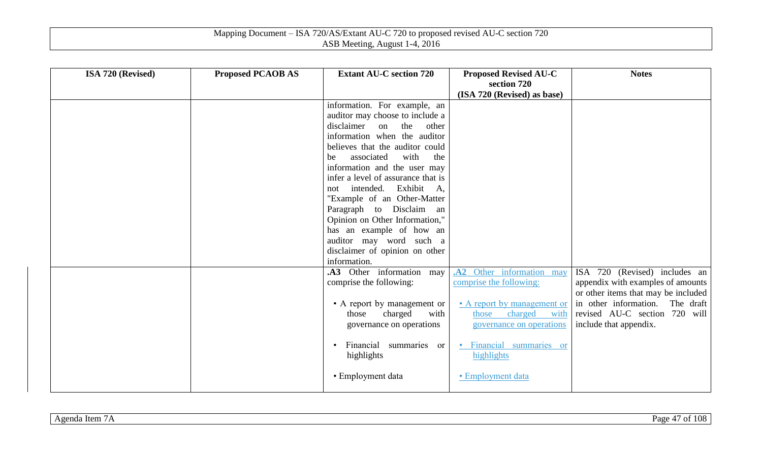| ISA 720 (Revised) | Proposed PCAOB AS | Extant AU-C section 720 | Proposed Revised AU-C section 720 (ISA 720 (Revised) as base) | Notes |
|---|---|---|---|---|
| | | information. For example, an auditor may choose to include a disclaimer on the other information when the auditor believes that the auditor could be associated with the information and the user may infer a level of assurance that is not intended. Exhibit A, "Example of an Other-Matter Paragraph to Disclaim an Opinion on Other Information," has an example of how an auditor may word such a disclaimer of opinion on other information. | | |
| | | **.A3** Other information may comprise the following:<br><br>• A report by management or those charged with governance on operations<br><br>• Financial summaries or highlights<br><br>• Employment data | **.A2** Other information may comprise the following:<br><br>• A report by management or those charged with governance on operations<br><br>• Financial summaries or highlights<br><br>• Employment data | ISA 720 (Revised) includes an appendix with examples of amounts or other items that may be included in other information. The draft revised AU-C section 720 will include that appendix. |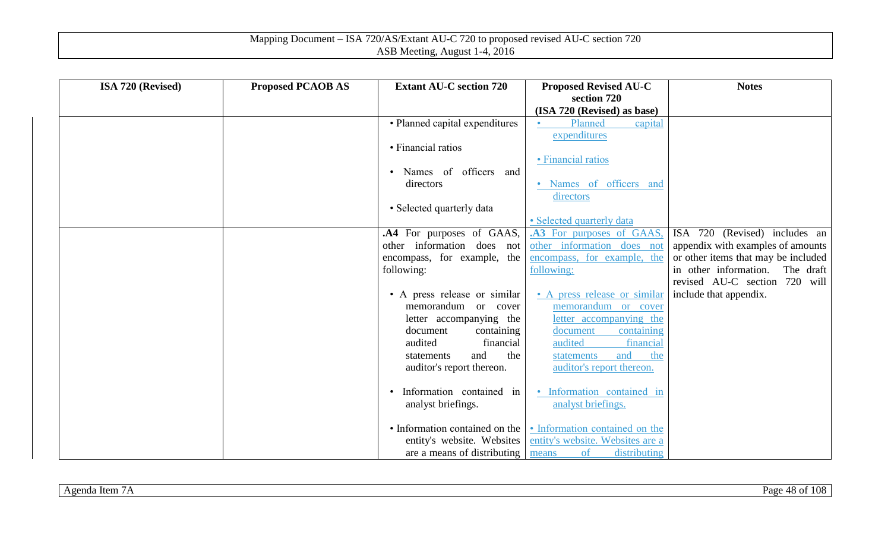| ISA 720 (Revised) | Proposed PCAOB AS | Extant AU-C section 720 | Proposed Revised AU-C section 720 (ISA 720 (Revised) as base) | Notes |
|---|---|---|---|---|
| | | • Planned capital expenditures<br><br>• Financial ratios<br><br>• Names of officers and directors<br><br>• Selected quarterly data | • Planned capital expenditures<br><br>• Financial ratios<br><br>• Names of officers and directors<br><br>• Selected quarterly data | |
| | | **.A4** For purposes of GAAS, other information does not encompass, for example, the following:<br><br>• A press release or similar memorandum or cover letter accompanying the document containing audited financial statements and the auditor's report thereon.<br><br>• Information contained in analyst briefings.<br><br>• Information contained on the entity's website. Websites are a means of distributing | **.A3** For purposes of GAAS, other information does not encompass, for example, the following:<br><br>• A press release or similar memorandum or cover letter accompanying the document containing audited financial statements and the auditor's report thereon.<br><br>• Information contained in analyst briefings.<br><br>• Information contained on the entity's website. Websites are a means of distributing | ISA 720 (Revised) includes an appendix with examples of amounts or other items that may be included in other information. The draft revised AU-C section 720 will include that appendix. |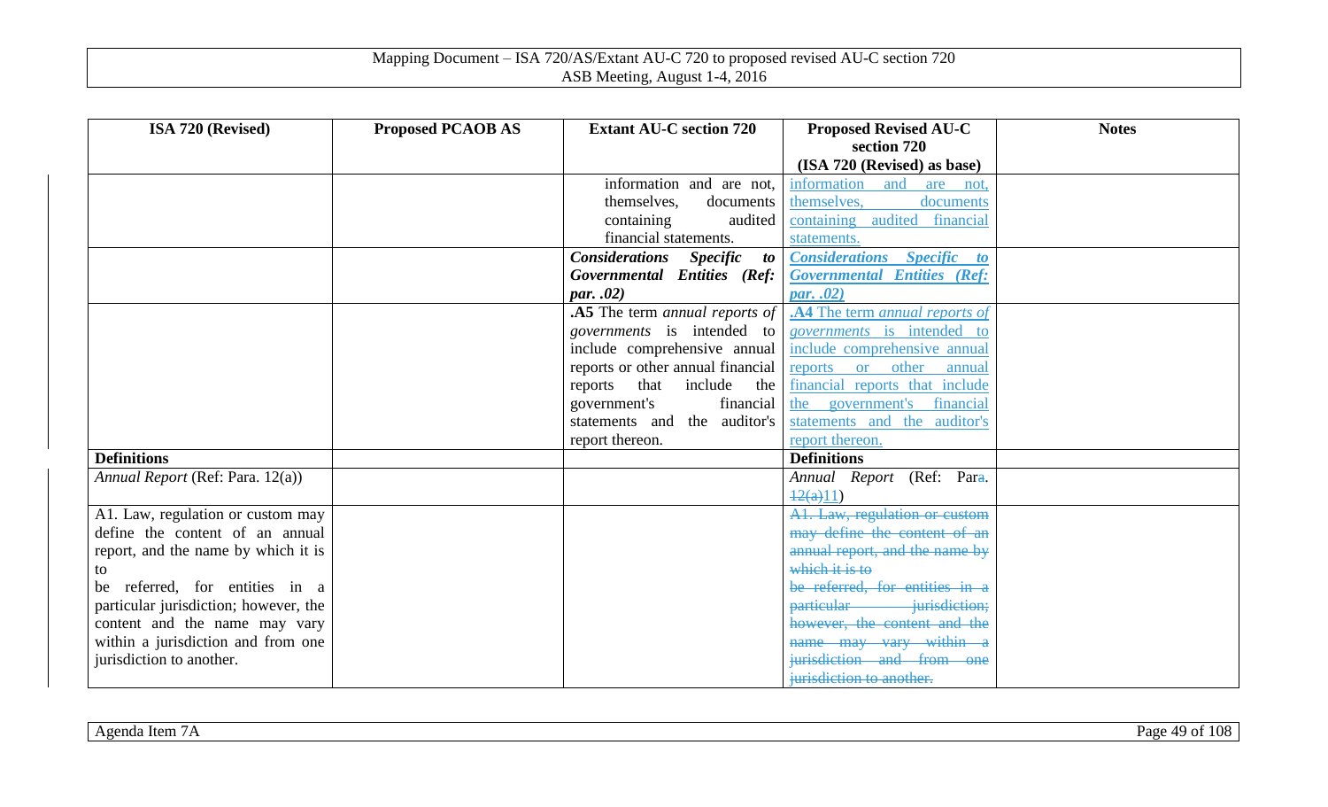| ISA 720 (Revised) | Proposed PCAOB AS | Extant AU-C section 720 | Proposed Revised AU-C section 720 (ISA 720 (Revised) as base) | Notes |
|---|---|---|---|---|
| | | information and are not, themselves, documents containing audited financial statements. | information and are not, themselves, documents containing audited financial statements. | |
| | | ***Considerations Specific to Governmental Entities (Ref: par. .02)*** | ***Considerations Specific to Governmental Entities (Ref: par. .02)*** | |
| | | **.A5** The term *annual reports of governments* is intended to include comprehensive annual reports or other annual financial reports that include the government's financial statements and the auditor's report thereon. | **.A4** The term *annual reports of governments* is intended to include comprehensive annual reports or other annual financial reports that include the government's financial statements and the auditor's report thereon. | |
| **Definitions** | | | **Definitions** | |
| *Annual Report* (Ref: Para. 12(a)) | | | *Annual Report* (Ref: Para. ~~12(a)~~11) | |
| A1. Law, regulation or custom may define the content of an annual report, and the name by which it is to be referred, for entities in a particular jurisdiction; however, the content and the name may vary within a jurisdiction and from one jurisdiction to another. | | | ~~A1. Law, regulation or custom may define the content of an annual report, and the name by which it is to be referred, for entities in a particular jurisdiction; however, the content and the name may vary within a jurisdiction and from one jurisdiction to another.~~ | |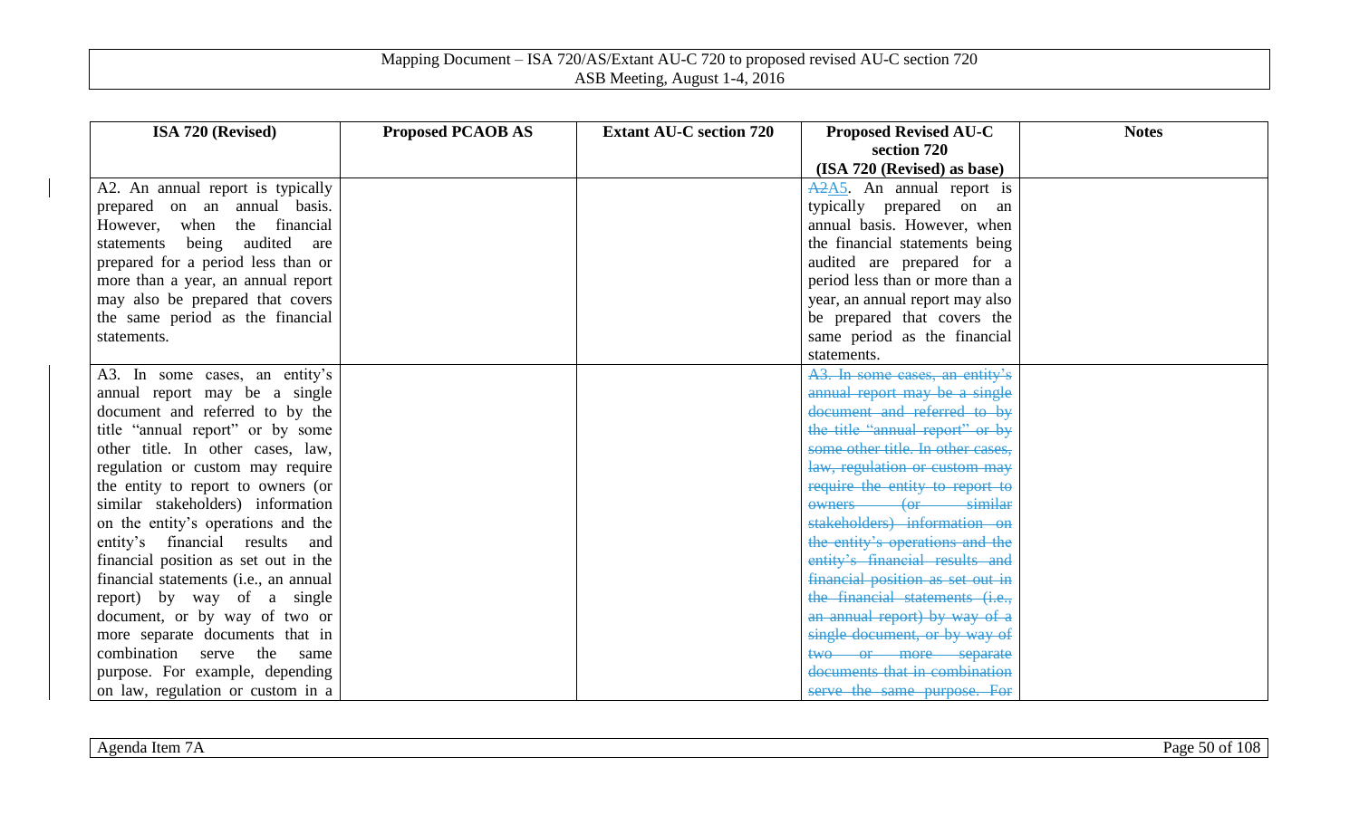| ISA 720 (Revised) | Proposed PCAOB AS | Extant AU-C section 720 | Proposed Revised AU-C section 720 (ISA 720 (Revised) as base) | Notes |
|---|---|---|---|---|
| A2. An annual report is typically prepared on an annual basis. However, when the financial statements being audited are prepared for a period less than or more than a year, an annual report may also be prepared that covers the same period as the financial statements. | | | ~~A2~~A5. An annual report is typically prepared on an annual basis. However, when the financial statements being audited are prepared for a period less than or more than a year, an annual report may also be prepared that covers the same period as the financial statements. | |
| A3. In some cases, an entity's annual report may be a single document and referred to by the title "annual report" or by some other title. In other cases, law, regulation or custom may require the entity to report to owners (or similar stakeholders) information on the entity's operations and the entity's financial results and financial position as set out in the financial statements (i.e., an annual report) by way of a single document, or by way of two or more separate documents that in combination serve the same purpose. For example, depending on law, regulation or custom in a | | | ~~A3. In some cases, an entity's annual report may be a single document and referred to by the title "annual report" or by some other title. In other cases, law, regulation or custom may require the entity to report to owners (or similar stakeholders) information on the entity's operations and the entity's financial results and financial position as set out in the financial statements (i.e., an annual report) by way of a single document, or by way of two or more separate documents that in combination serve the same purpose. For~~ | |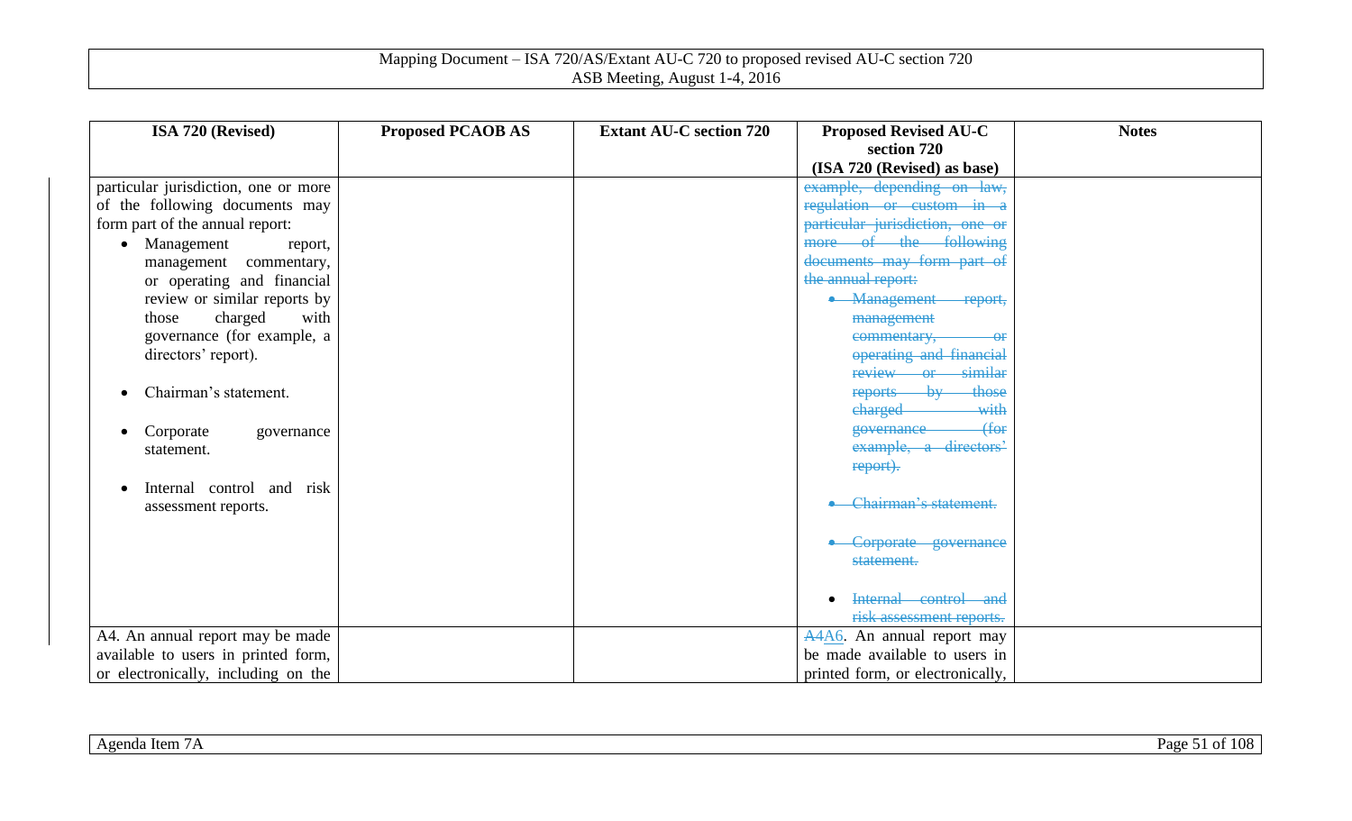| ISA 720 (Revised) | Proposed PCAOB AS | Extant AU-C section 720 | Proposed Revised AU-C section 720 (ISA 720 (Revised) as base) | Notes |
| --- | --- | --- | --- | --- |
| particular jurisdiction, one or more of the following documents may form part of the annual report:<br>• Management report, management commentary, or operating and financial review or similar reports by those charged with governance (for example, a directors' report).<br>• Chairman's statement.<br>• Corporate governance statement.<br>• Internal control and risk assessment reports. | | | ~~example, depending on law, regulation or custom in a particular jurisdiction, one or more of the following documents may form part of the annual report:~~<br>• ~~Management report, management commentary, or operating and financial review or similar reports by those charged with governance (for example, a directors' report).~~<br>• ~~Chairman's statement.~~<br>• ~~Corporate governance statement.~~<br>• ~~Internal control and risk assessment reports.~~ | |
| A4. An annual report may be made available to users in printed form, or electronically, including on the | | | ~~A4~~A6. An annual report may be made available to users in printed form, or electronically, | |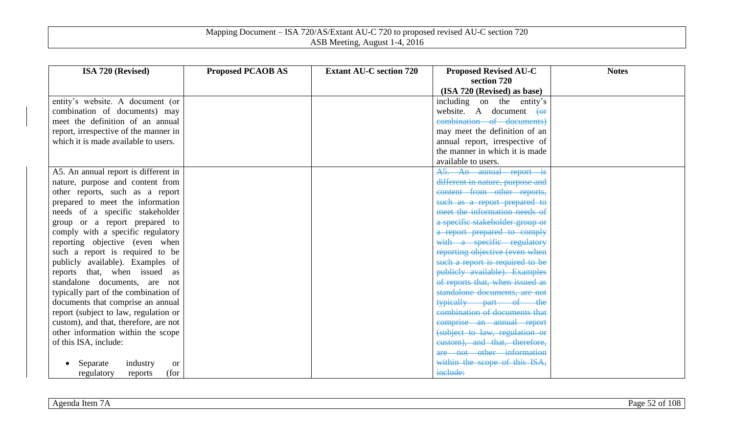| ISA 720 (Revised) | Proposed PCAOB AS | Extant AU-C section 720 | Proposed Revised AU-C section 720 (ISA 720 (Revised) as base) | Notes |
|---|---|---|---|---|
| entity's website. A document (or combination of documents) may meet the definition of an annual report, irrespective of the manner in which it is made available to users. | | | including on the entity's website. A document ~~(or combination of documents)~~ may meet the definition of an annual report, irrespective of the manner in which it is made available to users. | |
| A5. An annual report is different in nature, purpose and content from other reports, such as a report prepared to meet the information needs of a specific stakeholder group or a report prepared to comply with a specific regulatory reporting objective (even when such a report is required to be publicly available). Examples of reports that, when issued as standalone documents, are not typically part of the combination of documents that comprise an annual report (subject to law, regulation or custom), and that, therefore, are not other information within the scope of this ISA, include:<br><br>• Separate industry or regulatory reports (for | | | ~~A5. An annual report is different in nature, purpose and content from other reports, such as a report prepared to meet the information needs of a specific stakeholder group or a report prepared to comply with a specific regulatory reporting objective (even when such a report is required to be publicly available). Examples of reports that, when issued as standalone documents, are not typically part of the combination of documents that comprise an annual report (subject to law, regulation or custom), and that, therefore, are not other information within the scope of this ISA, include:~~ | |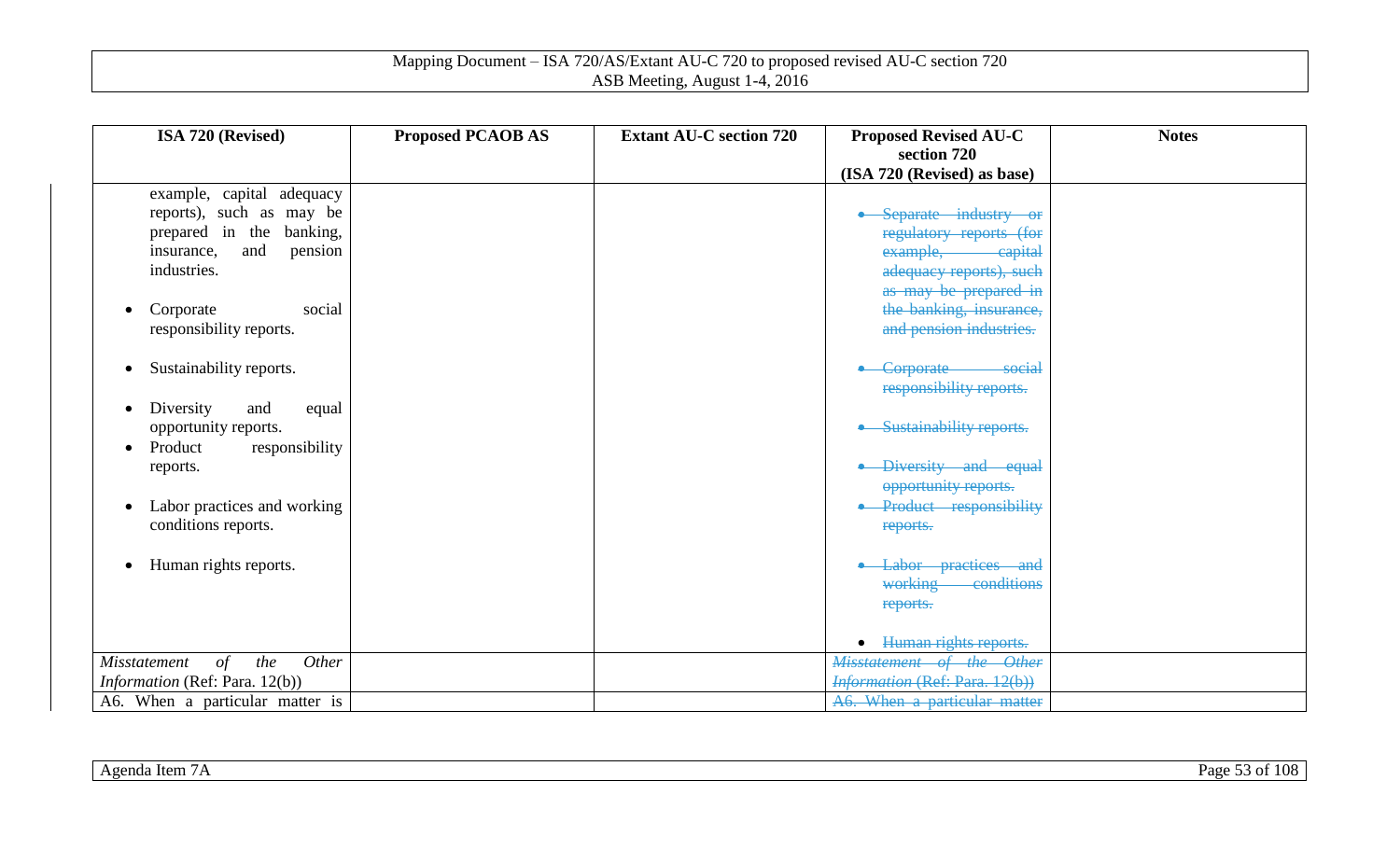| ISA 720 (Revised) | Proposed PCAOB AS | Extant AU-C section 720 | Proposed Revised AU-C section 720 (ISA 720 (Revised) as base) | Notes |
|---|---|---|---|---|
| example, capital adequacy reports), such as may be prepared in the banking, insurance, and pension industries.<br><br>• Corporate social responsibility reports.<br><br>• Sustainability reports.<br><br>• Diversity and equal opportunity reports.<br>• Product responsibility reports.<br><br>• Labor practices and working conditions reports.<br><br>• Human rights reports. | | | ~~• Separate industry or regulatory reports (for example, capital adequacy reports), such as may be prepared in the banking, insurance, and pension industries.~~<br><br>~~• Corporate social responsibility reports.~~<br><br>~~• Sustainability reports.~~<br><br>~~• Diversity and equal opportunity reports.~~<br>~~• Product responsibility reports.~~<br><br>~~• Labor practices and working conditions reports.~~<br><br>~~• Human rights reports.~~ | |
| *Misstatement of the Other Information* (Ref: Para. 12(b)) | | | ~~*Misstatement of the Other Information* (Ref: Para. 12(b))~~ | |
| A6. When a particular matter is | | | ~~A6. When a particular matter~~ | |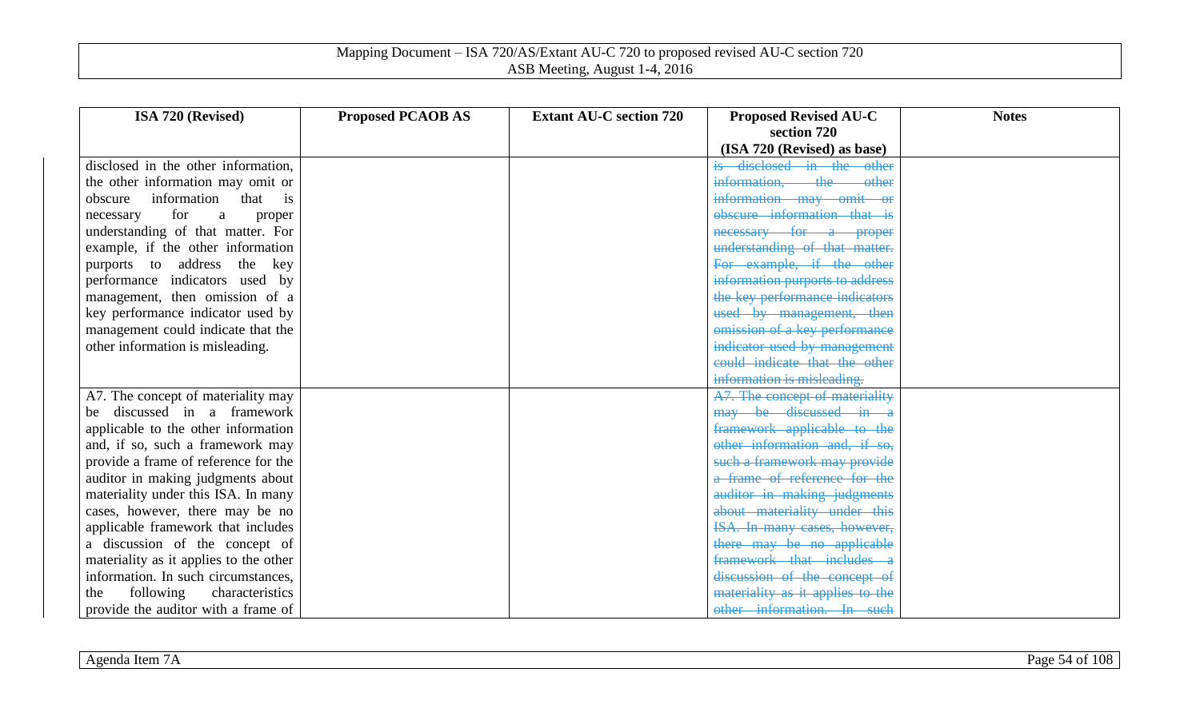| ISA 720 (Revised) | Proposed PCAOB AS | Extant AU-C section 720 | Proposed Revised AU-C section 720 (ISA 720 (Revised) as base) | Notes |
|---|---|---|---|---|
| disclosed in the other information, the other information may omit or obscure information that is necessary for a proper understanding of that matter. For example, if the other information purports to address the key performance indicators used by management, then omission of a key performance indicator used by management could indicate that the other information is misleading. | | | ~~is disclosed in the other information, the other information may omit or obscure information that is necessary for a proper understanding of that matter. For example, if the other information purports to address the key performance indicators used by management, then omission of a key performance indicator used by management could indicate that the other information is misleading.~~ | |
| A7. The concept of materiality may be discussed in a framework applicable to the other information and, if so, such a framework may provide a frame of reference for the auditor in making judgments about materiality under this ISA. In many cases, however, there may be no applicable framework that includes a discussion of the concept of materiality as it applies to the other information. In such circumstances, the following characteristics provide the auditor with a frame of | | | ~~A7. The concept of materiality may be discussed in a framework applicable to the other information and, if so, such a framework may provide a frame of reference for the auditor in making judgments about materiality under this ISA. In many cases, however, there may be no applicable framework that includes a discussion of the concept of materiality as it applies to the other information. In such~~ | |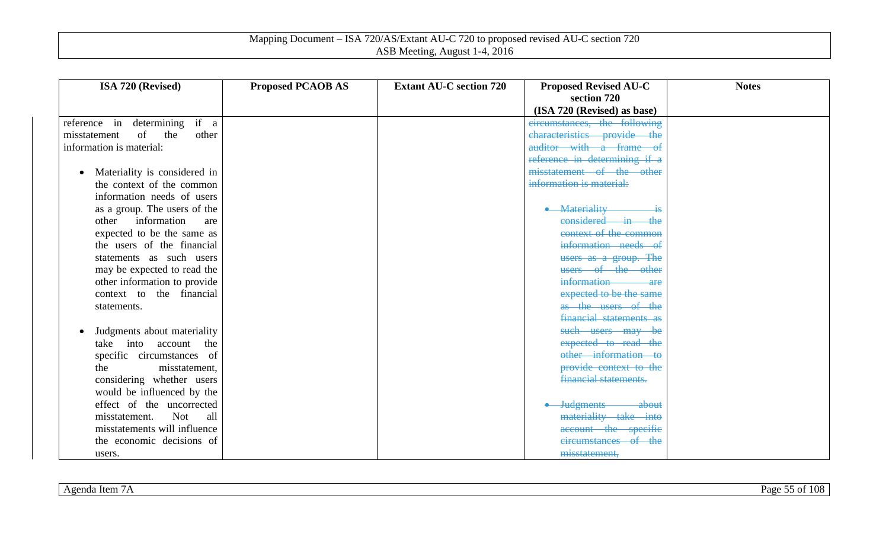| ISA 720 (Revised) | Proposed PCAOB AS | Extant AU-C section 720 | Proposed Revised AU-C section 720 (ISA 720 (Revised) as base) | Notes |
|---|---|---|---|---|
| reference in determining if a misstatement of the other information is material:<br><br>• Materiality is considered in the context of the common information needs of users as a group. The users of the other information are expected to be the same as the users of the financial statements as such users may be expected to read the other information to provide context to the financial statements.<br><br>• Judgments about materiality take into account the specific circumstances of the misstatement, considering whether users would be influenced by the effect of the uncorrected misstatement. Not all misstatements will influence the economic decisions of users. | | | ~~circumstances, the following characteristics provide the auditor with a frame of reference in determining if a misstatement of the other information is material:~~<br><br>~~• Materiality is considered in the context of the common information needs of users as a group. The users of the other information are expected to be the same as the users of the financial statements as such users may be expected to read the other information to provide context to the financial statements.~~<br><br>~~• Judgments about materiality take into account the specific circumstances of the misstatement,~~ | |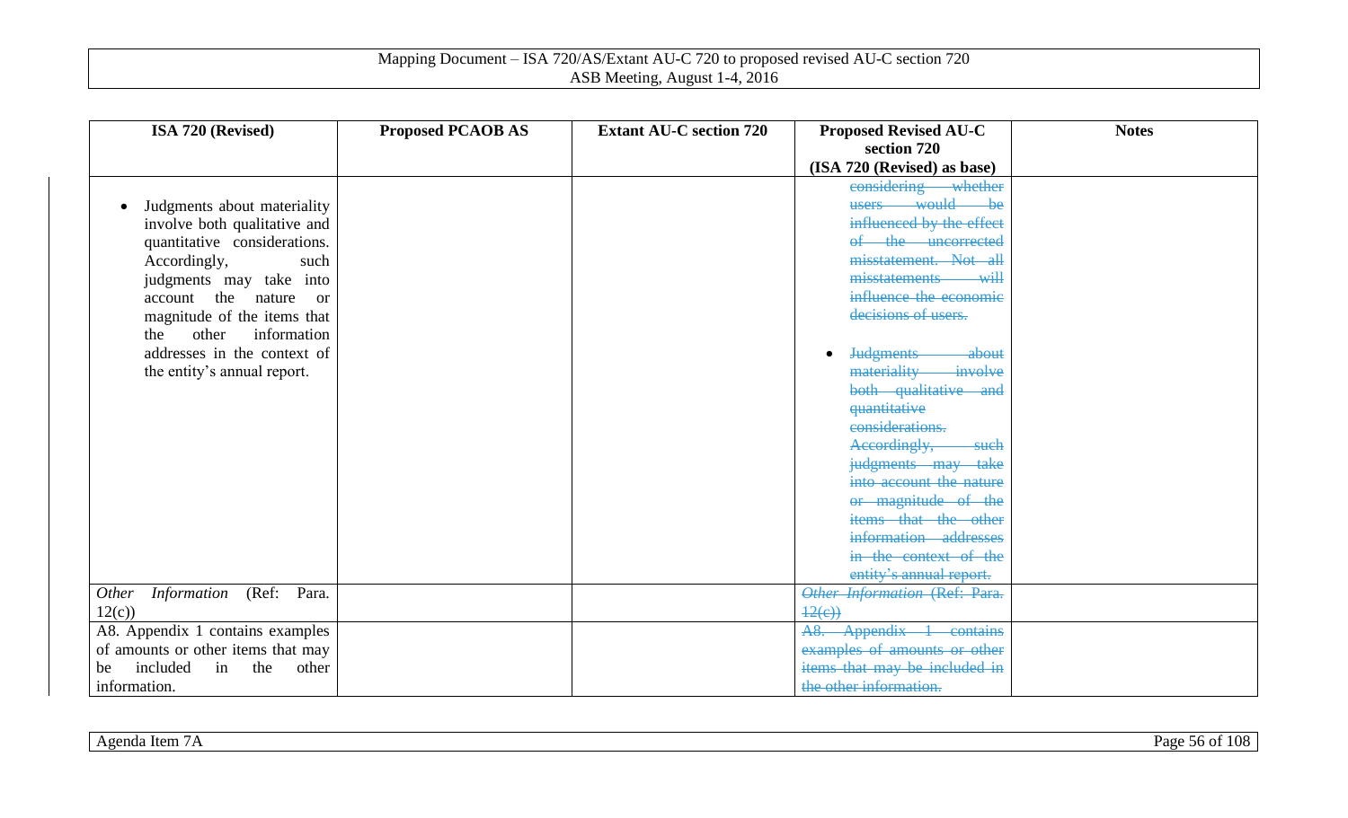| ISA 720 (Revised) | Proposed PCAOB AS | Extant AU-C section 720 | Proposed Revised AU-C section 720 (ISA 720 (Revised) as base) | Notes |
|---|---|---|---|---|
| • Judgments about materiality involve both qualitative and quantitative considerations. Accordingly, such judgments may take into account the nature or magnitude of the items that the other information addresses in the context of the entity's annual report. | | | ~~considering whether users would be influenced by the effect of the uncorrected misstatement. Not all misstatements will influence the economic decisions of users.~~<br><br>• ~~Judgments about materiality involve both qualitative and quantitative considerations. Accordingly, such judgments may take into account the nature or magnitude of the items that the other information addresses in the context of the entity's annual report.~~ | |
| *Other Information* (Ref: Para. 12(c)) | | | ~~*Other Information* (Ref: Para. 12(c))~~ | |
| A8. Appendix 1 contains examples of amounts or other items that may be included in the other information. | | | ~~A8. Appendix 1 contains examples of amounts or other items that may be included in the other information.~~ | |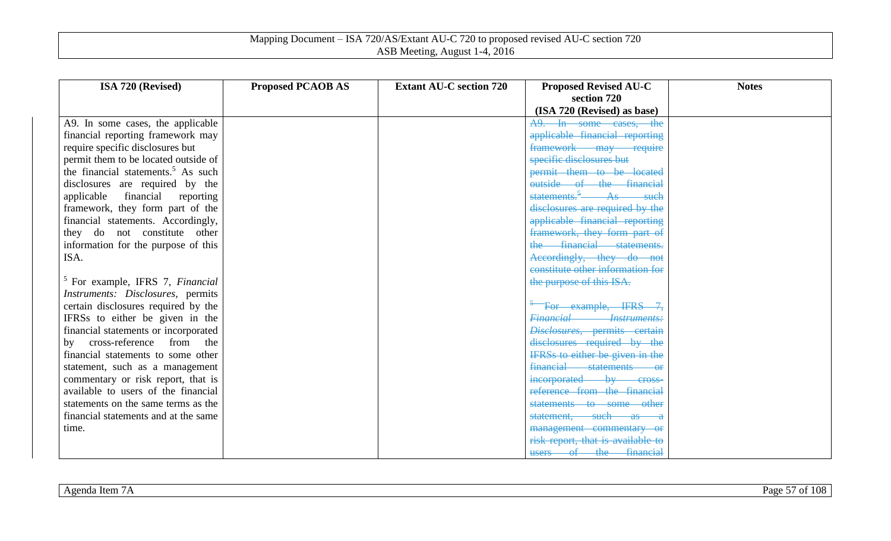| ISA 720 (Revised) | Proposed PCAOB AS | Extant AU-C section 720 | Proposed Revised AU-C section 720 (ISA 720 (Revised) as base) | Notes |
|---|---|---|---|---|
| A9. In some cases, the applicable financial reporting framework may require specific disclosures but permit them to be located outside of the financial statements.[5] As such disclosures are required by the applicable financial reporting framework, they form part of the financial statements. Accordingly, they do not constitute other information for the purpose of this ISA.<br><br>[5] For example, IFRS 7, *Financial Instruments: Disclosures*, permits certain disclosures required by the IFRSs to either be given in the financial statements or incorporated by cross-reference from the financial statements to some other statement, such as a management commentary or risk report, that is available to users of the financial statements on the same terms as the financial statements and at the same time. | | | ~~A9. In some cases, the applicable financial reporting framework may require specific disclosures but permit them to be located outside of the financial statements.[5] As such disclosures are required by the applicable financial reporting framework, they form part of the financial statements. Accordingly, they do not constitute other information for the purpose of this ISA.~~<br><br>~~[5] For example, IFRS 7, *Financial Instruments: Disclosures*, permits certain disclosures required by the IFRSs to either be given in the financial statements or incorporated by cross-reference from the financial statements to some other statement, such as a management commentary or risk report, that is available to users of the financial~~ | |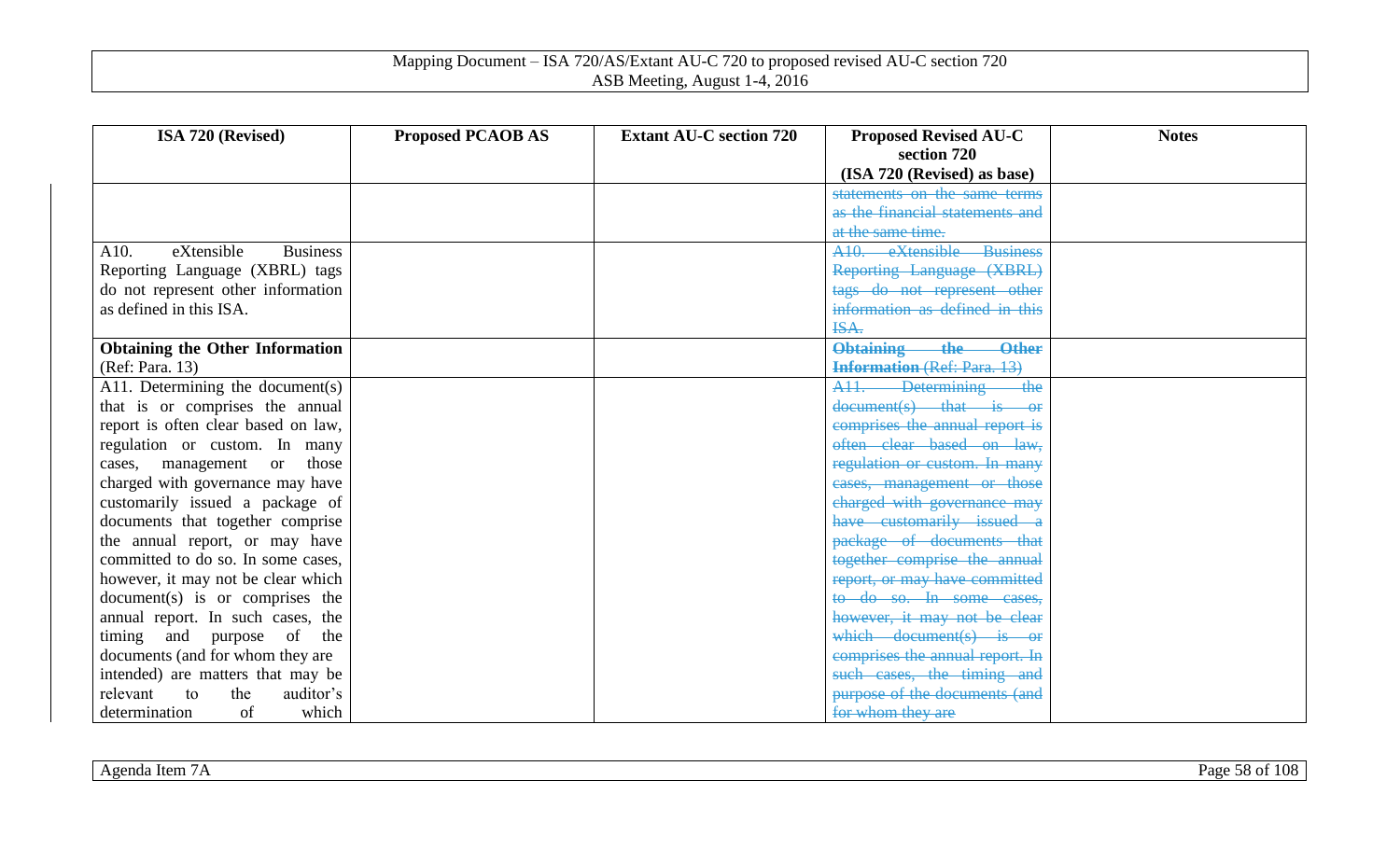| ISA 720 (Revised) | Proposed PCAOB AS | Extant AU-C section 720 | Proposed Revised AU-C section 720 (ISA 720 (Revised) as base) | Notes |
|---|---|---|---|---|
| | | | ~~statements on the same terms as the financial statements and at the same time.~~ | |
| A10. eXtensible Business Reporting Language (XBRL) tags do not represent other information as defined in this ISA. | | | ~~A10. eXtensible Business Reporting Language (XBRL) tags do not represent other information as defined in this ISA.~~ | |
| **Obtaining the Other Information** (Ref: Para. 13) | | | ~~**Obtaining the Other Information** (Ref: Para. 13)~~ | |
| A11. Determining the document(s) that is or comprises the annual report is often clear based on law, regulation or custom. In many cases, management or those charged with governance may have customarily issued a package of documents that together comprise the annual report, or may have committed to do so. In some cases, however, it may not be clear which document(s) is or comprises the annual report. In such cases, the timing and purpose of the documents (and for whom they are intended) are matters that may be relevant to the auditor's determination of which | | | ~~A11. Determining the document(s) that is or comprises the annual report is often clear based on law, regulation or custom. In many cases, management or those charged with governance may have customarily issued a package of documents that together comprise the annual report, or may have committed to do so. In some cases, however, it may not be clear which document(s) is or comprises the annual report. In such cases, the timing and purpose of the documents (and for whom they are~~ | |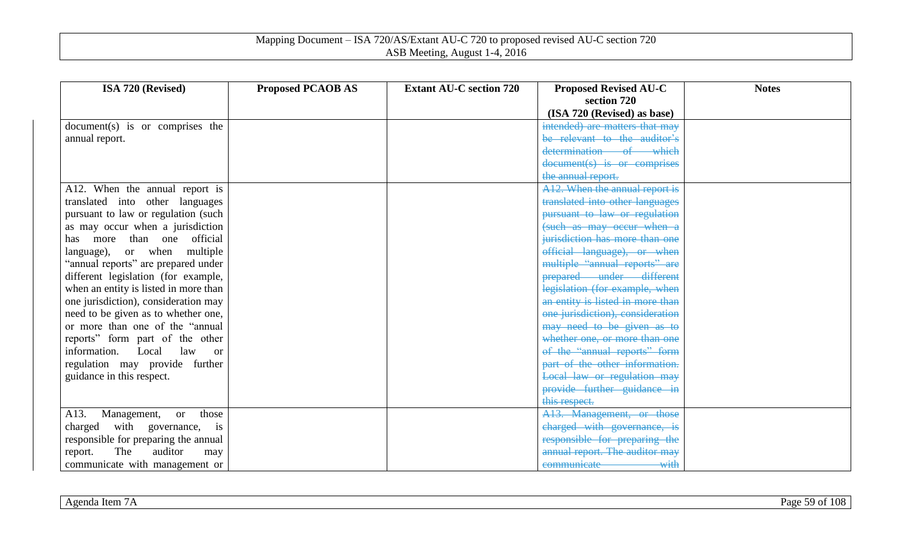| ISA 720 (Revised) | Proposed PCAOB AS | Extant AU-C section 720 | Proposed Revised AU-C section 720 (ISA 720 (Revised) as base) | Notes |
|---|---|---|---|---|
| document(s) is or comprises the annual report. | | | ~~intended) are matters that may be relevant to the auditor's determination of which document(s) is or comprises the annual report.~~ | |
| A12. When the annual report is translated into other languages pursuant to law or regulation (such as may occur when a jurisdiction has more than one official language), or when multiple "annual reports" are prepared under different legislation (for example, when an entity is listed in more than one jurisdiction), consideration may need to be given as to whether one, or more than one of the "annual reports" form part of the other information. Local law or regulation may provide further guidance in this respect. | | | ~~A12. When the annual report is translated into other languages pursuant to law or regulation (such as may occur when a jurisdiction has more than one official language), or when multiple "annual reports" are prepared under different legislation (for example, when an entity is listed in more than one jurisdiction), consideration may need to be given as to whether one, or more than one of the "annual reports" form part of the other information. Local law or regulation may provide further guidance in this respect.~~ | |
| A13. Management, or those charged with governance, is responsible for preparing the annual report. The auditor may communicate with management or | | | ~~A13. Management, or those charged with governance, is responsible for preparing the annual report. The auditor may communicate with~~ | |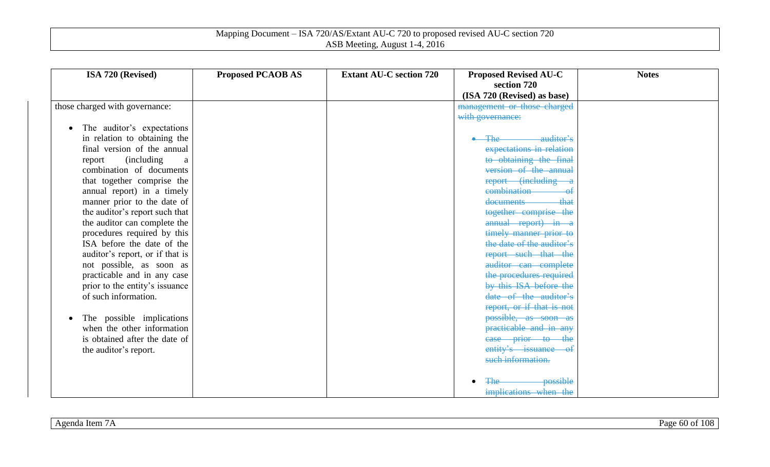| ISA 720 (Revised) | Proposed PCAOB AS | Extant AU-C section 720 | Proposed Revised AU-C section 720 (ISA 720 (Revised) as base) | Notes |
|---|---|---|---|---|
| those charged with governance:<br><br>• The auditor's expectations in relation to obtaining the final version of the annual report (including a combination of documents that together comprise the annual report) in a timely manner prior to the date of the auditor's report such that the auditor can complete the procedures required by this ISA before the date of the auditor's report, or if that is not possible, as soon as practicable and in any case prior to the entity's issuance of such information.<br><br>• The possible implications when the other information is obtained after the date of the auditor's report. | | | ~~management or those charged with governance:~~<br><br>• ~~The auditor's expectations in relation to obtaining the final version of the annual report (including a combination of documents that together comprise the annual report) in a timely manner prior to the date of the auditor's report such that the auditor can complete the procedures required by this ISA before the date of the auditor's report, or if that is not possible, as soon as practicable and in any case prior to the entity's issuance of such information.~~<br><br>• ~~The possible implications when the~~ | |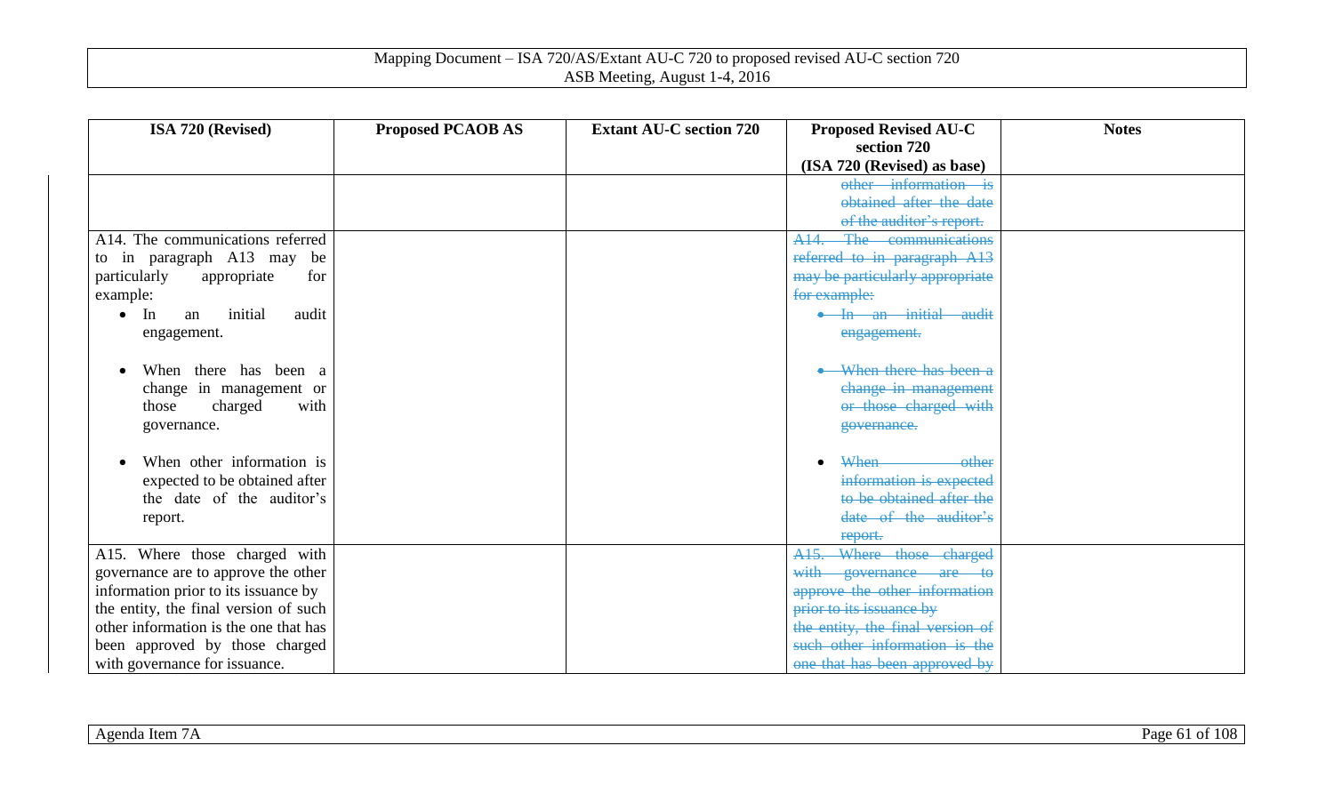| ISA 720 (Revised) | Proposed PCAOB AS | Extant AU-C section 720 | Proposed Revised AU-C section 720 (ISA 720 (Revised) as base) | Notes |
|---|---|---|---|---|
| | | | ~~other information is obtained after the date of the auditor's report.~~ | |
| A14. The communications referred to in paragraph A13 may be particularly appropriate for example:<br>• In an initial audit engagement.<br>• When there has been a change in management or those charged with governance.<br>• When other information is expected to be obtained after the date of the auditor's report. | | | ~~A14. The communications referred to in paragraph A13 may be particularly appropriate for example:~~<br>• ~~In an initial audit engagement.~~<br>• ~~When there has been a change in management or those charged with governance.~~<br>• ~~When other information is expected to be obtained after the date of the auditor's report.~~ | |
| A15. Where those charged with governance are to approve the other information prior to its issuance by the entity, the final version of such other information is the one that has been approved by those charged with governance for issuance. | | | ~~A15. Where those charged with governance are to approve the other information prior to its issuance by the entity, the final version of such other information is the one that has been approved by~~ | |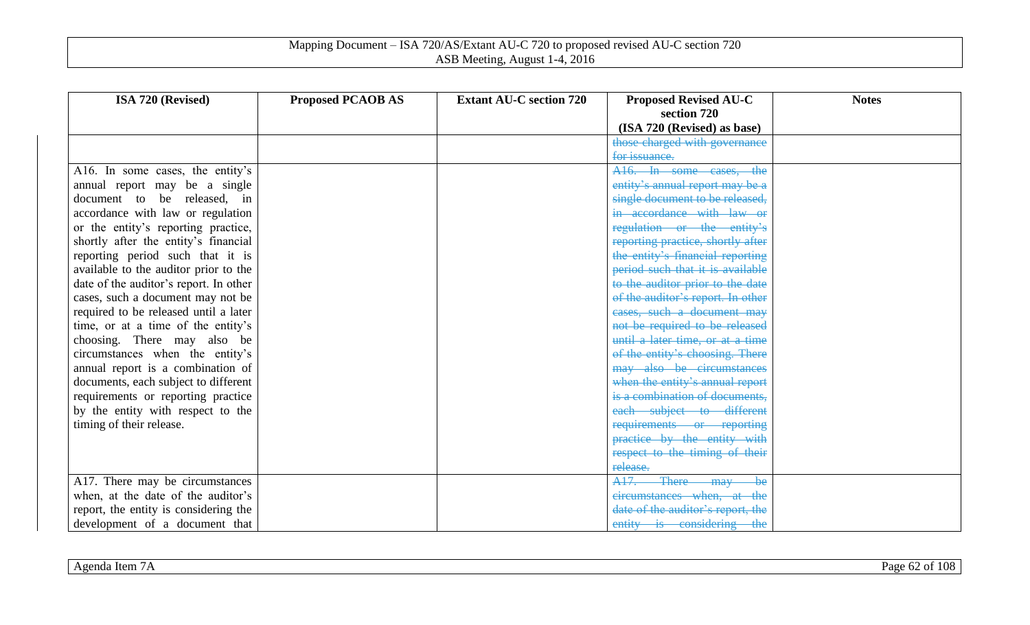| ISA 720 (Revised) | Proposed PCAOB AS | Extant AU-C section 720 | Proposed Revised AU-C section 720 (ISA 720 (Revised) as base) | Notes |
|---|---|---|---|---|
| | | | ~~those charged with governance for issuance.~~ | |
| A16. In some cases, the entity's annual report may be a single document to be released, in accordance with law or regulation or the entity's reporting practice, shortly after the entity's financial reporting period such that it is available to the auditor prior to the date of the auditor's report. In other cases, such a document may not be required to be released until a later time, or at a time of the entity's choosing. There may also be circumstances when the entity's annual report is a combination of documents, each subject to different requirements or reporting practice by the entity with respect to the timing of their release. | | | ~~A16. In some cases, the entity's annual report may be a single document to be released, in accordance with law or regulation or the entity's reporting practice, shortly after the entity's financial reporting period such that it is available to the auditor prior to the date of the auditor's report. In other cases, such a document may not be required to be released until a later time, or at a time of the entity's choosing. There may also be circumstances when the entity's annual report is a combination of documents, each subject to different requirements or reporting practice by the entity with respect to the timing of their release.~~ | |
| A17. There may be circumstances when, at the date of the auditor's report, the entity is considering the development of a document that | | | ~~A17. There may be circumstances when, at the date of the auditor's report, the entity is considering the~~ | |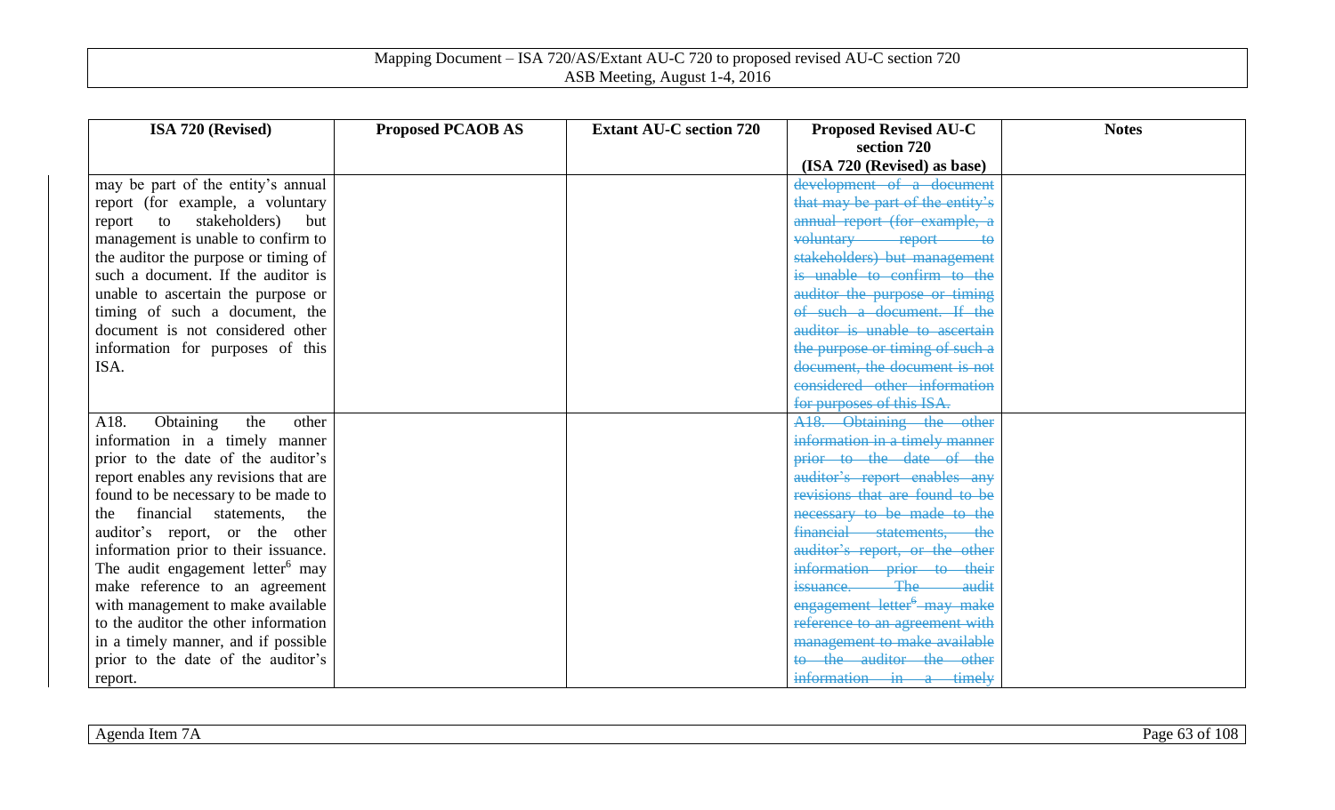| ISA 720 (Revised) | Proposed PCAOB AS | Extant AU-C section 720 | Proposed Revised AU-C section 720 (ISA 720 (Revised) as base) | Notes |
|---|---|---|---|---|
| may be part of the entity's annual report (for example, a voluntary report to stakeholders) but management is unable to confirm to the auditor the purpose or timing of such a document. If the auditor is unable to ascertain the purpose or timing of such a document, the document is not considered other information for purposes of this ISA. | | | ~~development of a document that may be part of the entity's annual report (for example, a voluntary report to stakeholders) but management is unable to confirm to the auditor the purpose or timing of such a document. If the auditor is unable to ascertain the purpose or timing of such a document, the document is not considered other information for purposes of this ISA.~~ | |
| A18. Obtaining the other information in a timely manner prior to the date of the auditor's report enables any revisions that are found to be necessary to be made to the financial statements, the auditor's report, or the other information prior to their issuance. The audit engagement letter[6] may make reference to an agreement with management to make available to the auditor the other information in a timely manner, and if possible prior to the date of the auditor's report. | | | ~~A18. Obtaining the other information in a timely manner prior to the date of the auditor's report enables any revisions that are found to be necessary to be made to the financial statements, the auditor's report, or the other information prior to their issuance. The audit engagement letter[6] may make reference to an agreement with management to make available to the auditor the other information in a timely~~ | |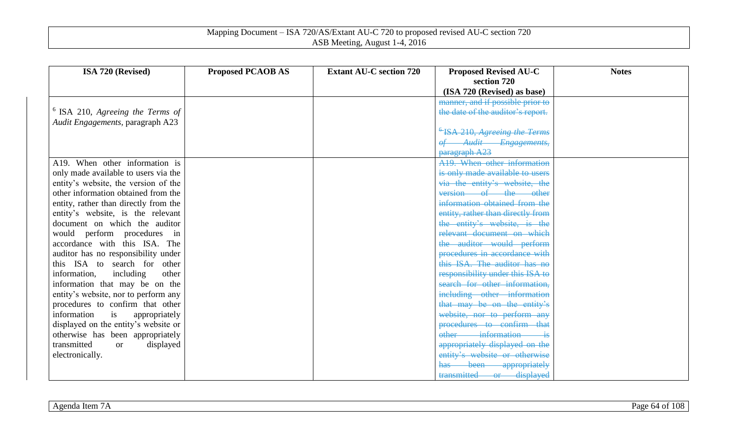| ISA 720 (Revised) | Proposed PCAOB AS | Extant AU-C section 720 | Proposed Revised AU-C section 720 (ISA 720 (Revised) as base) | Notes |
|---|---|---|---|---|
| [6] ISA 210, *Agreeing the Terms of Audit Engagements*, paragraph A23 | | | ~~manner, and if possible prior to the date of the auditor's report.~~ ~~[6] ISA 210, *Agreeing the Terms of Audit Engagements*, paragraph A23~~ | |
| A19. When other information is only made available to users via the entity's website, the version of the other information obtained from the entity, rather than directly from the entity's website, is the relevant document on which the auditor would perform procedures in accordance with this ISA. The auditor has no responsibility under this ISA to search for other information, including other information that may be on the entity's website, nor to perform any procedures to confirm that other information is appropriately displayed on the entity's website or otherwise has been appropriately transmitted or displayed electronically. | | | ~~A19. When other information is only made available to users via the entity's website, the version of the other information obtained from the entity, rather than directly from the entity's website, is the relevant document on which the auditor would perform procedures in accordance with this ISA. The auditor has no responsibility under this ISA to search for other information, including other information that may be on the entity's website, nor to perform any procedures to confirm that other information is appropriately displayed on the entity's website or otherwise has been appropriately transmitted or displayed~~ | |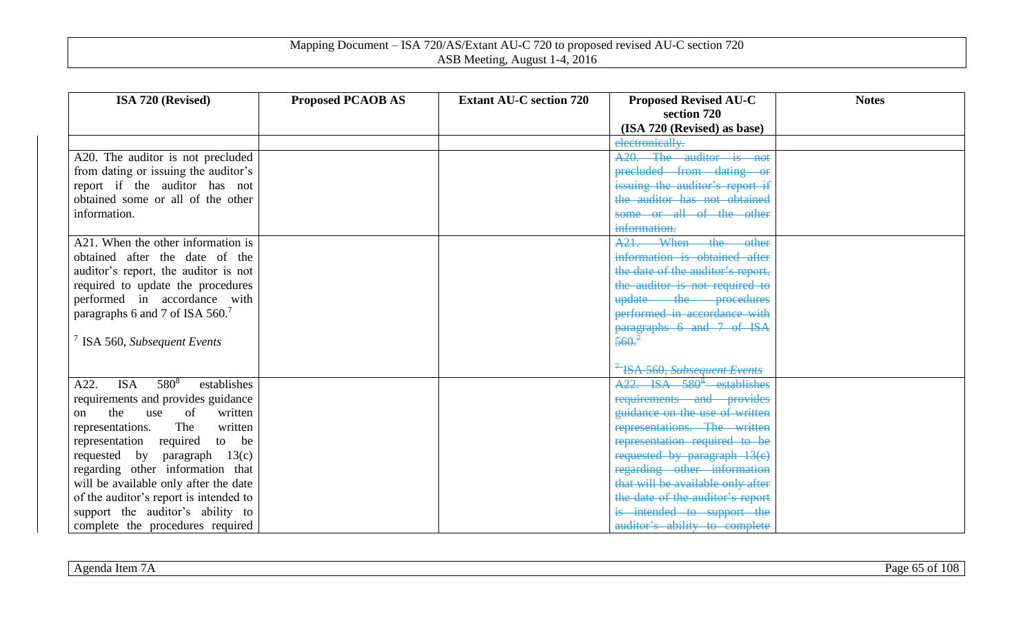| ISA 720 (Revised) | Proposed PCAOB AS | Extant AU-C section 720 | Proposed Revised AU-C section 720 (ISA 720 (Revised) as base) | Notes |
|---|---|---|---|---|
| | | | ~~electronically.~~ | |
| A20. The auditor is not precluded from dating or issuing the auditor's report if the auditor has not obtained some or all of the other information. | | | ~~A20. The auditor is not precluded from dating or issuing the auditor's report if the auditor has not obtained some or all of the other information.~~ | |
| A21. When the other information is obtained after the date of the auditor's report, the auditor is not required to update the procedures performed in accordance with paragraphs 6 and 7 of ISA 560.[7]<br><br>[7] ISA 560, *Subsequent Events* | | | ~~A21. When the other information is obtained after the date of the auditor's report, the auditor is not required to update the procedures performed in accordance with paragraphs 6 and 7 of ISA 560.[7]~~<br><br>~~[7] ISA 560, *Subsequent Events*~~ | |
| A22. ISA 580[8] establishes requirements and provides guidance on the use of written representations. The written representation required to be requested by paragraph 13(c) regarding other information that will be available only after the date of the auditor's report is intended to support the auditor's ability to complete the procedures required | | | ~~A22. ISA 580[8] establishes requirements and provides guidance on the use of written representations. The written representation required to be requested by paragraph 13(c) regarding other information that will be available only after the date of the auditor's report is intended to support the auditor's ability to complete~~ | |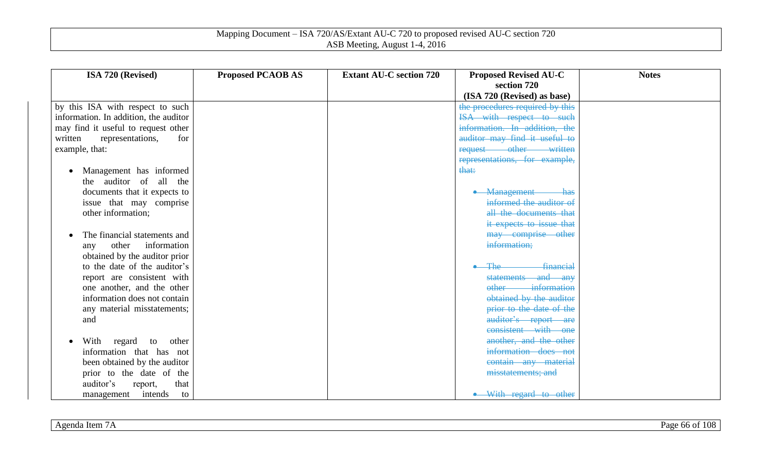| ISA 720 (Revised) | Proposed PCAOB AS | Extant AU-C section 720 | Proposed Revised AU-C section 720 (ISA 720 (Revised) as base) | Notes |
|---|---|---|---|---|
| by this ISA with respect to such information. In addition, the auditor may find it useful to request other written representations, for example, that:<br><br>• Management has informed the auditor of all the documents that it expects to issue that may comprise other information;<br><br>• The financial statements and any other information obtained by the auditor prior to the date of the auditor's report are consistent with one another, and the other information does not contain any material misstatements; and<br><br>• With regard to other information that has not been obtained by the auditor prior to the date of the auditor's report, that management intends to | | | ~~the procedures required by this ISA with respect to such information. In addition, the auditor may find it useful to request other written representations, for example, that:~~<br><br>~~• Management has informed the auditor of all the documents that it expects to issue that may comprise other information;~~<br><br>~~• The financial statements and any other information obtained by the auditor prior to the date of the auditor's report are consistent with one another, and the other information does not contain any material misstatements; and~~<br><br>~~• With regard to other~~ | |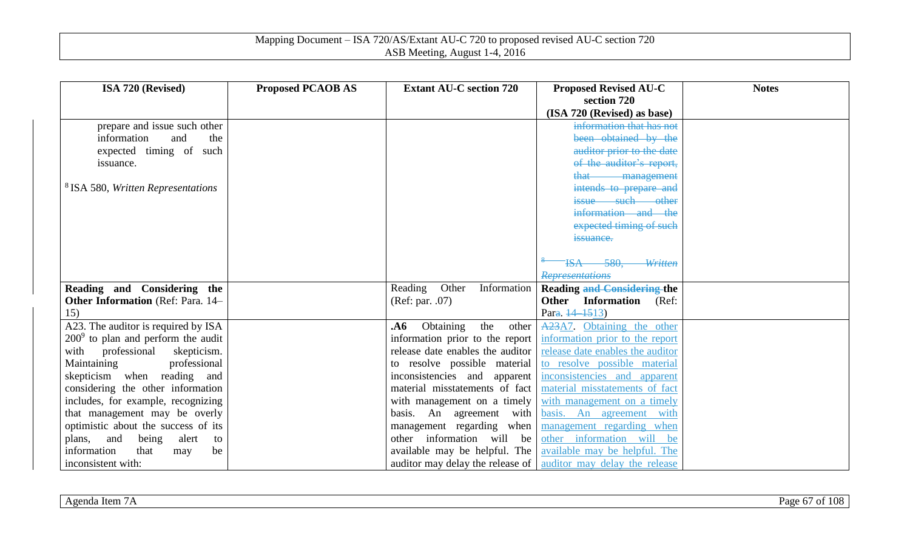| ISA 720 (Revised) | Proposed PCAOB AS | Extant AU-C section 720 | Proposed Revised AU-C section 720 (ISA 720 (Revised) as base) | Notes |
|---|---|---|---|---|
| prepare and issue such other information and the expected timing of such issuance.<br><br>[8] ISA 580, *Written Representations* | | | ~~information that has not been obtained by the auditor prior to the date of the auditor's report, that management intends to prepare and issue such other information and the expected timing of such issuance.~~<br><br>~~[8] ISA 580, *Written Representations*~~ | |
| **Reading and Considering the Other Information** (Ref: Para. 14–15) | | Reading Other Information (Ref: par. .07) | **Reading ~~and Considering~~ the Other Information** (Ref: Par~~a~~. ~~14–15~~13) | |
| A23. The auditor is required by ISA 200[9] to plan and perform the audit with professional skepticism. Maintaining professional skepticism when reading and considering the other information includes, for example, recognizing that management may be overly optimistic about the success of its plans, and being alert to information that may be inconsistent with: | | **.A6** Obtaining the other information prior to the report release date enables the auditor to resolve possible material inconsistencies and apparent material misstatements of fact with management on a timely basis. An agreement with management regarding when other information will be available may be helpful. The auditor may delay the release of | ~~A23~~A7. Obtaining the other information prior to the report release date enables the auditor to resolve possible material inconsistencies and apparent material misstatements of fact with management on a timely basis. An agreement with management regarding when other information will be available may be helpful. The auditor may delay the release | |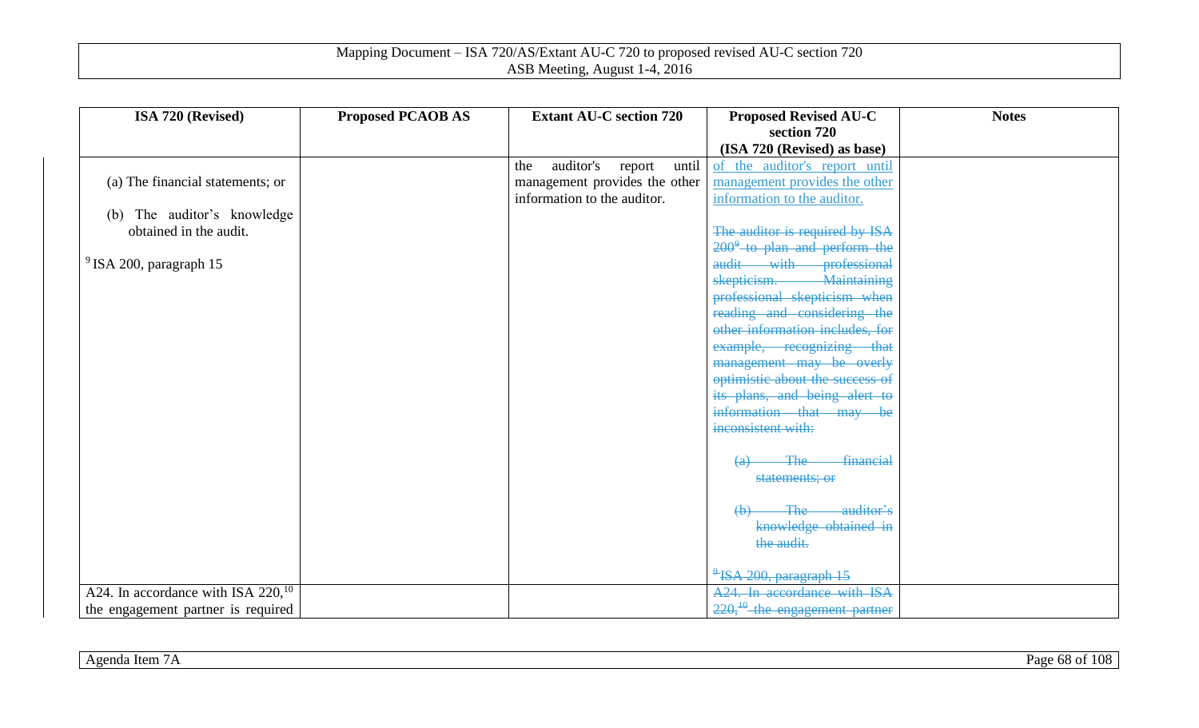| ISA 720 (Revised) | Proposed PCAOB AS | Extant AU-C section 720 | Proposed Revised AU-C section 720 (ISA 720 (Revised) as base) | Notes |
|---|---|---|---|---|
| (a) The financial statements; or<br><br>(b) The auditor's knowledge obtained in the audit.<br><br>[9] ISA 200, paragraph 15 | | the auditor's report until management provides the other information to the auditor. | of the auditor's report until management provides the other information to the auditor.<br><br>~~The auditor is required by ISA 200[9] to plan and perform the audit with professional skepticism. Maintaining professional skepticism when reading and considering the other information includes, for example, recognizing that management may be overly optimistic about the success of its plans, and being alert to information that may be inconsistent with:~~<br><br>~~(a) The financial statements; or~~<br><br>~~(b) The auditor's knowledge obtained in the audit.~~<br><br>~~[9] ISA 200, paragraph 15~~ | |
| A24. In accordance with ISA 220,[10] the engagement partner is required | | | ~~A24. In accordance with ISA 220,[10] the engagement partner~~ | |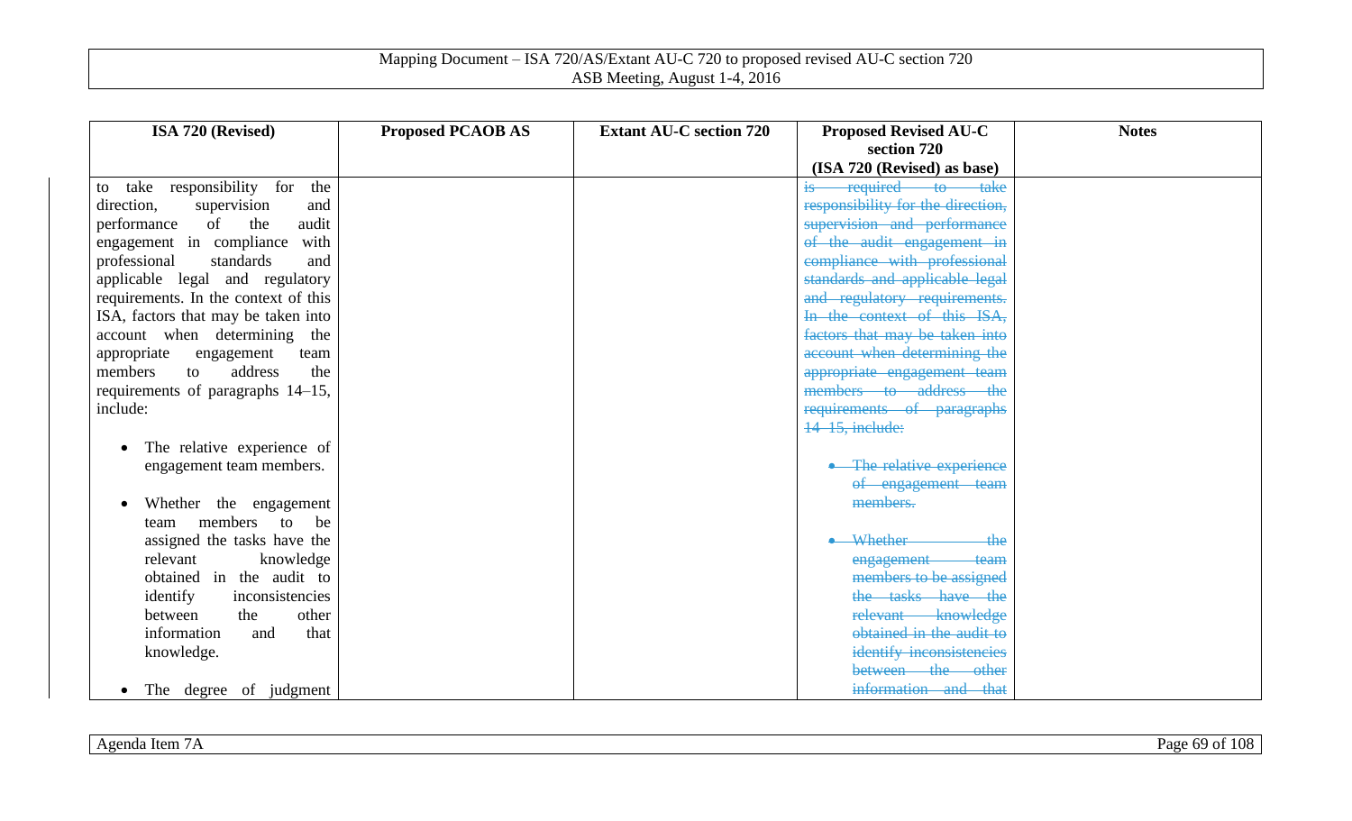| ISA 720 (Revised) | Proposed PCAOB AS | Extant AU-C section 720 | Proposed Revised AU-C section 720 (ISA 720 (Revised) as base) | Notes |
|---|---|---|---|---|
| to take responsibility for the direction, supervision and performance of the audit engagement in compliance with professional standards and applicable legal and regulatory requirements. In the context of this ISA, factors that may be taken into account when determining the appropriate engagement team members to address the requirements of paragraphs 14–15, include:<br><br>• The relative experience of engagement team members.<br><br>• Whether the engagement team members to be assigned the tasks have the relevant knowledge obtained in the audit to identify inconsistencies between the other information and that knowledge.<br><br>• The degree of judgment | | | ~~is required to take responsibility for the direction, supervision and performance of the audit engagement in compliance with professional standards and applicable legal and regulatory requirements. In the context of this ISA, factors that may be taken into account when determining the appropriate engagement team members to address the requirements of paragraphs 14–15, include:~~<br><br>~~• The relative experience of engagement team members.~~<br><br>~~• Whether the engagement team members to be assigned the tasks have the relevant knowledge obtained in the audit to identify inconsistencies between the other information and that~~ | |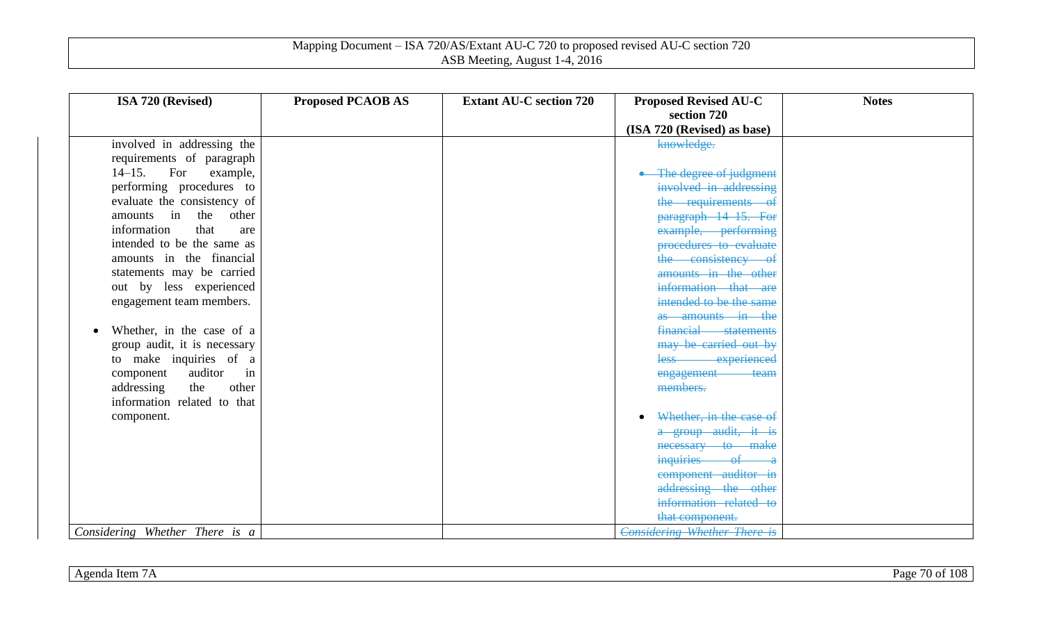| ISA 720 (Revised) | Proposed PCAOB AS | Extant AU-C section 720 | Proposed Revised AU-C section 720 (ISA 720 (Revised) as base) | Notes |
|---|---|---|---|---|
| involved in addressing the requirements of paragraph 14–15. For example, performing procedures to evaluate the consistency of amounts in the other information that are intended to be the same as amounts in the financial statements may be carried out by less experienced engagement team members.<br><br>• Whether, in the case of a group audit, it is necessary to make inquiries of a component auditor in addressing the other information related to that component. | | | ~~knowledge.~~<br><br>• ~~The degree of judgment involved in addressing the requirements of paragraph 14–15. For example, performing procedures to evaluate the consistency of amounts in the other information that are intended to be the same as amounts in the financial statements may be carried out by less experienced engagement team members.~~<br><br>• ~~Whether, in the case of a group audit, it is necessary to make inquiries of a component auditor in addressing the other information related to that component.~~ | |
| *Considering Whether There is a* | | | ~~*Considering Whether There is*~~ | |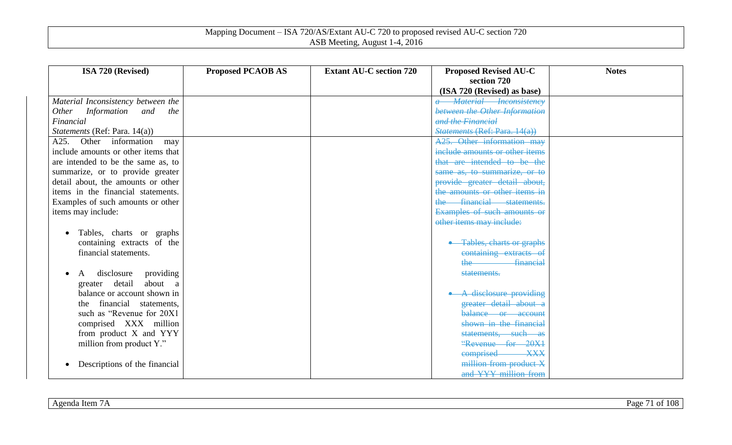| ISA 720 (Revised) | Proposed PCAOB AS | Extant AU-C section 720 | Proposed Revised AU-C section 720 (ISA 720 (Revised) as base) | Notes |
|---|---|---|---|---|
| *Material Inconsistency between the Other Information and the Financial Statements* (Ref: Para. 14(a)) | | | ~~*a Material Inconsistency between the Other Information and the Financial Statements* (Ref: Para. 14(a))~~ | |
| A25. Other information may include amounts or other items that are intended to be the same as, to summarize, or to provide greater detail about, the amounts or other items in the financial statements. Examples of such amounts or other items may include:<br><br>• Tables, charts or graphs containing extracts of the financial statements.<br><br>• A disclosure providing greater detail about a balance or account shown in the financial statements, such as "Revenue for 20X1 comprised XXX million from product X and YYY million from product Y."<br><br>• Descriptions of the financial | | | ~~A25. Other information may include amounts or other items that are intended to be the same as, to summarize, or to provide greater detail about, the amounts or other items in the financial statements. Examples of such amounts or other items may include:~~<br><br>~~• Tables, charts or graphs containing extracts of the financial statements.~~<br><br>~~• A disclosure providing greater detail about a balance or account shown in the financial statements, such as "Revenue for 20X1 comprised XXX million from product X and YYY million from~~ | |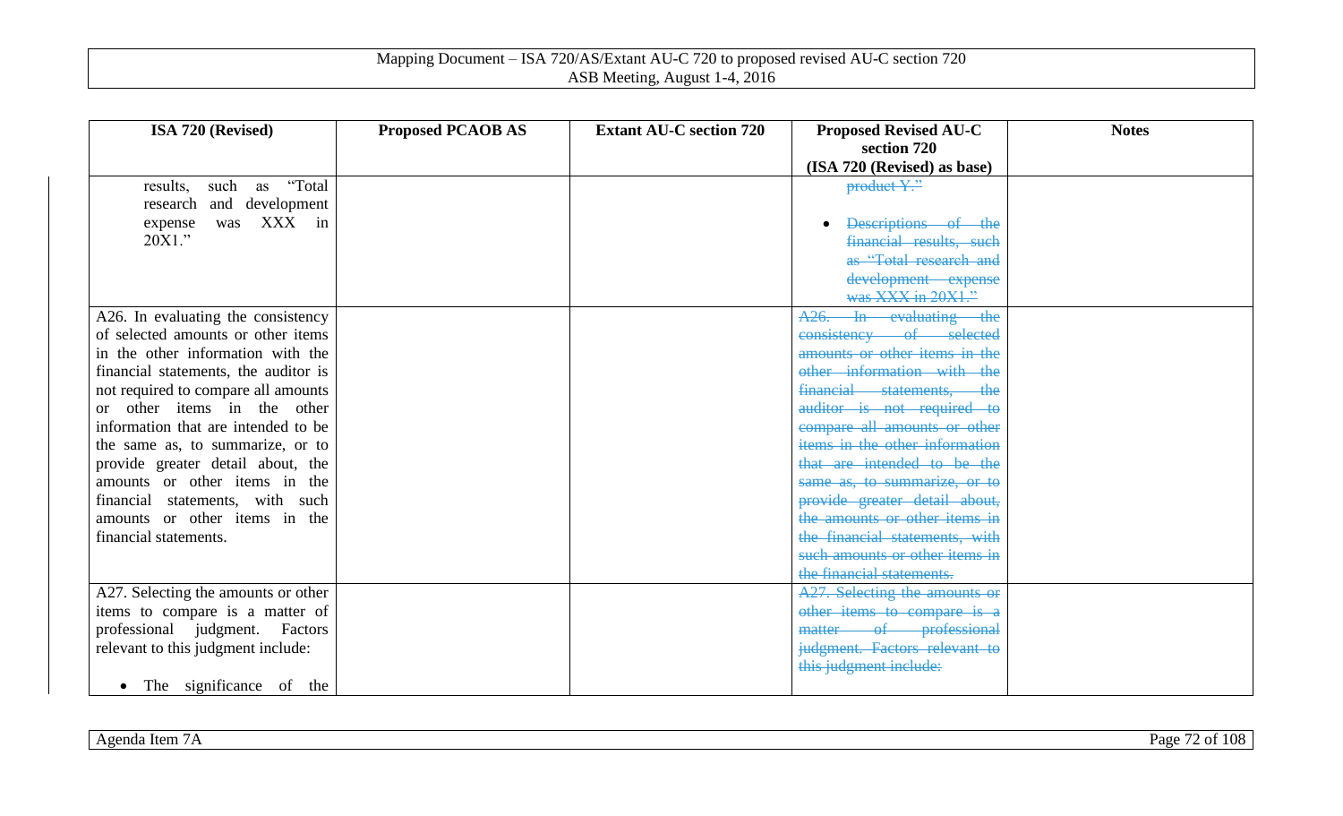| ISA 720 (Revised) | Proposed PCAOB AS | Extant AU-C section 720 | Proposed Revised AU-C section 720 (ISA 720 (Revised) as base) | Notes |
|---|---|---|---|---|
| results, such as "Total research and development expense was XXX in 20X1." | | | ~~product Y."~~<br><br>• ~~Descriptions of the financial results, such as "Total research and development expense was XXX in 20X1."~~ | |
| A26. In evaluating the consistency of selected amounts or other items in the other information with the financial statements, the auditor is not required to compare all amounts or other items in the other information that are intended to be the same as, to summarize, or to provide greater detail about, the amounts or other items in the financial statements, with such amounts or other items in the financial statements. | | | ~~A26. In evaluating the consistency of selected amounts or other items in the other information with the financial statements, the auditor is not required to compare all amounts or other items in the other information that are intended to be the same as, to summarize, or to provide greater detail about, the amounts or other items in the financial statements, with such amounts or other items in the financial statements.~~ | |
| A27. Selecting the amounts or other items to compare is a matter of professional judgment. Factors relevant to this judgment include:<br><br>• The significance of the | | | ~~A27. Selecting the amounts or other items to compare is a matter of professional judgment. Factors relevant to this judgment include:~~ | |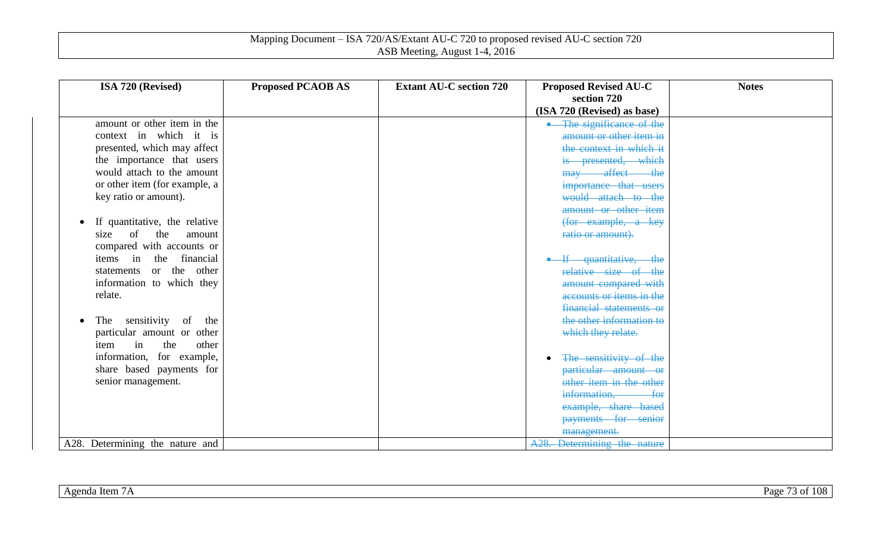| ISA 720 (Revised) | Proposed PCAOB AS | Extant AU-C section 720 | Proposed Revised AU-C section 720 (ISA 720 (Revised) as base) | Notes |
|---|---|---|---|---|
| amount or other item in the context in which it is presented, which may affect the importance that users would attach to the amount or other item (for example, a key ratio or amount).<br><br>• If quantitative, the relative size of the amount compared with accounts or items in the financial statements or the other information to which they relate.<br><br>• The sensitivity of the particular amount or other item in the other information, for example, share based payments for senior management. | | | ~~• The significance of the amount or other item in the context in which it is presented, which may affect the importance that users would attach to the amount or other item (for example, a key ratio or amount).~~<br><br>~~• If quantitative, the relative size of the amount compared with accounts or items in the financial statements or the other information to which they relate.~~<br><br>• ~~The sensitivity of the particular amount or other item in the other information, for example, share based payments for senior management.~~ | |
| A28. Determining the nature and | | | ~~A28. Determining the nature~~ | |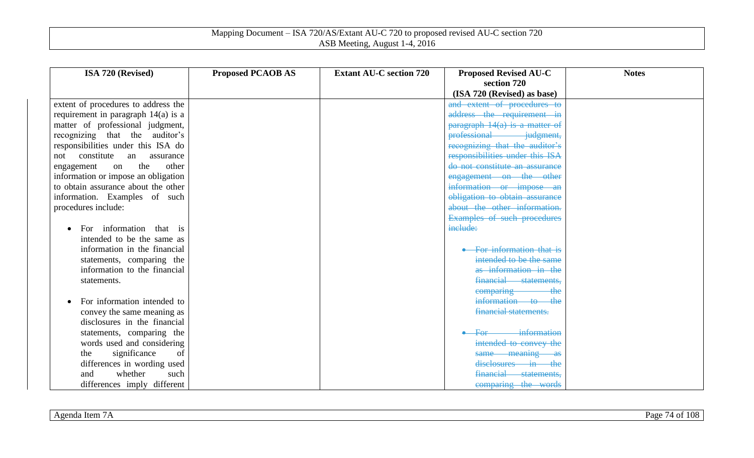| ISA 720 (Revised) | Proposed PCAOB AS | Extant AU-C section 720 | Proposed Revised AU-C section 720 (ISA 720 (Revised) as base) | Notes |
|---|---|---|---|---|
| extent of procedures to address the requirement in paragraph 14(a) is a matter of professional judgment, recognizing that the auditor's responsibilities under this ISA do not constitute an assurance engagement on the other information or impose an obligation to obtain assurance about the other information. Examples of such procedures include:<br><br>• For information that is intended to be the same as information in the financial statements, comparing the information to the financial statements.<br><br>• For information intended to convey the same meaning as disclosures in the financial statements, comparing the words used and considering the significance of differences in wording used and whether such differences imply different | | | ~~and extent of procedures to address the requirement in paragraph 14(a) is a matter of professional judgment, recognizing that the auditor's responsibilities under this ISA do not constitute an assurance engagement on the other information or impose an obligation to obtain assurance about the other information. Examples of such procedures include:~~<br><br>~~• For information that is intended to be the same as information in the financial statements, comparing the information to the financial statements.~~<br><br>~~• For information intended to convey the same meaning as disclosures in the financial statements, comparing the words~~ | |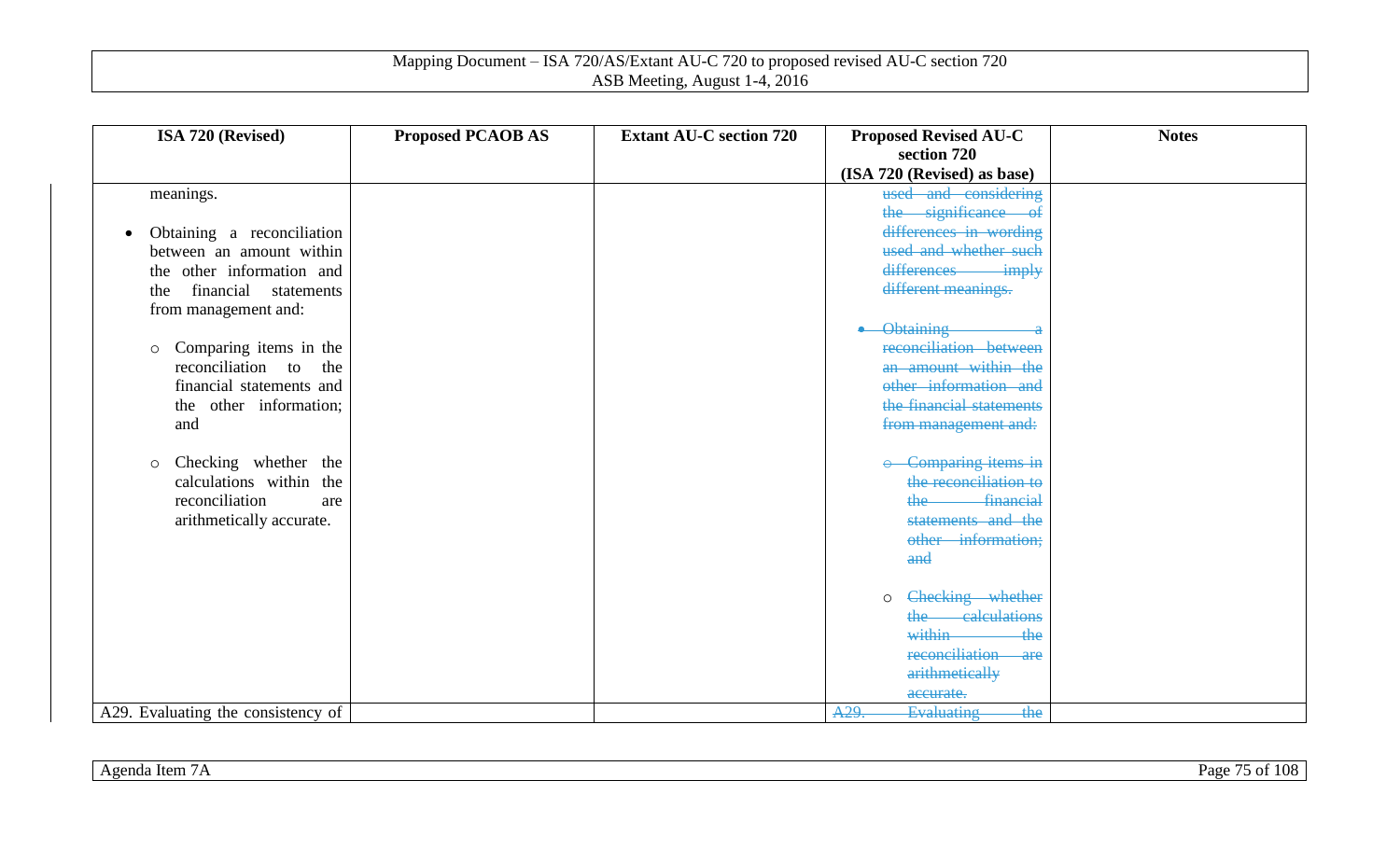| ISA 720 (Revised) | Proposed PCAOB AS | Extant AU-C section 720 | Proposed Revised AU-C section 720 (ISA 720 (Revised) as base) | Notes |
|---|---|---|---|---|
| meanings.<br><br>• Obtaining a reconciliation between an amount within the other information and the financial statements from management and:<br><br>○ Comparing items in the reconciliation to the financial statements and the other information; and<br><br>○ Checking whether the calculations within the reconciliation are arithmetically accurate. | | | ~~used and considering the significance of differences in wording used and whether such differences imply different meanings.~~<br><br>• ~~Obtaining a reconciliation between an amount within the other information and the financial statements from management and:~~<br><br>○ ~~Comparing items in the reconciliation to the financial statements and the other information; and~~<br><br>○ ~~Checking whether the calculations within the reconciliation are arithmetically accurate.~~ | |
| A29. Evaluating the consistency of | | | ~~A29. Evaluating the~~ | |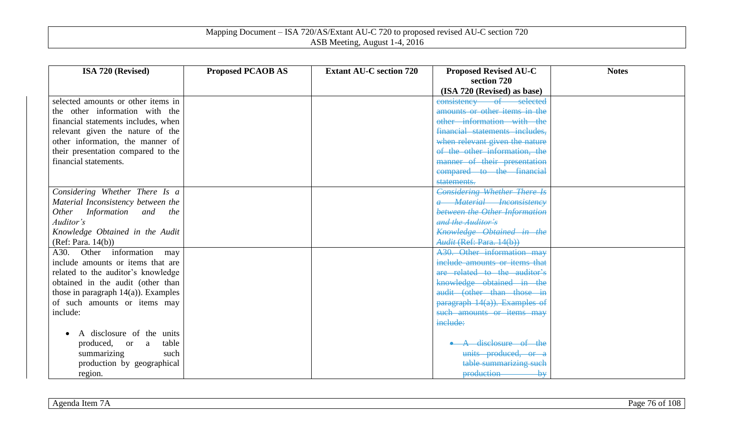| ISA 720 (Revised) | Proposed PCAOB AS | Extant AU-C section 720 | Proposed Revised AU-C section 720 (ISA 720 (Revised) as base) | Notes |
|---|---|---|---|---|
| selected amounts or other items in the other information with the financial statements includes, when relevant given the nature of the other information, the manner of their presentation compared to the financial statements. | | | ~~consistency of selected amounts or other items in the other information with the financial statements includes, when relevant given the nature of the other information, the manner of their presentation compared to the financial statements.~~ | |
| *Considering Whether There Is a Material Inconsistency between the Other Information and the Auditor's Knowledge Obtained in the Audit* (Ref: Para. 14(b)) | | | ~~*Considering Whether There Is a Material Inconsistency between the Other Information and the Auditor's Knowledge Obtained in the Audit* (Ref: Para. 14(b))~~ | |
| A30. Other information may include amounts or items that are related to the auditor's knowledge obtained in the audit (other than those in paragraph 14(a)). Examples of such amounts or items may include:<br><br>• A disclosure of the units produced, or a table summarizing such production by geographical region. | | | ~~A30. Other information may include amounts or items that are related to the auditor's knowledge obtained in the audit (other than those in paragraph 14(a)). Examples of such amounts or items may include:~~<br><br>~~• A disclosure of the units produced, or a table summarizing such production by~~ | |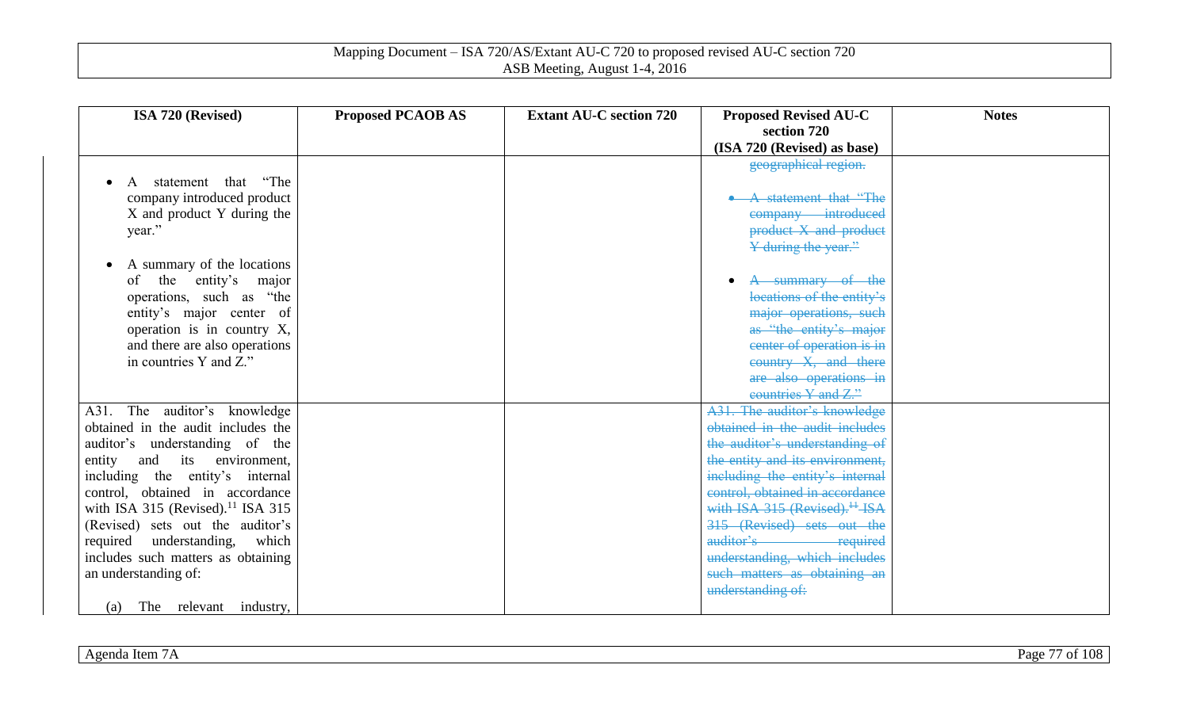| ISA 720 (Revised) | Proposed PCAOB AS | Extant AU-C section 720 | Proposed Revised AU-C section 720 (ISA 720 (Revised) as base) | Notes |
|---|---|---|---|---|
| • A statement that "The company introduced product X and product Y during the year."<br><br>• A summary of the locations of the entity's major operations, such as "the entity's major center of operation is in country X, and there are also operations in countries Y and Z." | | | ~~geographical region.~~<br><br>• ~~A statement that "The company introduced product X and product Y during the year."~~<br><br>• ~~A summary of the locations of the entity's major operations, such as "the entity's major center of operation is in country X, and there are also operations in countries Y and Z."~~ | |
| A31. The auditor's knowledge obtained in the audit includes the auditor's understanding of the entity and its environment, including the entity's internal control, obtained in accordance with ISA 315 (Revised).[11] ISA 315 (Revised) sets out the auditor's required understanding, which includes such matters as obtaining an understanding of:<br><br>(a) The relevant industry, | | | ~~A31. The auditor's knowledge obtained in the audit includes the auditor's understanding of the entity and its environment, including the entity's internal control, obtained in accordance with ISA 315 (Revised).[11] ISA 315 (Revised) sets out the auditor's required understanding, which includes such matters as obtaining an understanding of:~~ | |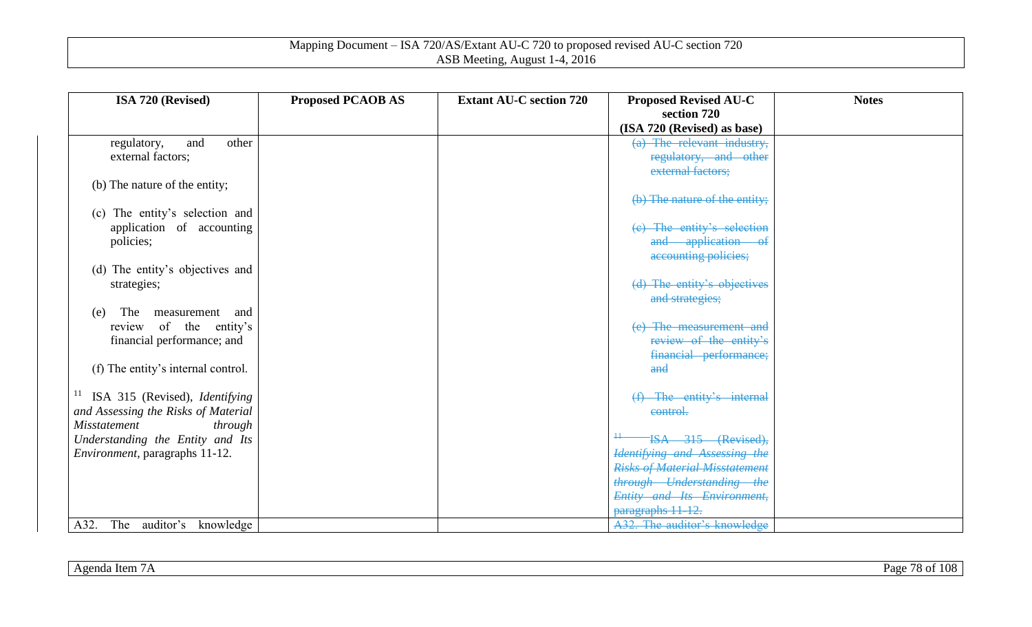| ISA 720 (Revised) | Proposed PCAOB AS | Extant AU-C section 720 | Proposed Revised AU-C section 720 (ISA 720 (Revised) as base) | Notes |
|---|---|---|---|---|
| regulatory, and other external factors;<br><br>(b) The nature of the entity;<br><br>(c) The entity's selection and application of accounting policies;<br><br>(d) The entity's objectives and strategies;<br><br>(e) The measurement and review of the entity's financial performance; and<br><br>(f) The entity's internal control.<br><br>[11] ISA 315 (Revised), *Identifying and Assessing the Risks of Material Misstatement through Understanding the Entity and Its Environment*, paragraphs 11-12. | | | ~~(a) The relevant industry, regulatory, and other external factors;~~<br><br>~~(b) The nature of the entity;~~<br><br>~~(c) The entity's selection and application of accounting policies;~~<br><br>~~(d) The entity's objectives and strategies;~~<br><br>~~(e) The measurement and review of the entity's financial performance; and~~<br><br>~~(f) The entity's internal control.~~<br><br>~~[11] ISA 315 (Revised), *Identifying and Assessing the Risks of Material Misstatement through Understanding the Entity and Its Environment*, paragraphs 11-12.~~ | |
| A32. The auditor's knowledge | | | ~~A32. The auditor's knowledge~~ | |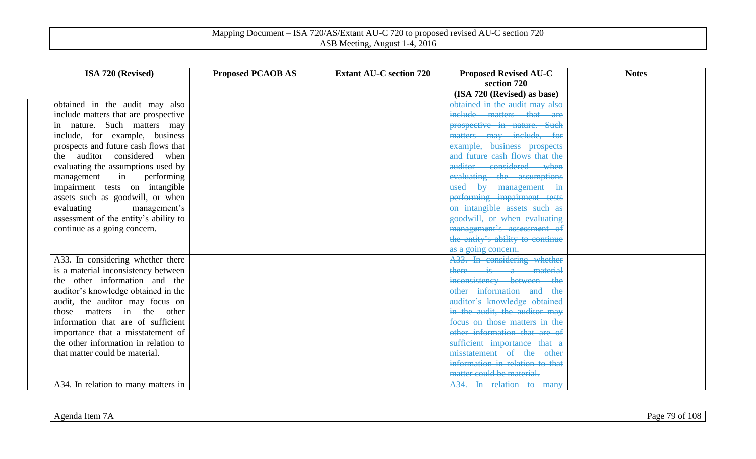| ISA 720 (Revised) | Proposed PCAOB AS | Extant AU-C section 720 | Proposed Revised AU-C section 720 (ISA 720 (Revised) as base) | Notes |
|---|---|---|---|---|
| obtained in the audit may also include matters that are prospective in nature. Such matters may include, for example, business prospects and future cash flows that the auditor considered when evaluating the assumptions used by management in performing impairment tests on intangible assets such as goodwill, or when evaluating management's assessment of the entity's ability to continue as a going concern. | | | ~~obtained in the audit may also include matters that are prospective in nature. Such matters may include, for example, business prospects and future cash flows that the auditor considered when evaluating the assumptions used by management in performing impairment tests on intangible assets such as goodwill, or when evaluating management's assessment of the entity's ability to continue as a going concern.~~ | |
| A33. In considering whether there is a material inconsistency between the other information and the auditor's knowledge obtained in the audit, the auditor may focus on those matters in the other information that are of sufficient importance that a misstatement of the other information in relation to that matter could be material. | | | ~~A33. In considering whether there is a material inconsistency between the other information and the auditor's knowledge obtained in the audit, the auditor may focus on those matters in the other information that are of sufficient importance that a misstatement of the other information in relation to that matter could be material.~~ | |
| A34. In relation to many matters in | | | ~~A34. In relation to many~~ | |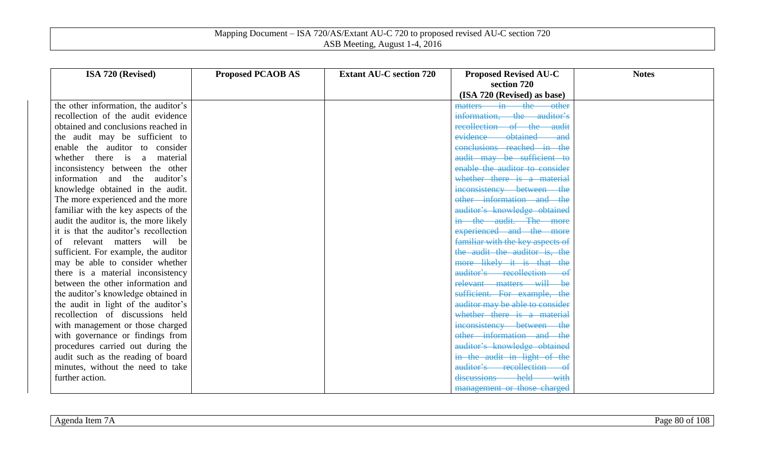| ISA 720 (Revised) | Proposed PCAOB AS | Extant AU-C section 720 | Proposed Revised AU-C section 720 (ISA 720 (Revised) as base) | Notes |
|---|---|---|---|---|
| the other information, the auditor's recollection of the audit evidence obtained and conclusions reached in the audit may be sufficient to enable the auditor to consider whether there is a material inconsistency between the other information and the auditor's knowledge obtained in the audit. The more experienced and the more familiar with the key aspects of the audit the auditor is, the more likely it is that the auditor's recollection of relevant matters will be sufficient. For example, the auditor may be able to consider whether there is a material inconsistency between the other information and the auditor's knowledge obtained in the audit in light of the auditor's recollection of discussions held with management or those charged with governance or findings from procedures carried out during the audit such as the reading of board minutes, without the need to take further action. | | | ~~matters in the other information, the auditor's recollection of the audit evidence obtained and conclusions reached in the audit may be sufficient to enable the auditor to consider whether there is a material inconsistency between the other information and the auditor's knowledge obtained in the audit. The more experienced and the more familiar with the key aspects of the audit the auditor is, the more likely it is that the auditor's recollection of relevant matters will be sufficient. For example, the auditor may be able to consider whether there is a material inconsistency between the other information and the auditor's knowledge obtained in the audit in light of the auditor's recollection of discussions held with management or those charged~~ | |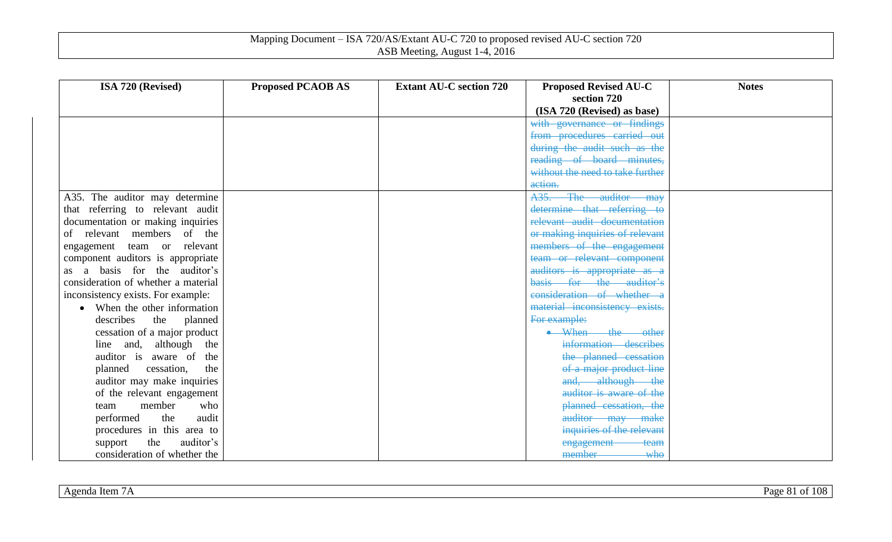| ISA 720 (Revised) | Proposed PCAOB AS | Extant AU-C section 720 | Proposed Revised AU-C section 720 (ISA 720 (Revised) as base) | Notes |
|---|---|---|---|---|
| | | | ~~with governance or findings from procedures carried out during the audit such as the reading of board minutes, without the need to take further action.~~ | |
| A35. The auditor may determine that referring to relevant audit documentation or making inquiries of relevant members of the engagement team or relevant component auditors is appropriate as a basis for the auditor's consideration of whether a material inconsistency exists. For example: <br>• When the other information describes the planned cessation of a major product line and, although the auditor is aware of the planned cessation, the auditor may make inquiries of the relevant engagement team member who performed the audit procedures in this area to support the auditor's consideration of whether the | | | ~~A35. The auditor may determine that referring to relevant audit documentation or making inquiries of relevant members of the engagement team or relevant component auditors is appropriate as a basis for the auditor's consideration of whether a material inconsistency exists. For example:~~ <br>~~• When the other information describes the planned cessation of a major product line and, although the auditor is aware of the planned cessation, the auditor may make inquiries of the relevant engagement team member who~~ | |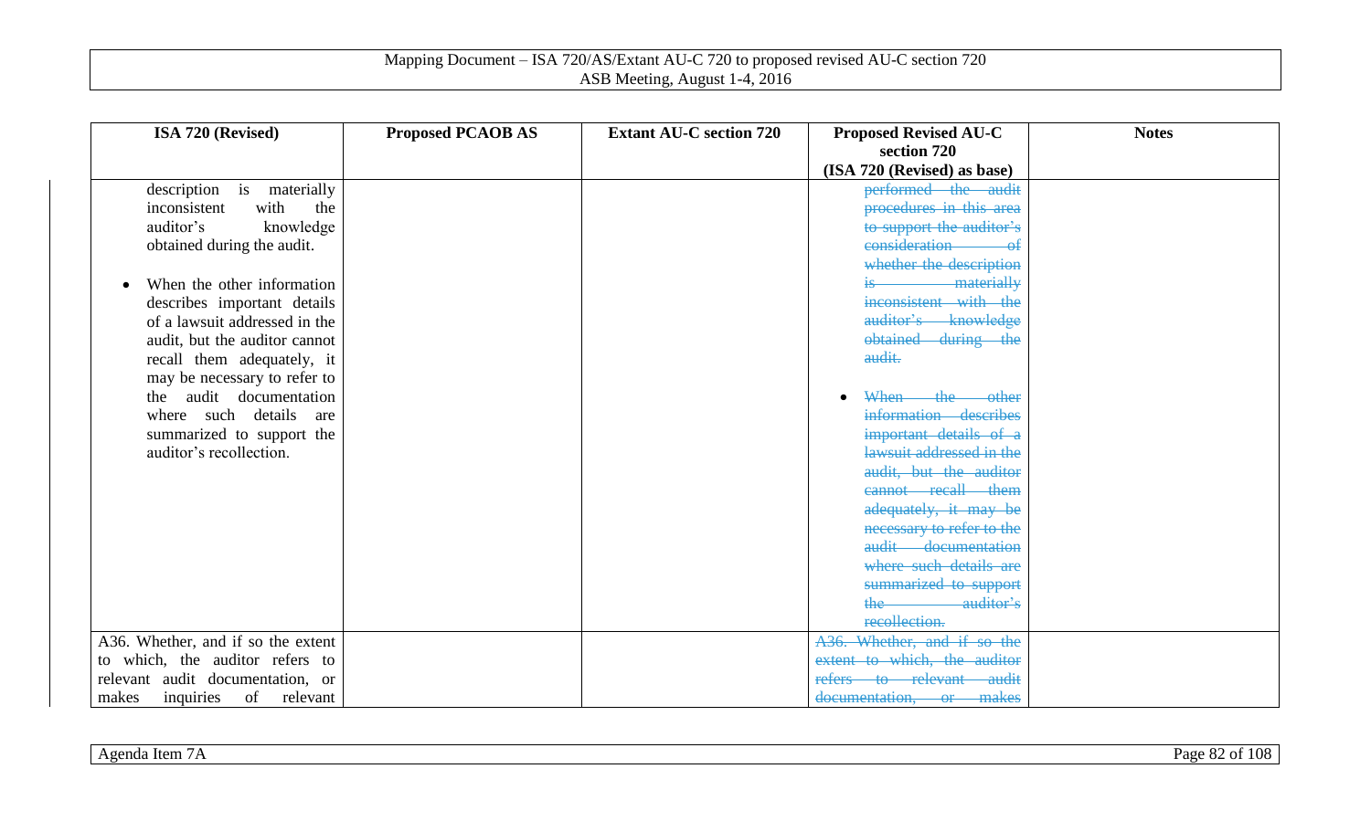| ISA 720 (Revised) | Proposed PCAOB AS | Extant AU-C section 720 | Proposed Revised AU-C section 720 (ISA 720 (Revised) as base) | Notes |
|---|---|---|---|---|
| description is materially inconsistent with the auditor's knowledge obtained during the audit.<br><br>• When the other information describes important details of a lawsuit addressed in the audit, but the auditor cannot recall them adequately, it may be necessary to refer to the audit documentation where such details are summarized to support the auditor's recollection. | | | ~~performed the audit procedures in this area to support the auditor's consideration of whether the description is materially inconsistent with the auditor's knowledge obtained during the audit.~~<br><br>• ~~When the other information describes important details of a lawsuit addressed in the audit, but the auditor cannot recall them adequately, it may be necessary to refer to the audit documentation where such details are summarized to support the auditor's recollection.~~ | |
| A36. Whether, and if so the extent to which, the auditor refers to relevant audit documentation, or makes inquiries of relevant | | | ~~A36. Whether, and if so the extent to which, the auditor refers to relevant audit documentation, or makes~~ | |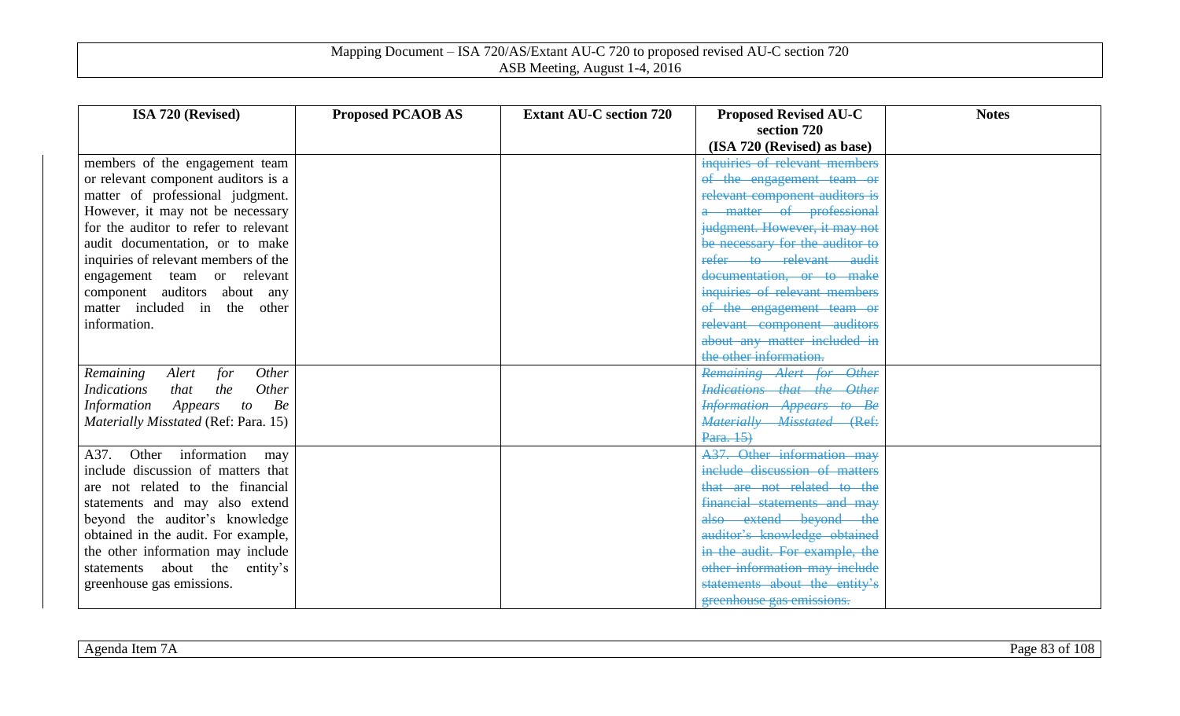| ISA 720 (Revised) | Proposed PCAOB AS | Extant AU-C section 720 | Proposed Revised AU-C section 720 (ISA 720 (Revised) as base) | Notes |
|---|---|---|---|---|
| members of the engagement team or relevant component auditors is a matter of professional judgment. However, it may not be necessary for the auditor to refer to relevant audit documentation, or to make inquiries of relevant members of the engagement team or relevant component auditors about any matter included in the other information. | | | ~~inquiries of relevant members of the engagement team or relevant component auditors is a matter of professional judgment. However, it may not be necessary for the auditor to refer to relevant audit documentation, or to make inquiries of relevant members of the engagement team or relevant component auditors about any matter included in the other information.~~ | |
| *Remaining Alert for Other Indications that the Other Information Appears to Be Materially Misstated* (Ref: Para. 15) | | | ~~*Remaining Alert for Other Indications that the Other Information Appears to Be Materially Misstated* (Ref: Para. 15)~~ | |
| A37. Other information may include discussion of matters that are not related to the financial statements and may also extend beyond the auditor's knowledge obtained in the audit. For example, the other information may include statements about the entity's greenhouse gas emissions. | | | ~~A37. Other information may include discussion of matters that are not related to the financial statements and may also extend beyond the auditor's knowledge obtained in the audit. For example, the other information may include statements about the entity's greenhouse gas emissions.~~ | |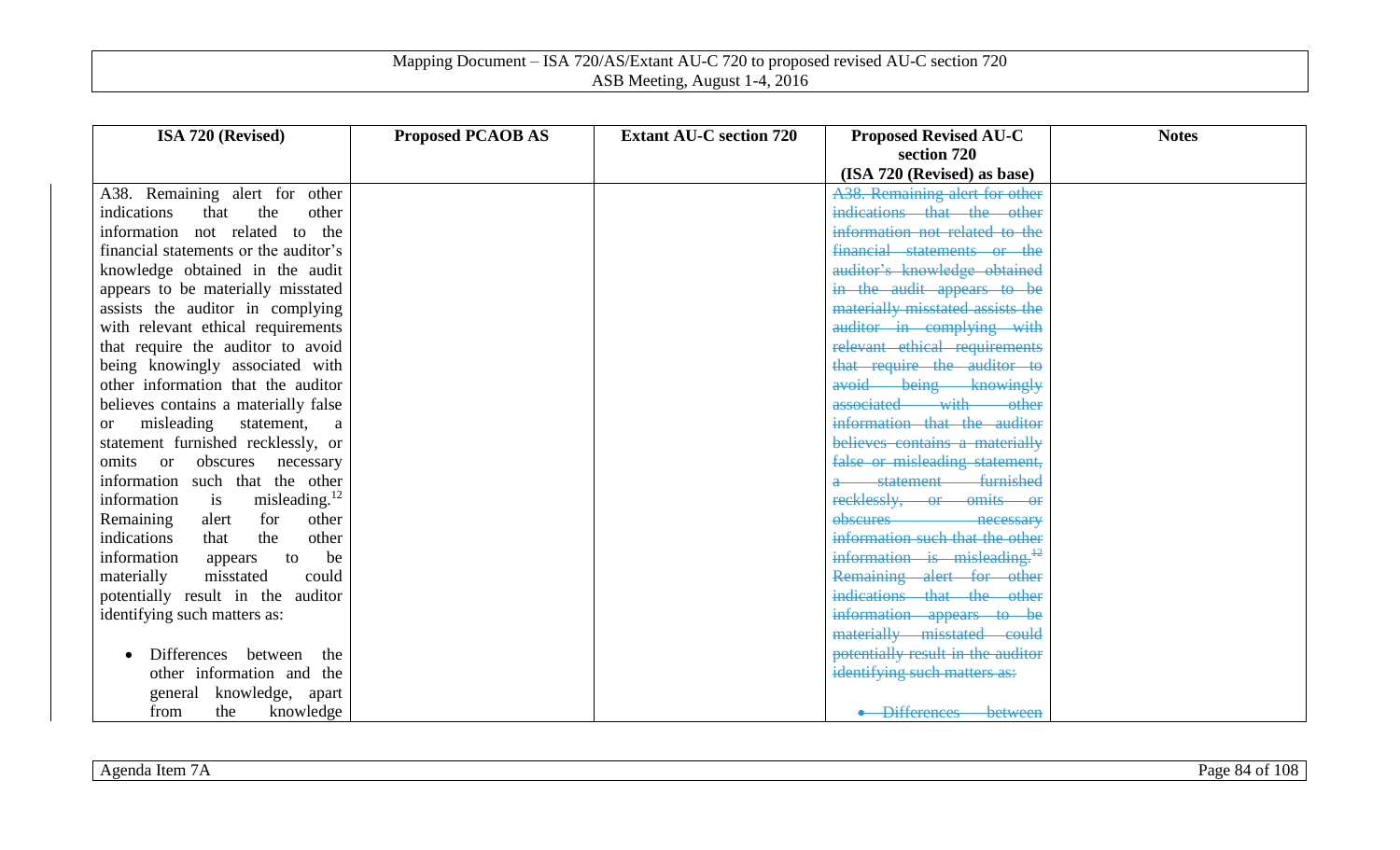| ISA 720 (Revised) | Proposed PCAOB AS | Extant AU-C section 720 | Proposed Revised AU-C section 720 (ISA 720 (Revised) as base) | Notes |
|---|---|---|---|---|
| A38. Remaining alert for other indications that the other information not related to the financial statements or the auditor's knowledge obtained in the audit appears to be materially misstated assists the auditor in complying with relevant ethical requirements that require the auditor to avoid being knowingly associated with other information that the auditor believes contains a materially false or misleading statement, a statement furnished recklessly, or omits or obscures necessary information such that the other information is misleading.[12] Remaining alert for other indications that the other information appears to be materially misstated could potentially result in the auditor identifying such matters as:<br><br>• Differences between the other information and the general knowledge, apart from the knowledge | | | ~~A38. Remaining alert for other indications that the other information not related to the financial statements or the auditor's knowledge obtained in the audit appears to be materially misstated assists the auditor in complying with relevant ethical requirements that require the auditor to avoid being knowingly associated with other information that the auditor believes contains a materially false or misleading statement, a statement furnished recklessly, or omits or obscures necessary information such that the other information is misleading.[12] Remaining alert for other indications that the other information appears to be materially misstated could potentially result in the auditor identifying such matters as:~~<br><br>~~• Differences between~~ | |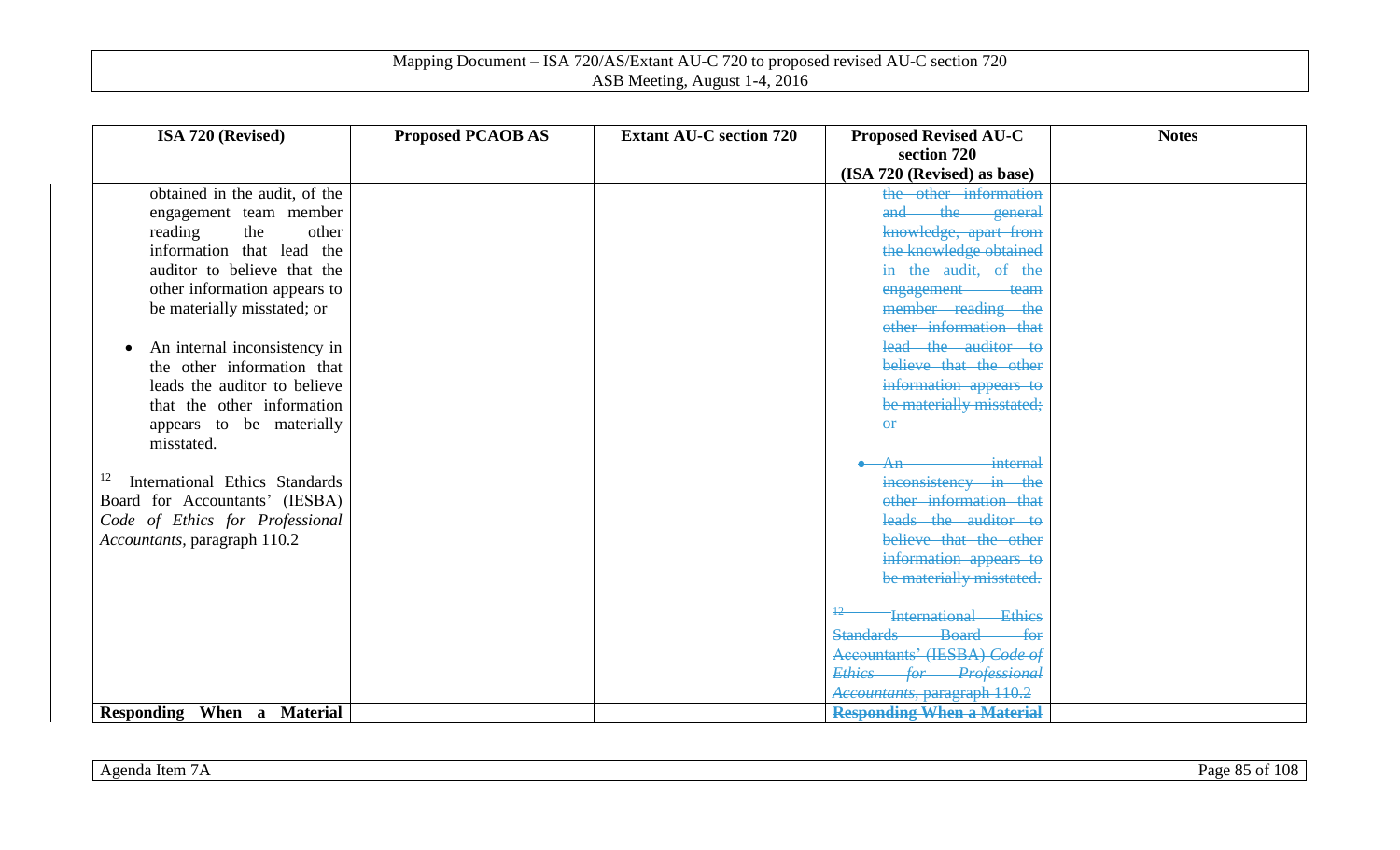| ISA 720 (Revised) | Proposed PCAOB AS | Extant AU-C section 720 | Proposed Revised AU-C section 720 (ISA 720 (Revised) as base) | Notes |
|---|---|---|---|---|
| obtained in the audit, of the engagement team member reading the other information that lead the auditor to believe that the other information appears to be materially misstated; or<br><br>• An internal inconsistency in the other information that leads the auditor to believe that the other information appears to be materially misstated.<br><br>[12] International Ethics Standards Board for Accountants' (IESBA) *Code of Ethics for Professional Accountants*, paragraph 110.2 | | | ~~the other information and the general knowledge, apart from the knowledge obtained in the audit, of the engagement team member reading the other information that lead the auditor to believe that the other information appears to be materially misstated; or~~<br><br>~~• An internal inconsistency in the other information that leads the auditor to believe that the other information appears to be materially misstated.~~<br><br>~~[12] International Ethics Standards Board for Accountants' (IESBA) *Code of Ethics for Professional Accountants*, paragraph 110.2~~ | |
| **Responding When a Material** | | | ~~**Responding When a Material**~~ | |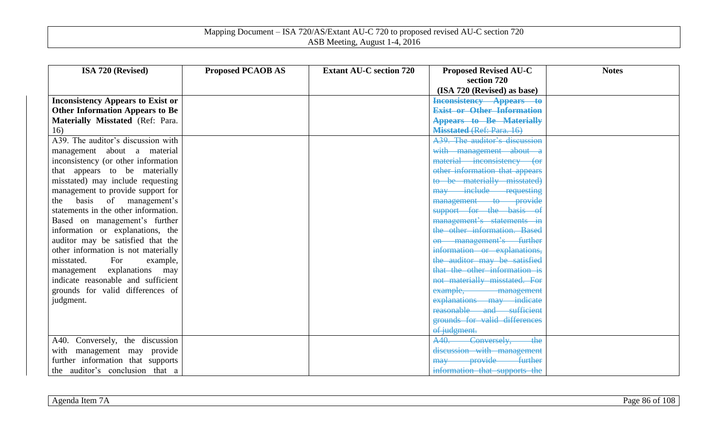| ISA 720 (Revised) | Proposed PCAOB AS | Extant AU-C section 720 | Proposed Revised AU-C section 720 (ISA 720 (Revised) as base) | Notes |
|---|---|---|---|---|
| **Inconsistency Appears to Exist or Other Information Appears to Be Materially Misstated** (Ref: Para. 16) | | | ~~**Inconsistency Appears to Exist or Other Information Appears to Be Materially Misstated** (Ref: Para. 16)~~ | |
| A39. The auditor's discussion with management about a material inconsistency (or other information that appears to be materially misstated) may include requesting management to provide support for the basis of management's statements in the other information. Based on management's further information or explanations, the auditor may be satisfied that the other information is not materially misstated. For example, management explanations may indicate reasonable and sufficient grounds for valid differences of judgment. | | | ~~A39. The auditor's discussion with management about a material inconsistency (or other information that appears to be materially misstated) may include requesting management to provide support for the basis of management's statements in the other information. Based on management's further information or explanations, the auditor may be satisfied that the other information is not materially misstated. For example, management explanations may indicate reasonable and sufficient grounds for valid differences of judgment.~~ | |
| A40. Conversely, the discussion with management may provide further information that supports the auditor's conclusion that a | | | ~~A40. Conversely, the discussion with management may provide further information that supports the~~ | |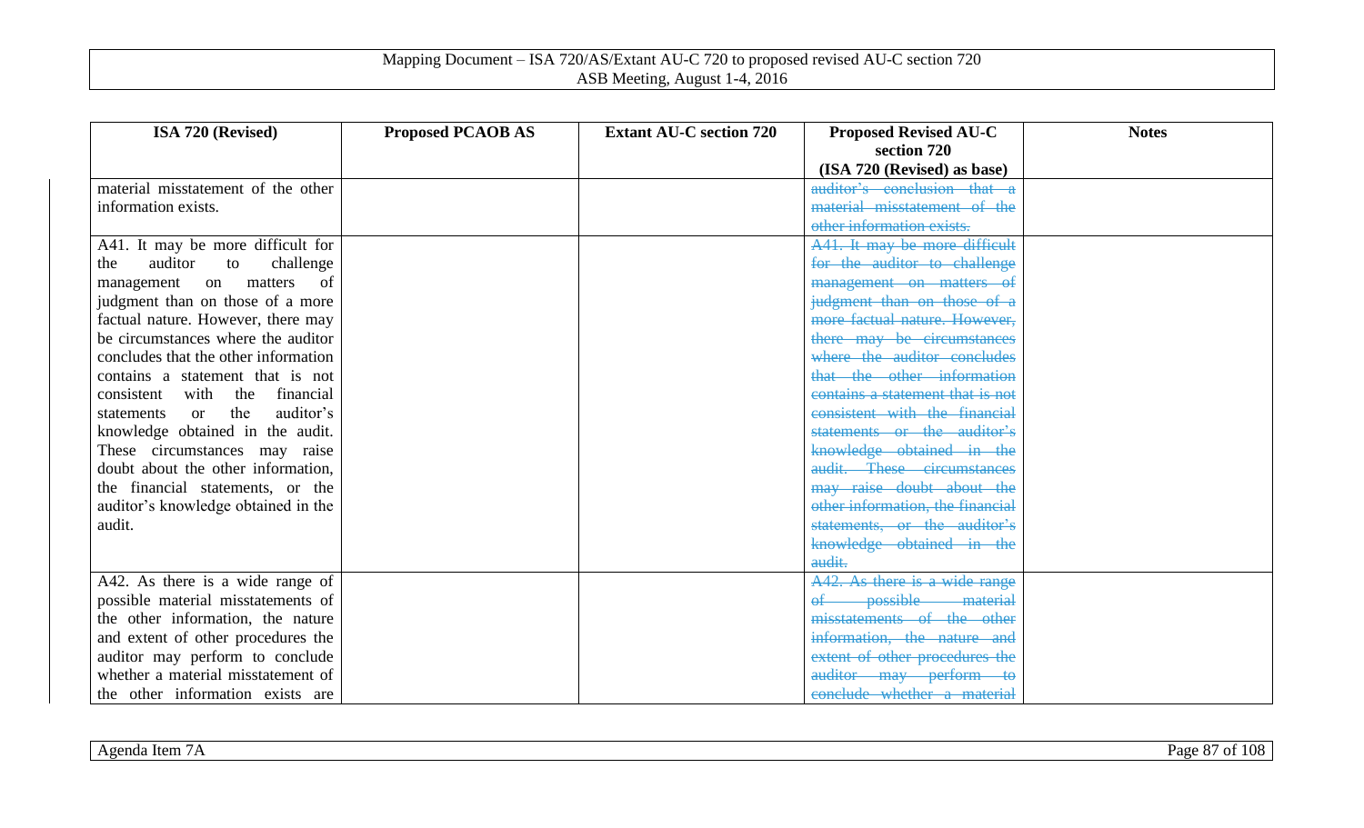| ISA 720 (Revised) | Proposed PCAOB AS | Extant AU-C section 720 | Proposed Revised AU-C section 720 (ISA 720 (Revised) as base) | Notes |
|---|---|---|---|---|
| material misstatement of the other information exists. | | | ~~auditor's conclusion that a material misstatement of the other information exists.~~ | |
| A41. It may be more difficult for the auditor to challenge management on matters of judgment than on those of a more factual nature. However, there may be circumstances where the auditor concludes that the other information contains a statement that is not consistent with the financial statements or the auditor's knowledge obtained in the audit. These circumstances may raise doubt about the other information, the financial statements, or the auditor's knowledge obtained in the audit. | | | ~~A41. It may be more difficult for the auditor to challenge management on matters of judgment than on those of a more factual nature. However, there may be circumstances where the auditor concludes that the other information contains a statement that is not consistent with the financial statements or the auditor's knowledge obtained in the audit. These circumstances may raise doubt about the other information, the financial statements, or the auditor's knowledge obtained in the audit.~~ | |
| A42. As there is a wide range of possible material misstatements of the other information, the nature and extent of other procedures the auditor may perform to conclude whether a material misstatement of the other information exists are | | | ~~A42. As there is a wide range of possible material misstatements of the other information, the nature and extent of other procedures the auditor may perform to conclude whether a material~~ | |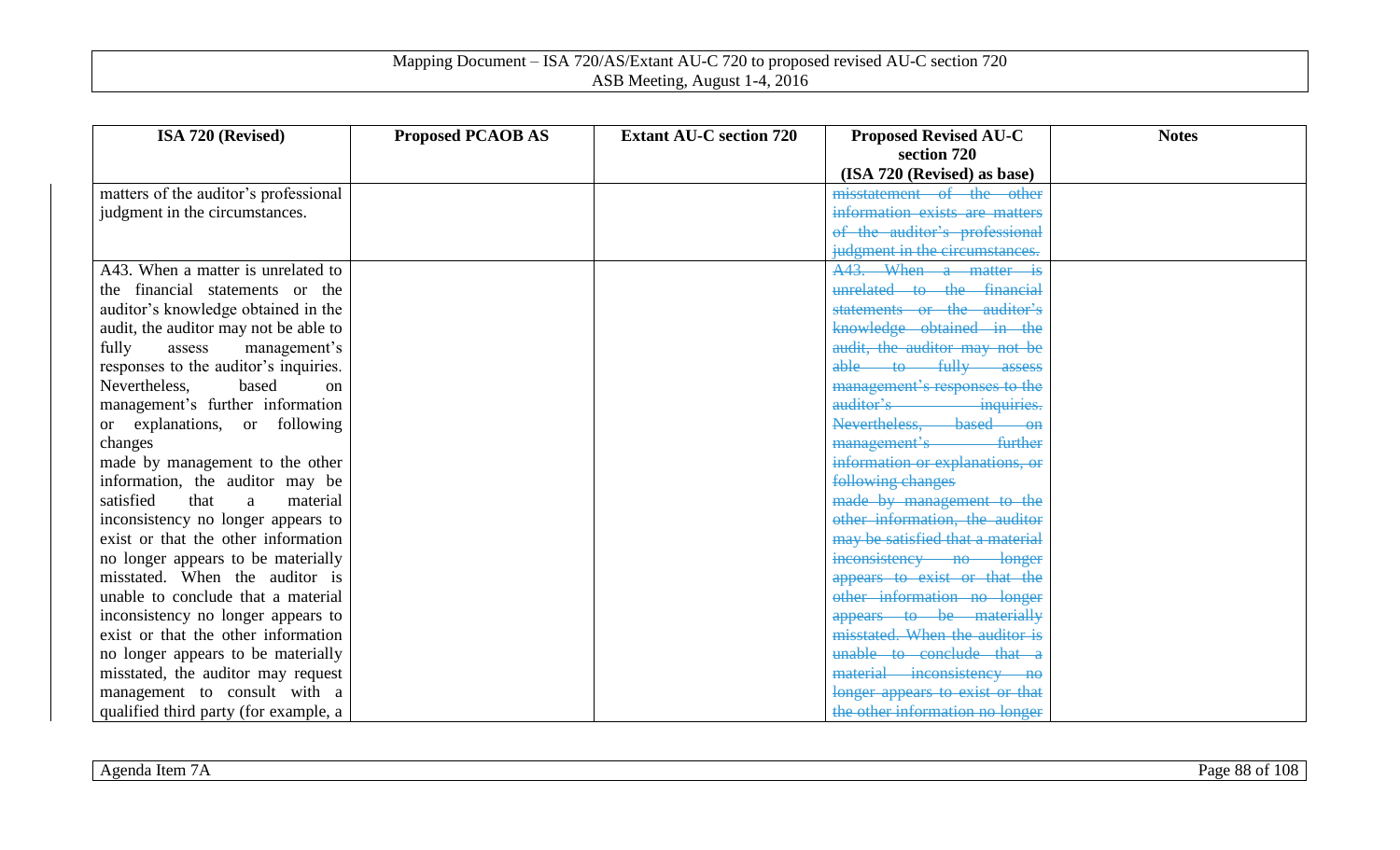| ISA 720 (Revised) | Proposed PCAOB AS | Extant AU-C section 720 | Proposed Revised AU-C section 720 (ISA 720 (Revised) as base) | Notes |
| --- | --- | --- | --- | --- |
| matters of the auditor's professional judgment in the circumstances. | | | ~~misstatement of the other information exists are matters of the auditor's professional judgment in the circumstances.~~ | |
| A43. When a matter is unrelated to the financial statements or the auditor's knowledge obtained in the audit, the auditor may not be able to fully assess management's responses to the auditor's inquiries. Nevertheless, based on management's further information or explanations, or following changes made by management to the other information, the auditor may be satisfied that a material inconsistency no longer appears to exist or that the other information no longer appears to be materially misstated. When the auditor is unable to conclude that a material inconsistency no longer appears to exist or that the other information no longer appears to be materially misstated, the auditor may request management to consult with a qualified third party (for example, a | | | ~~A43. When a matter is unrelated to the financial statements or the auditor's knowledge obtained in the audit, the auditor may not be able to fully assess management's responses to the auditor's inquiries. Nevertheless, based on management's further information or explanations, or following changes made by management to the other information, the auditor may be satisfied that a material inconsistency no longer appears to exist or that the other information no longer appears to be materially misstated. When the auditor is unable to conclude that a material inconsistency no longer appears to exist or that the other information no longer~~ | |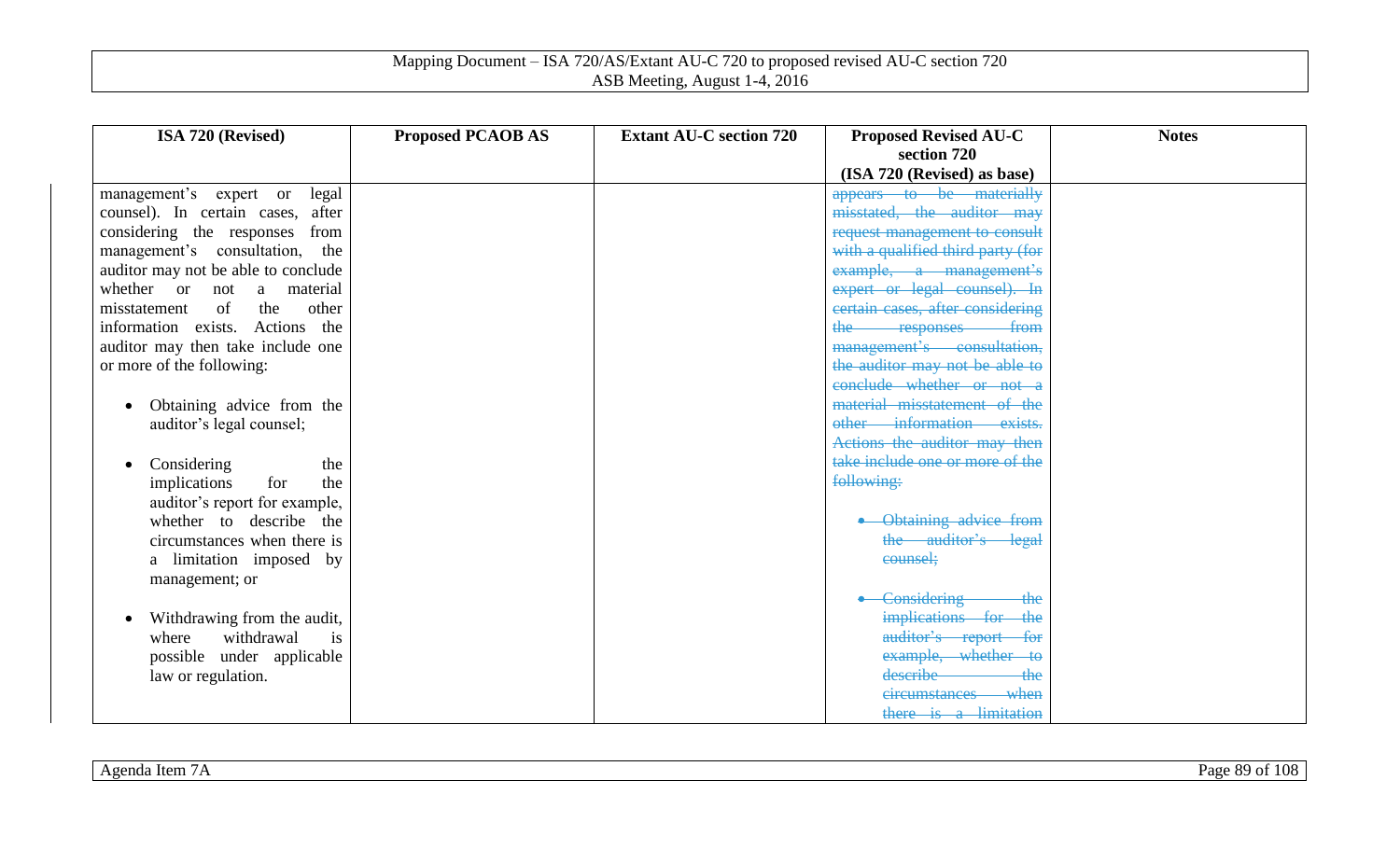| ISA 720 (Revised) | Proposed PCAOB AS | Extant AU-C section 720 | Proposed Revised AU-C section 720 (ISA 720 (Revised) as base) | Notes |
|---|---|---|---|---|
| management's expert or legal counsel). In certain cases, after considering the responses from management's consultation, the auditor may not be able to conclude whether or not a material misstatement of the other information exists. Actions the auditor may then take include one or more of the following:<br><br>• Obtaining advice from the auditor's legal counsel;<br><br>• Considering the implications for the auditor's report for example, whether to describe the circumstances when there is a limitation imposed by management; or<br><br>• Withdrawing from the audit, where withdrawal is possible under applicable law or regulation. | | | ~~appears to be materially misstated, the auditor may request management to consult with a qualified third party (for example, a management's expert or legal counsel). In certain cases, after considering the responses from management's consultation, the auditor may not be able to conclude whether or not a material misstatement of the other information exists. Actions the auditor may then take include one or more of the following:~~<br><br>~~• Obtaining advice from the auditor's legal counsel;~~<br><br>~~• Considering the implications for the auditor's report for example, whether to describe the circumstances when there is a limitation~~ | |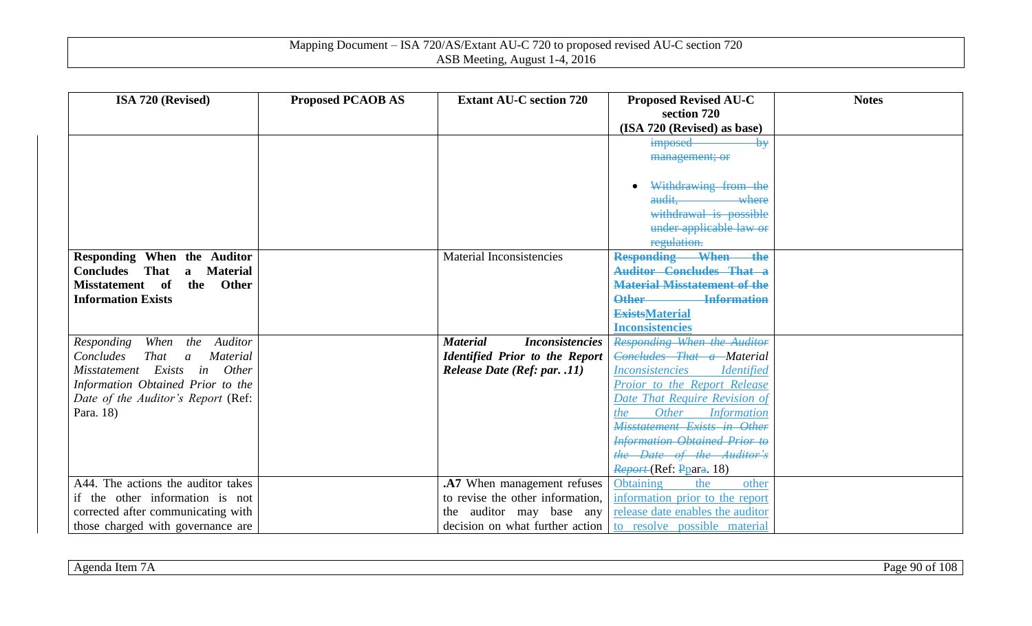| ISA 720 (Revised) | Proposed PCAOB AS | Extant AU-C section 720 | Proposed Revised AU-C section 720 (ISA 720 (Revised) as base) | Notes |
|---|---|---|---|---|
| | | | ~~imposed by management; or~~<br><br>• ~~Withdrawing from the audit, where withdrawal is possible under applicable law or regulation.~~ | |
| **Responding When the Auditor Concludes That a Material Misstatement of the Other Information Exists** | | Material Inconsistencies | ~~**Responding When the Auditor Concludes That a Material Misstatement of the Other Information Exists**~~**Material Inconsistencies** | |
| *Responding When the Auditor Concludes That a Material Misstatement Exists in Other Information Obtained Prior to the Date of the Auditor's Report* (Ref: Para. 18) | | ***Material Inconsistencies Identified Prior to the Report Release Date (Ref: par. .11)*** | ~~*Responding When the Auditor Concludes That a*~~ *Material Inconsistencies Identified Proior to the Report Release Date That Require Revision of the Other Information* ~~*Misstatement Exists in Other Information Obtained Prior to the Date of the Auditor's Report*~~ (Ref: ~~P~~para. 18) | |
| A44. The actions the auditor takes if the other information is not corrected after communicating with those charged with governance are | | **.A7** When management refuses to revise the other information, the auditor may base any decision on what further action | Obtaining the other information prior to the report release date enables the auditor to resolve possible material | |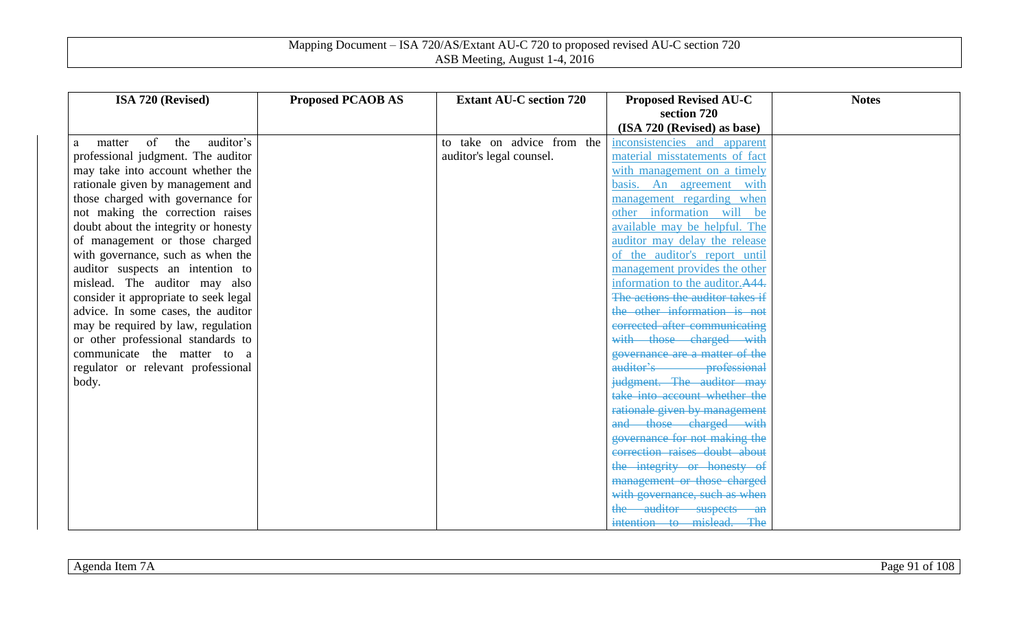| ISA 720 (Revised) | Proposed PCAOB AS | Extant AU-C section 720 | Proposed Revised AU-C section 720 (ISA 720 (Revised) as base) | Notes |
|---|---|---|---|---|
| a matter of the auditor's professional judgment. The auditor may take into account whether the rationale given by management and those charged with governance for not making the correction raises doubt about the integrity or honesty of management or those charged with governance, such as when the auditor suspects an intention to mislead. The auditor may also consider it appropriate to seek legal advice. In some cases, the auditor may be required by law, regulation or other professional standards to communicate the matter to a regulator or relevant professional body. | | to take on advice from the auditor's legal counsel. | inconsistencies and apparent material misstatements of fact with management on a timely basis. An agreement with management regarding when other information will be available may be helpful. The auditor may delay the release of the auditor's report until management provides the other information to the auditor.~~A44. The actions the auditor takes if the other information is not corrected after communicating with those charged with governance are a matter of the auditor's professional judgment. The auditor may take into account whether the rationale given by management and those charged with governance for not making the correction raises doubt about the integrity or honesty of management or those charged with governance, such as when the auditor suspects an intention to mislead. The~~ | |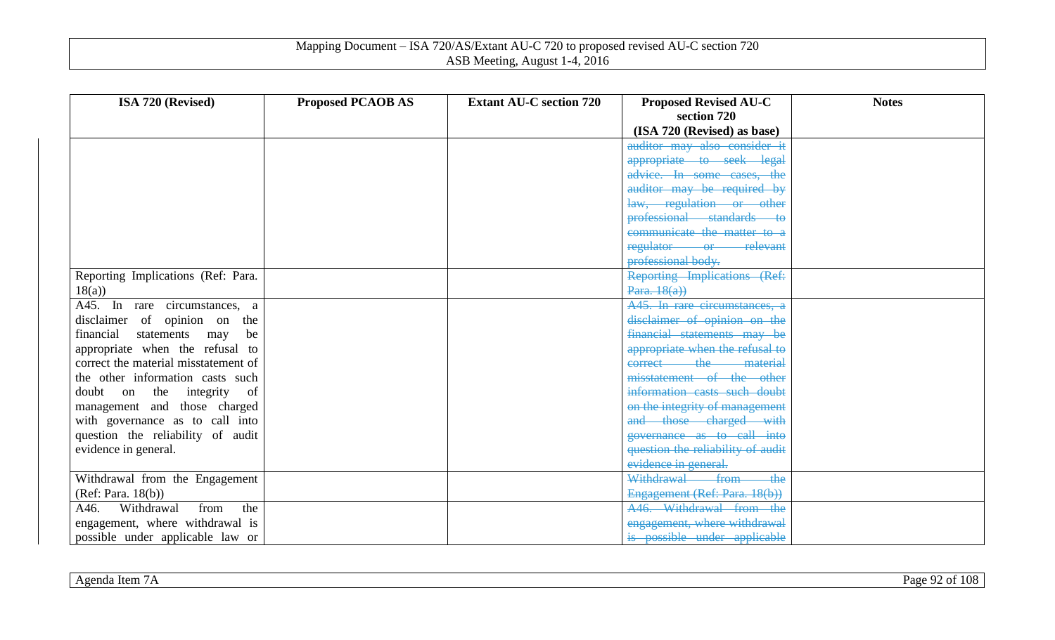| ISA 720 (Revised) | Proposed PCAOB AS | Extant AU-C section 720 | Proposed Revised AU-C section 720 (ISA 720 (Revised) as base) | Notes |
|---|---|---|---|---|
| | | | ~~auditor may also consider it appropriate to seek legal advice. In some cases, the auditor may be required by law, regulation or other professional standards to communicate the matter to a regulator or relevant professional body.~~ | |
| Reporting Implications (Ref: Para. 18(a)) | | | ~~Reporting Implications (Ref: Para. 18(a))~~ | |
| A45. In rare circumstances, a disclaimer of opinion on the financial statements may be appropriate when the refusal to correct the material misstatement of the other information casts such doubt on the integrity of management and those charged with governance as to call into question the reliability of audit evidence in general. | | | ~~A45. In rare circumstances, a disclaimer of opinion on the financial statements may be appropriate when the refusal to correct the material misstatement of the other information casts such doubt on the integrity of management and those charged with governance as to call into question the reliability of audit evidence in general.~~ | |
| Withdrawal from the Engagement (Ref: Para. 18(b)) | | | ~~Withdrawal from the Engagement (Ref: Para. 18(b))~~ | |
| A46. Withdrawal from the engagement, where withdrawal is possible under applicable law or | | | ~~A46. Withdrawal from the engagement, where withdrawal is possible under applicable~~ | |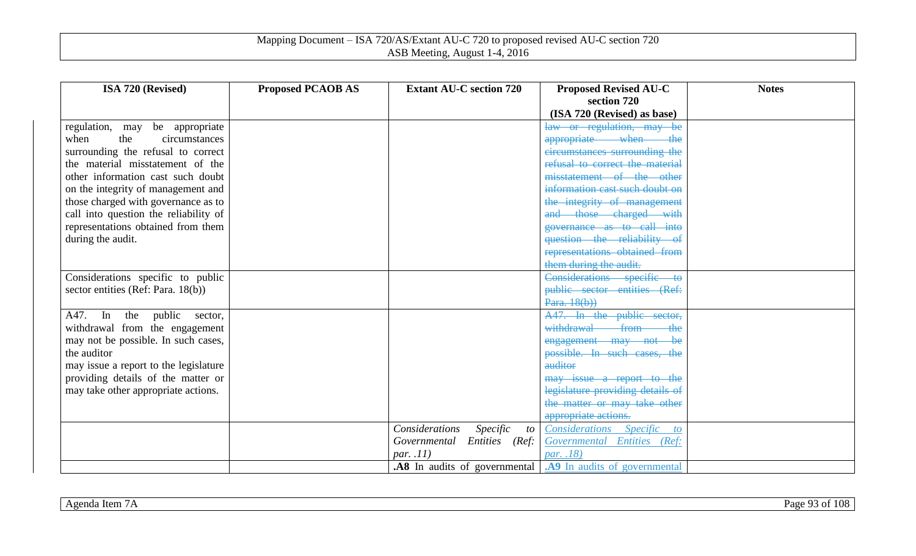| ISA 720 (Revised) | Proposed PCAOB AS | Extant AU-C section 720 | Proposed Revised AU-C section 720 (ISA 720 (Revised) as base) | Notes |
|---|---|---|---|---|
| regulation, may be appropriate when the circumstances surrounding the refusal to correct the material misstatement of the other information cast such doubt on the integrity of management and those charged with governance as to call into question the reliability of representations obtained from them during the audit. | | | ~~law or regulation, may be appropriate when the circumstances surrounding the refusal to correct the material misstatement of the other information cast such doubt on the integrity of management and those charged with governance as to call into question the reliability of representations obtained from them during the audit.~~ | |
| Considerations specific to public sector entities (Ref: Para. 18(b)) | | | ~~Considerations specific to public sector entities (Ref: Para. 18(b))~~ | |
| A47. In the public sector, withdrawal from the engagement may not be possible. In such cases, the auditor may issue a report to the legislature providing details of the matter or may take other appropriate actions. | | | ~~A47. In the public sector, withdrawal from the engagement may not be possible. In such cases, the auditor may issue a report to the legislature providing details of the matter or may take other appropriate actions.~~ | |
| | | *Considerations Specific to Governmental Entities (Ref: par. .11)* | *Considerations Specific to Governmental Entities (Ref: par. .18)* | |
| | | **.A8** In audits of governmental | **.A9** In audits of governmental | |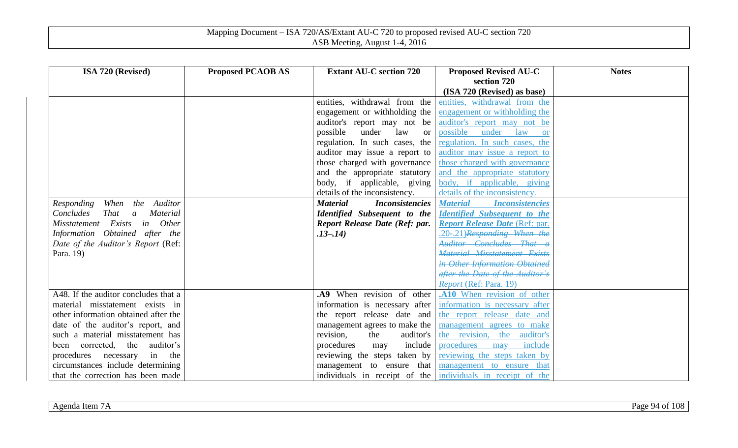| ISA 720 (Revised) | Proposed PCAOB AS | Extant AU-C section 720 | Proposed Revised AU-C section 720 (ISA 720 (Revised) as base) | Notes |
|---|---|---|---|---|
| | | entities, withdrawal from the engagement or withholding the auditor's report may not be possible under law or regulation. In such cases, the auditor may issue a report to those charged with governance and the appropriate statutory body, if applicable, giving details of the inconsistency. | entities, withdrawal from the engagement or withholding the auditor's report may not be possible under law or regulation. In such cases, the auditor may issue a report to those charged with governance and the appropriate statutory body, if applicable, giving details of the inconsistency. | |
| *Responding When the Auditor Concludes That a Material Misstatement Exists in Other Information Obtained after the Date of the Auditor's Report* (Ref: Para. 19) | | ***Material Inconsistencies Identified Subsequent to the Report Release Date (Ref: par. .13–.14)*** | ***Material Inconsistencies Identified Subsequent to the Report Release Date*** (Ref: par. .20-.21)~~*Responding When the Auditor Concludes That a Material Misstatement Exists in Other Information Obtained after the Date of the Auditor's Report* (Ref: Para. 19)~~ | |
| A48. If the auditor concludes that a material misstatement exists in other information obtained after the date of the auditor's report, and such a material misstatement has been corrected, the auditor's procedures necessary in the circumstances include determining that the correction has been made | | **.A9** When revision of other information is necessary after the report release date and management agrees to make the revision, the auditor's procedures may include reviewing the steps taken by management to ensure that individuals in receipt of the | **.A10** When revision of other information is necessary after the report release date and management agrees to make the revision, the auditor's procedures may include reviewing the steps taken by management to ensure that individuals in receipt of the | |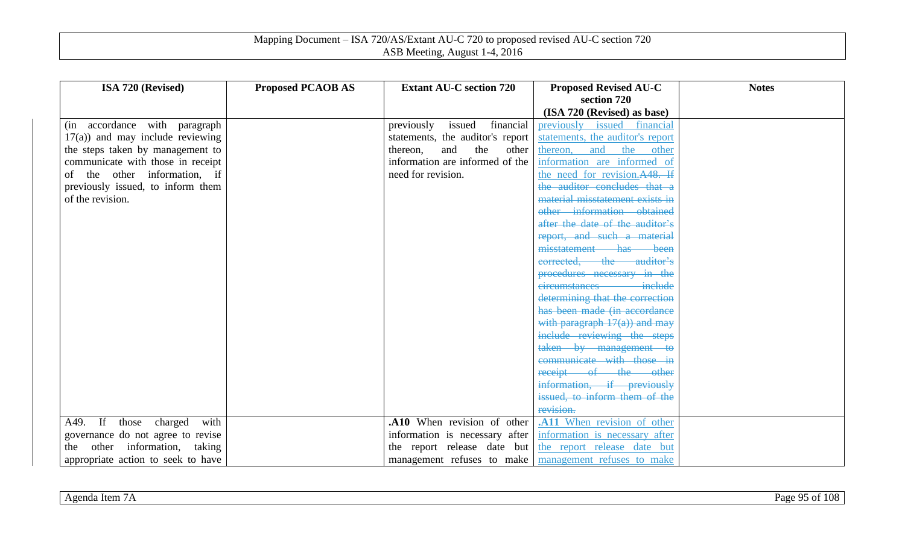| ISA 720 (Revised) | Proposed PCAOB AS | Extant AU-C section 720 | Proposed Revised AU-C section 720 (ISA 720 (Revised) as base) | Notes |
|---|---|---|---|---|
| (in accordance with paragraph 17(a)) and may include reviewing the steps taken by management to communicate with those in receipt of the other information, if previously issued, to inform them of the revision. | | previously issued financial statements, the auditor's report thereon, and the other information are informed of the need for revision. | previously issued financial statements, the auditor's report thereon, and the other information are informed of the need for revision.~~A48. If the auditor concludes that a material misstatement exists in other information obtained after the date of the auditor's report, and such a material misstatement has been corrected, the auditor's procedures necessary in the circumstances include determining that the correction has been made (in accordance with paragraph 17(a)) and may include reviewing the steps taken by management to communicate with those in receipt of the other information, if previously issued, to inform them of the revision.~~ | |
| A49. If those charged with governance do not agree to revise the other information, taking appropriate action to seek to have | | **.A10** When revision of other information is necessary after the report release date but management refuses to make | **.A11** When revision of other information is necessary after the report release date but management refuses to make | |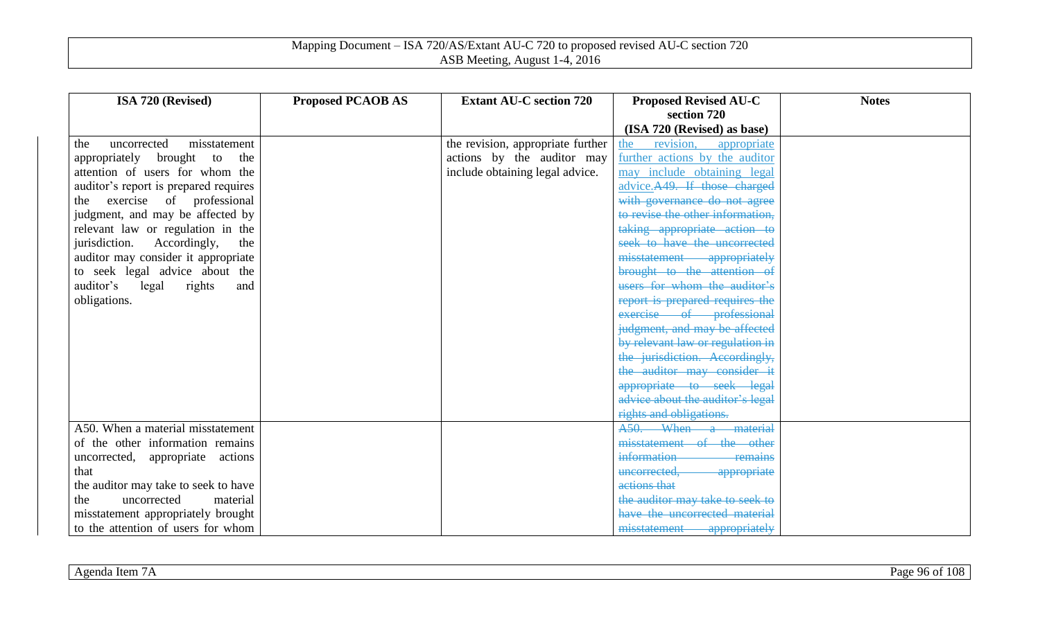| ISA 720 (Revised) | Proposed PCAOB AS | Extant AU-C section 720 | Proposed Revised AU-C section 720 (ISA 720 (Revised) as base) | Notes |
|---|---|---|---|---|
| the uncorrected misstatement appropriately brought to the attention of users for whom the auditor's report is prepared requires the exercise of professional judgment, and may be affected by relevant law or regulation in the jurisdiction. Accordingly, the auditor may consider it appropriate to seek legal advice about the auditor's legal rights and obligations. | | the revision, appropriate further actions by the auditor may include obtaining legal advice. | the revision, appropriate further actions by the auditor may include obtaining legal advice.~~A49. If those charged with governance do not agree to revise the other information, taking appropriate action to seek to have the uncorrected misstatement appropriately brought to the attention of users for whom the auditor's report is prepared requires the exercise of professional judgment, and may be affected by relevant law or regulation in the jurisdiction. Accordingly, the auditor may consider it appropriate to seek legal advice about the auditor's legal rights and obligations.~~ | |
| A50. When a material misstatement of the other information remains uncorrected, appropriate actions that the auditor may take to seek to have the uncorrected material misstatement appropriately brought to the attention of users for whom | | | ~~A50. When a material misstatement of the other information remains uncorrected, appropriate actions that the auditor may take to seek to have the uncorrected material misstatement appropriately~~ | |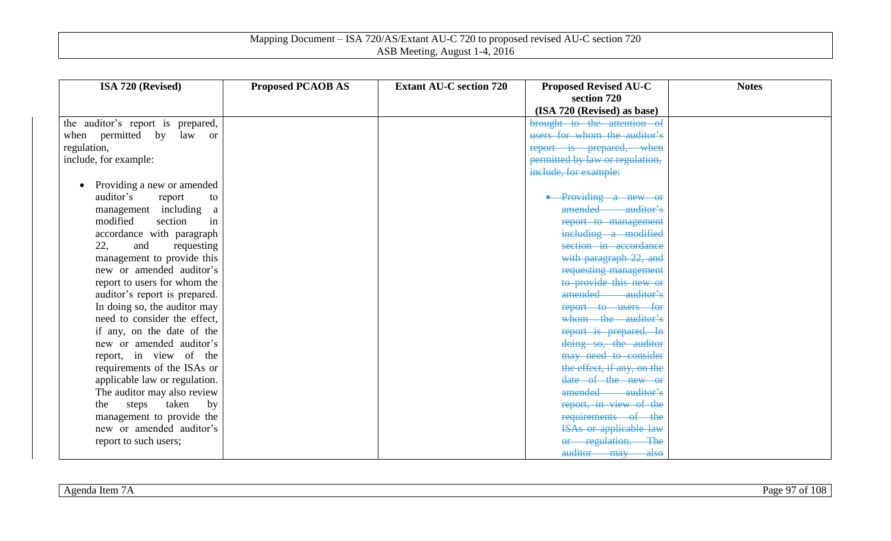| ISA 720 (Revised) | Proposed PCAOB AS | Extant AU-C section 720 | Proposed Revised AU-C section 720 (ISA 720 (Revised) as base) | Notes |
|---|---|---|---|---|
| the auditor's report is prepared, when permitted by law or regulation, include, for example:<br><br>• Providing a new or amended auditor's report to management including a modified section in accordance with paragraph 22, and requesting management to provide this new or amended auditor's report to users for whom the auditor's report is prepared. In doing so, the auditor may need to consider the effect, if any, on the date of the new or amended auditor's report, in view of the requirements of the ISAs or applicable law or regulation. The auditor may also review the steps taken by management to provide the new or amended auditor's report to such users; | | | ~~brought to the attention of users for whom the auditor's report is prepared, when permitted by law or regulation, include, for example:~~<br><br>~~• Providing a new or amended auditor's report to management including a modified section in accordance with paragraph 22, and requesting management to provide this new or amended auditor's report to users for whom the auditor's report is prepared. In doing so, the auditor may need to consider the effect, if any, on the date of the new or amended auditor's report, in view of the requirements of the ISAs or applicable law or regulation. The auditor may also~~ | |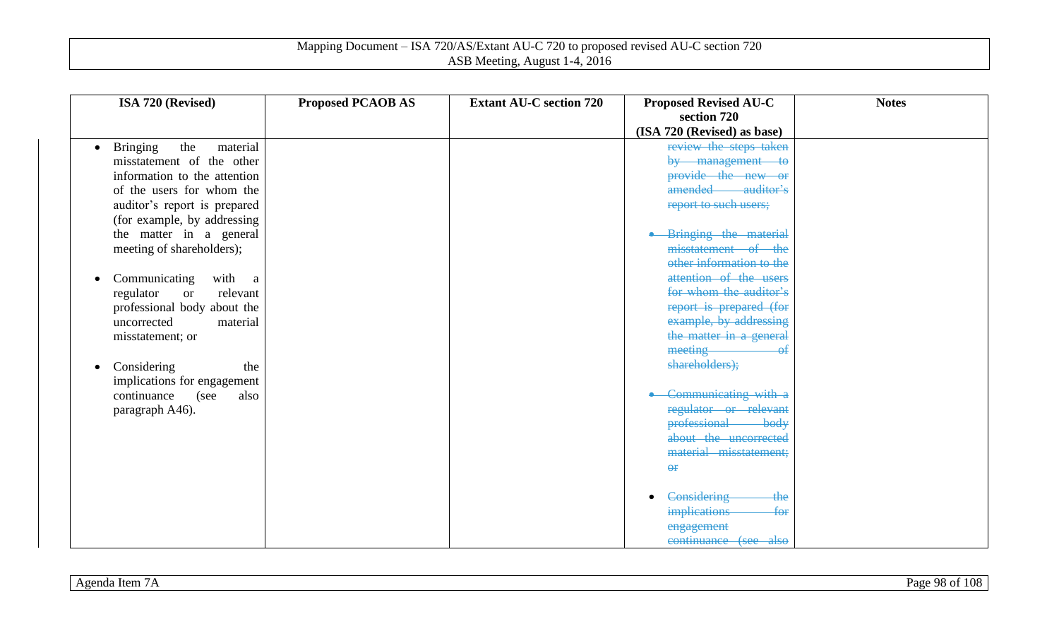| ISA 720 (Revised) | Proposed PCAOB AS | Extant AU-C section 720 | Proposed Revised AU-C section 720 (ISA 720 (Revised) as base) | Notes |
|---|---|---|---|---|
| • Bringing the material misstatement of the other information to the attention of the users for whom the auditor's report is prepared (for example, by addressing the matter in a general meeting of shareholders);<br><br>• Communicating with a regulator or relevant professional body about the uncorrected material misstatement; or<br><br>• Considering the implications for engagement continuance (see also paragraph A46). | | | ~~review the steps taken by management to provide the new or amended auditor's report to such users;~~<br><br>• ~~Bringing the material misstatement of the other information to the attention of the users for whom the auditor's report is prepared (for example, by addressing the matter in a general meeting of shareholders);~~<br><br>• ~~Communicating with a regulator or relevant professional body about the uncorrected material misstatement; or~~<br><br>• ~~Considering the implications for engagement continuance (see also~~ | |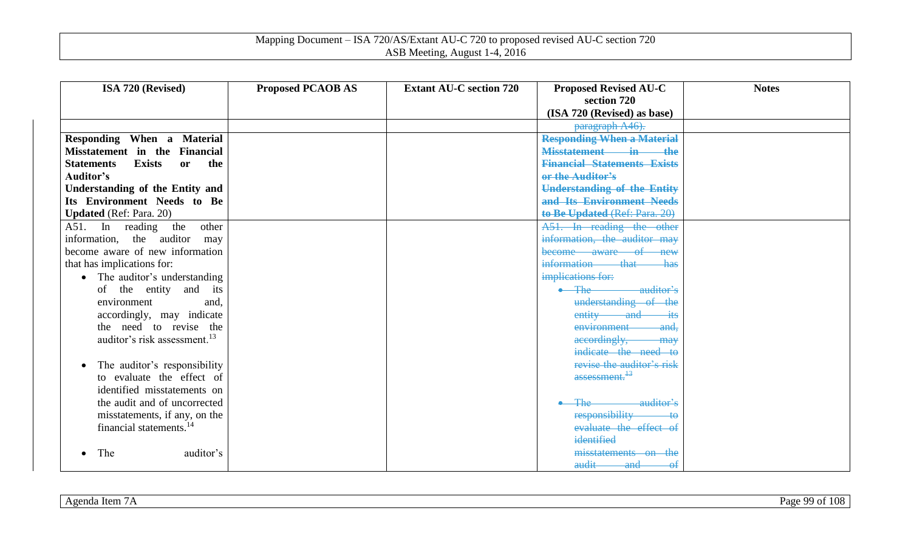| ISA 720 (Revised) | Proposed PCAOB AS | Extant AU-C section 720 | Proposed Revised AU-C section 720 (ISA 720 (Revised) as base) | Notes |
|---|---|---|---|---|
| | | | ~~paragraph A46).~~ | |
| **Responding When a Material Misstatement in the Financial Statements Exists or the Auditor's Understanding of the Entity and Its Environment Needs to Be Updated** (Ref: Para. 20) | | | ~~**Responding When a Material Misstatement in the Financial Statements Exists or the Auditor's Understanding of the Entity and Its Environment Needs to Be Updated** (Ref: Para. 20)~~ | |
| A51. In reading the other information, the auditor may become aware of new information that has implications for:<br>• The auditor's understanding of the entity and its environment and, accordingly, may indicate the need to revise the auditor's risk assessment.[13]<br>• The auditor's responsibility to evaluate the effect of identified misstatements on the audit and of uncorrected misstatements, if any, on the financial statements.[14]<br>• The auditor's | | | ~~A51. In reading the other information, the auditor may become aware of new information that has implications for:~~<br>~~• The auditor's understanding of the entity and its environment and, accordingly, may indicate the need to revise the auditor's risk assessment.[13]~~<br>~~• The auditor's responsibility to evaluate the effect of identified misstatements on the audit and of~~ | |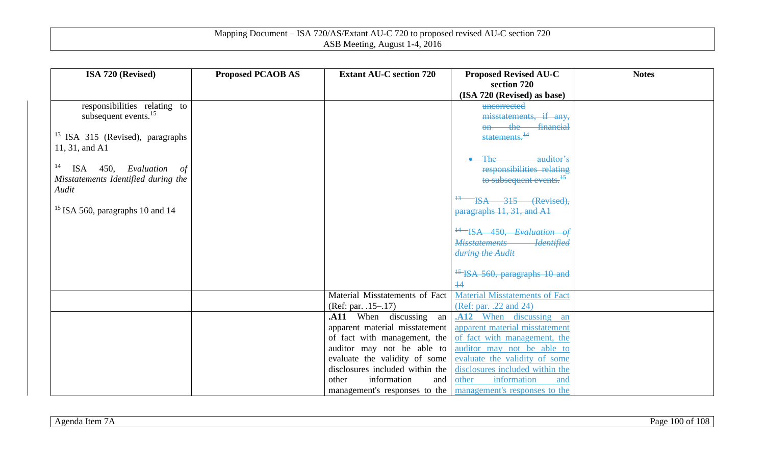| ISA 720 (Revised) | Proposed PCAOB AS | Extant AU-C section 720 | Proposed Revised AU-C section 720 (ISA 720 (Revised) as base) | Notes |
|---|---|---|---|---|
| responsibilities relating to subsequent events.[15]<br><br>[13] ISA 315 (Revised), paragraphs 11, 31, and A1<br><br>[14] ISA 450, *Evaluation of Misstatements Identified during the Audit*<br><br>[15] ISA 560, paragraphs 10 and 14 | | | ~~uncorrected misstatements, if any, on the financial statements.[14]~~<br><br>• ~~The auditor's responsibilities relating to subsequent events.[15]~~<br><br>~~[13] ISA 315 (Revised), paragraphs 11, 31, and A1~~<br><br>~~[14] ISA 450, *Evaluation of Misstatements Identified during the Audit*~~<br><br>~~[15] ISA 560, paragraphs 10 and 14~~ | |
| | | Material Misstatements of Fact (Ref: par. .15–.17) | Material Misstatements of Fact (Ref: par. .22 and 24) | |
| | | **.A11** When discussing an apparent material misstatement of fact with management, the auditor may not be able to evaluate the validity of some disclosures included within the other information and management's responses to the | **.A12** When discussing an apparent material misstatement of fact with management, the auditor may not be able to evaluate the validity of some disclosures included within the other information and management's responses to the | |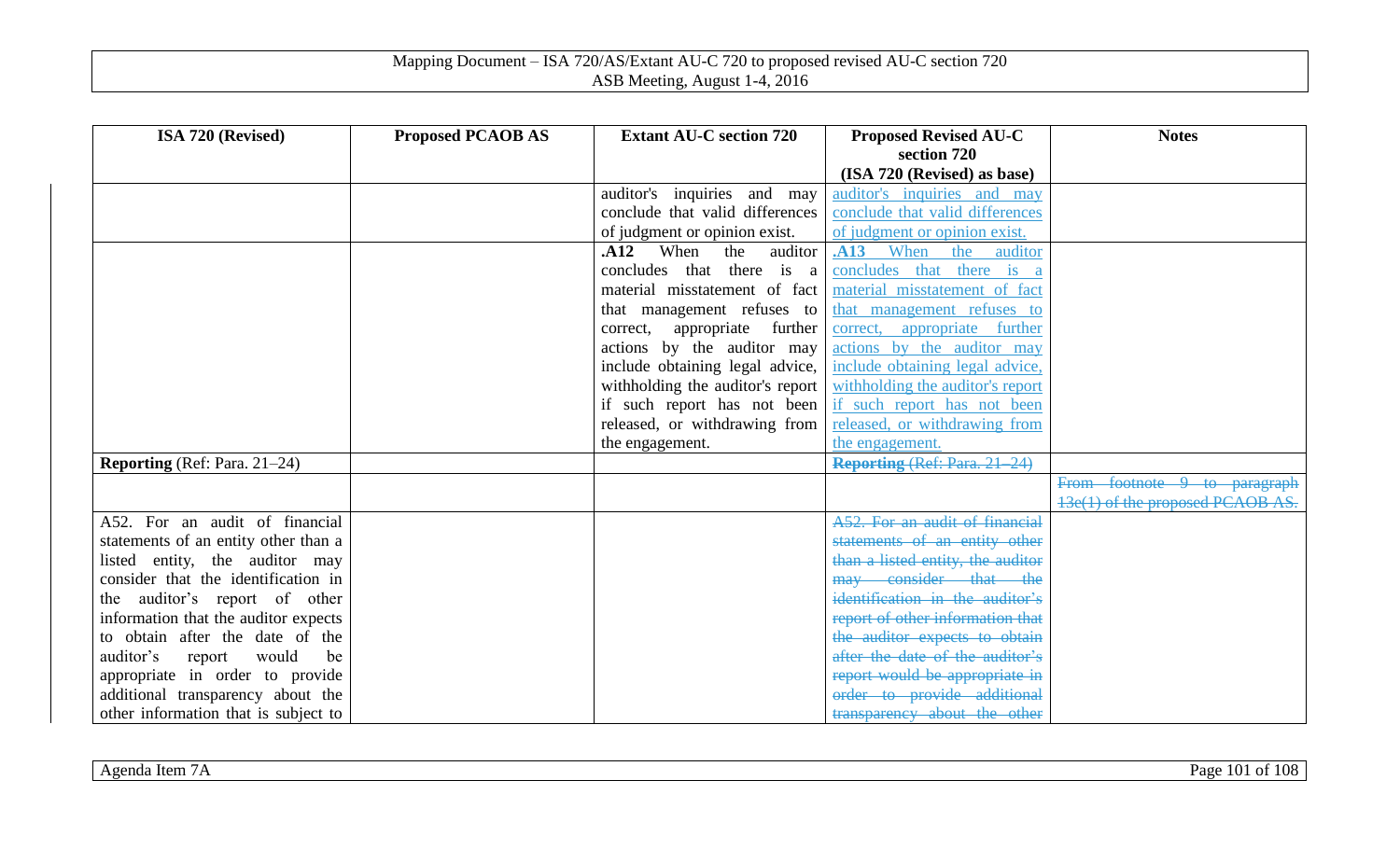| ISA 720 (Revised) | Proposed PCAOB AS | Extant AU-C section 720 | Proposed Revised AU-C section 720 (ISA 720 (Revised) as base) | Notes |
|---|---|---|---|---|
| | | auditor's inquiries and may conclude that valid differences of judgment or opinion exist. | auditor's inquiries and may conclude that valid differences of judgment or opinion exist. | |
| | | **.A12** When the auditor concludes that there is a material misstatement of fact that management refuses to correct, appropriate further actions by the auditor may include obtaining legal advice, withholding the auditor's report if such report has not been released, or withdrawing from the engagement. | **.A13** When the auditor concludes that there is a material misstatement of fact that management refuses to correct, appropriate further actions by the auditor may include obtaining legal advice, withholding the auditor's report if such report has not been released, or withdrawing from the engagement. | |
| **Reporting** (Ref: Para. 21–24) | | | ~~**Reporting** (Ref: Para. 21–24)~~ | |
| | | | | ~~From footnote 9 to paragraph 13e(1) of the proposed PCAOB AS.~~ |
| A52. For an audit of financial statements of an entity other than a listed entity, the auditor may consider that the identification in the auditor's report of other information that the auditor expects to obtain after the date of the auditor's report would be appropriate in order to provide additional transparency about the other information that is subject to | | | ~~A52. For an audit of financial statements of an entity other than a listed entity, the auditor may consider that the identification in the auditor's report of other information that the auditor expects to obtain after the date of the auditor's report would be appropriate in order to provide additional transparency about the other~~ | |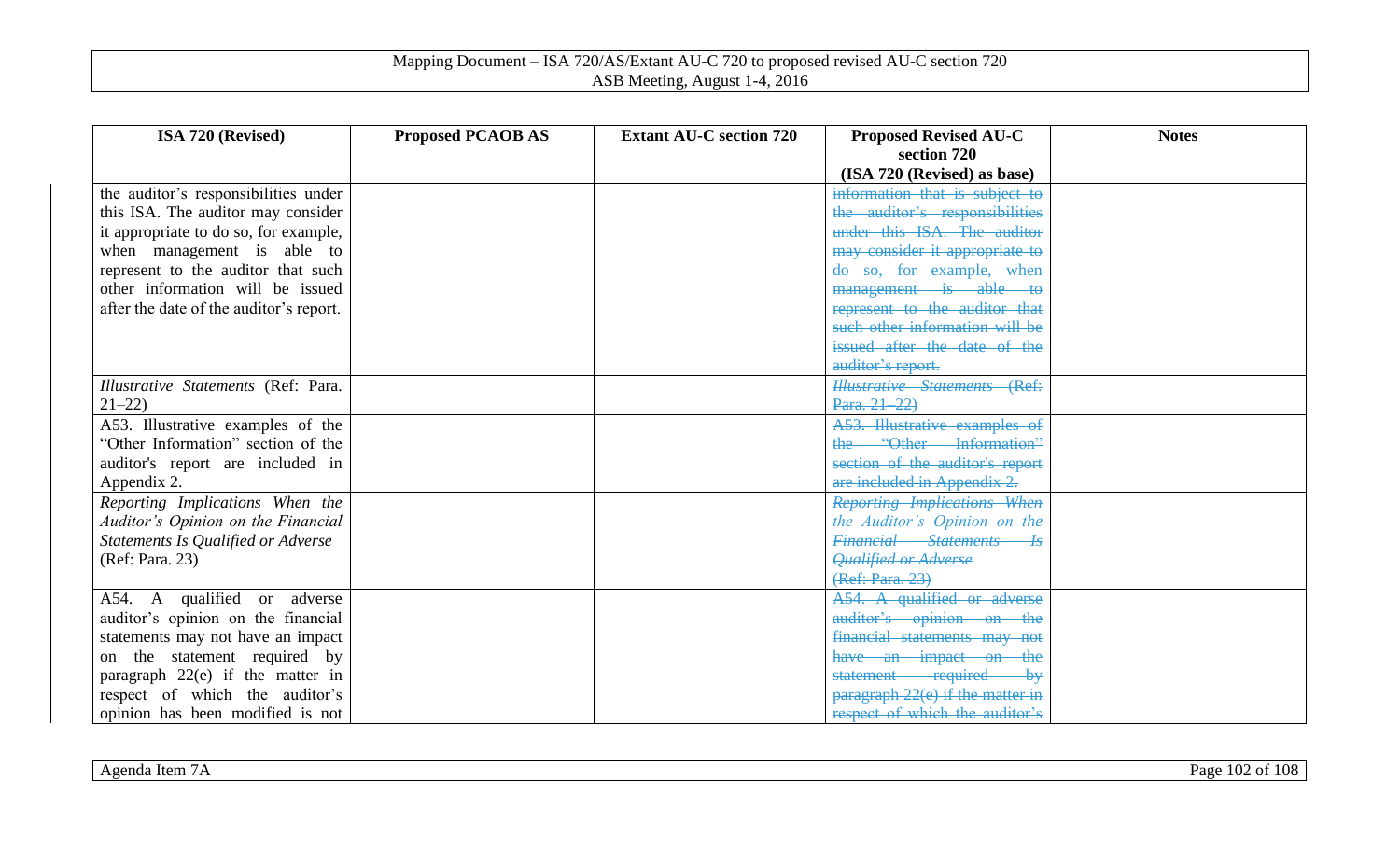| ISA 720 (Revised) | Proposed PCAOB AS | Extant AU-C section 720 | Proposed Revised AU-C section 720 (ISA 720 (Revised) as base) | Notes |
|---|---|---|---|---|
| the auditor's responsibilities under this ISA. The auditor may consider it appropriate to do so, for example, when management is able to represent to the auditor that such other information will be issued after the date of the auditor's report. | | | ~~information that is subject to the auditor's responsibilities under this ISA. The auditor may consider it appropriate to do so, for example, when management is able to represent to the auditor that such other information will be issued after the date of the auditor's report.~~ | |
| *Illustrative Statements* (Ref: Para. 21–22) | | | ~~*Illustrative Statements* (Ref: Para. 21–22)~~ | |
| A53. Illustrative examples of the "Other Information" section of the auditor's report are included in Appendix 2. | | | ~~A53. Illustrative examples of the "Other Information" section of the auditor's report are included in Appendix 2.~~ | |
| *Reporting Implications When the Auditor's Opinion on the Financial Statements Is Qualified or Adverse* (Ref: Para. 23) | | | ~~*Reporting Implications When the Auditor's Opinion on the Financial Statements Is Qualified or Adverse* (Ref: Para. 23)~~ | |
| A54. A qualified or adverse auditor's opinion on the financial statements may not have an impact on the statement required by paragraph 22(e) if the matter in respect of which the auditor's opinion has been modified is not | | | ~~A54. A qualified or adverse auditor's opinion on the financial statements may not have an impact on the statement required by paragraph 22(e) if the matter in respect of which the auditor's~~ | |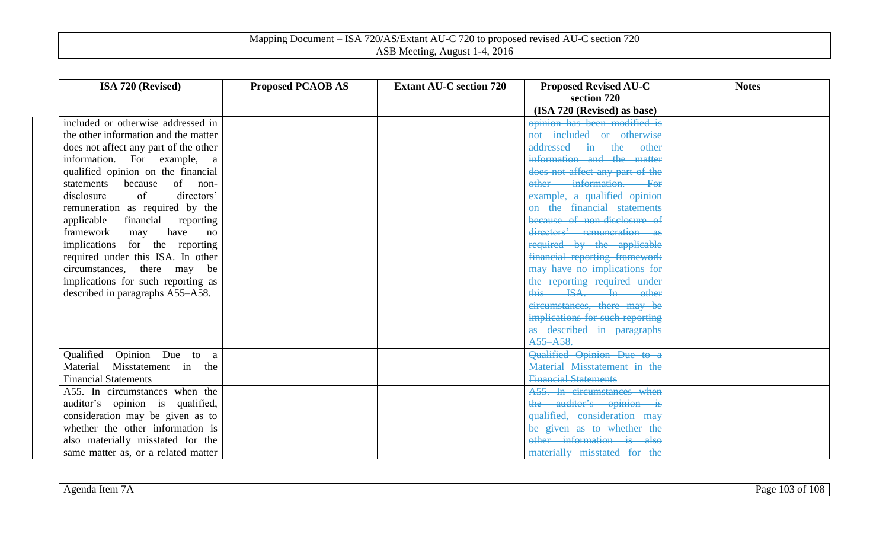| ISA 720 (Revised) | Proposed PCAOB AS | Extant AU-C section 720 | Proposed Revised AU-C section 720 (ISA 720 (Revised) as base) | Notes |
|---|---|---|---|---|
| included or otherwise addressed in the other information and the matter does not affect any part of the other information. For example, a qualified opinion on the financial statements because of non-disclosure of directors' remuneration as required by the applicable financial reporting framework may have no implications for the reporting required under this ISA. In other circumstances, there may be implications for such reporting as described in paragraphs A55–A58. | | | ~~opinion has been modified is not included or otherwise addressed in the other information and the matter does not affect any part of the other information. For example, a qualified opinion on the financial statements because of non-disclosure of directors' remuneration as required by the applicable financial reporting framework may have no implications for the reporting required under this ISA. In other circumstances, there may be implications for such reporting as described in paragraphs A55–A58.~~ | |
| Qualified Opinion Due to a Material Misstatement in the Financial Statements | | | ~~Qualified Opinion Due to a Material Misstatement in the Financial Statements~~ | |
| A55. In circumstances when the auditor's opinion is qualified, consideration may be given as to whether the other information is also materially misstated for the same matter as, or a related matter | | | ~~A55. In circumstances when the auditor's opinion is qualified, consideration may be given as to whether the other information is also materially misstated for the~~ | |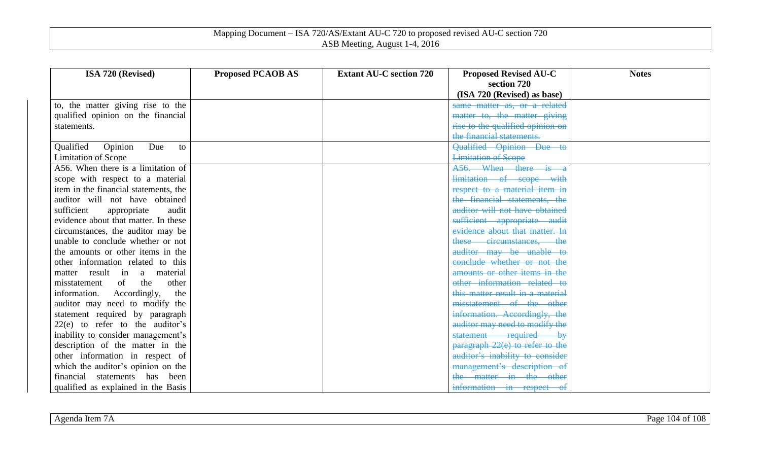| ISA 720 (Revised) | Proposed PCAOB AS | Extant AU-C section 720 | Proposed Revised AU-C section 720 (ISA 720 (Revised) as base) | Notes |
|---|---|---|---|---|
| to, the matter giving rise to the qualified opinion on the financial statements. | | | ~~same matter as, or a related matter to, the matter giving rise to the qualified opinion on the financial statements.~~ | |
| Qualified Opinion Due to Limitation of Scope | | | ~~Qualified Opinion Due to Limitation of Scope~~ | |
| A56. When there is a limitation of scope with respect to a material item in the financial statements, the auditor will not have obtained sufficient appropriate audit evidence about that matter. In these circumstances, the auditor may be unable to conclude whether or not the amounts or other items in the other information related to this matter result in a material misstatement of the other information. Accordingly, the auditor may need to modify the statement required by paragraph 22(e) to refer to the auditor's inability to consider management's description of the matter in the other information in respect of which the auditor's opinion on the financial statements has been qualified as explained in the Basis | | | ~~A56. When there is a limitation of scope with respect to a material item in the financial statements, the auditor will not have obtained sufficient appropriate audit evidence about that matter. In these circumstances, the auditor may be unable to conclude whether or not the amounts or other items in the other information related to this matter result in a material misstatement of the other information. Accordingly, the auditor may need to modify the statement required by paragraph 22(e) to refer to the auditor's inability to consider management's description of the matter in the other information in respect of~~ | |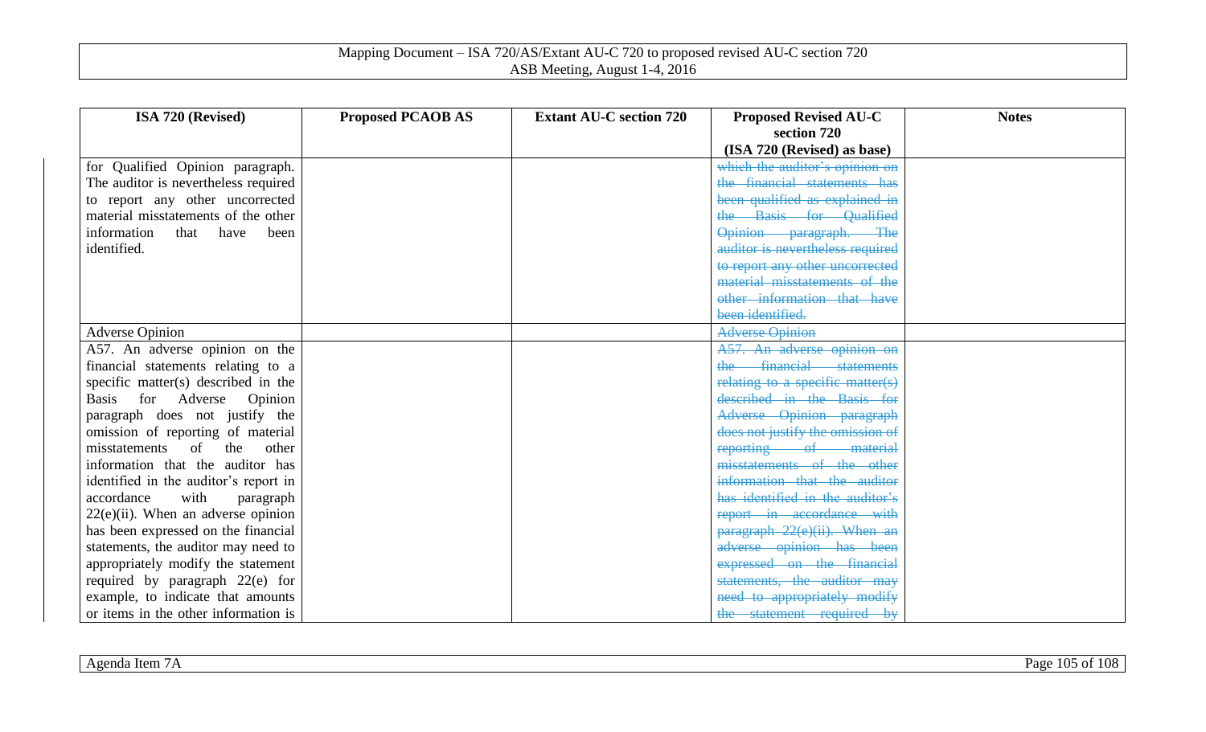| ISA 720 (Revised) | Proposed PCAOB AS | Extant AU-C section 720 | Proposed Revised AU-C section 720 (ISA 720 (Revised) as base) | Notes |
|---|---|---|---|---|
| for Qualified Opinion paragraph. The auditor is nevertheless required to report any other uncorrected material misstatements of the other information that have been identified. | | | ~~which the auditor's opinion on the financial statements has been qualified as explained in the Basis for Qualified Opinion paragraph. The auditor is nevertheless required to report any other uncorrected material misstatements of the other information that have been identified.~~ | |
| Adverse Opinion | | | ~~Adverse Opinion~~ | |
| A57. An adverse opinion on the financial statements relating to a specific matter(s) described in the Basis for Adverse Opinion paragraph does not justify the omission of reporting of material misstatements of the other information that the auditor has identified in the auditor's report in accordance with paragraph 22(e)(ii). When an adverse opinion has been expressed on the financial statements, the auditor may need to appropriately modify the statement required by paragraph 22(e) for example, to indicate that amounts or items in the other information is | | | ~~A57. An adverse opinion on the financial statements relating to a specific matter(s) described in the Basis for Adverse Opinion paragraph does not justify the omission of reporting of material misstatements of the other information that the auditor has identified in the auditor's report in accordance with paragraph 22(e)(ii). When an adverse opinion has been expressed on the financial statements, the auditor may need to appropriately modify the statement required by~~ | |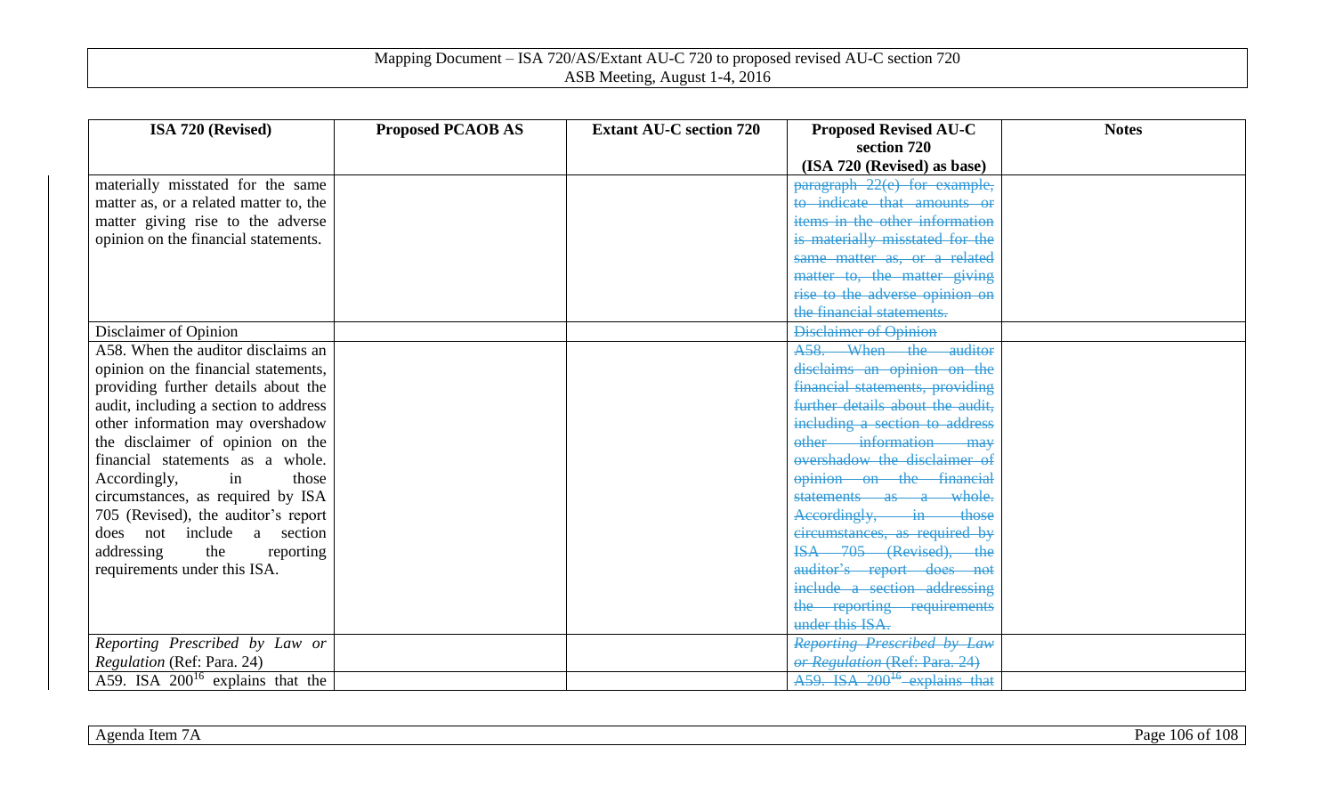| ISA 720 (Revised) | Proposed PCAOB AS | Extant AU-C section 720 | Proposed Revised AU-C section 720 (ISA 720 (Revised) as base) | Notes |
|---|---|---|---|---|
| materially misstated for the same matter as, or a related matter to, the matter giving rise to the adverse opinion on the financial statements. | | | ~~paragraph 22(e) for example, to indicate that amounts or items in the other information is materially misstated for the same matter as, or a related matter to, the matter giving rise to the adverse opinion on the financial statements.~~ | |
| Disclaimer of Opinion | | | ~~Disclaimer of Opinion~~ | |
| A58. When the auditor disclaims an opinion on the financial statements, providing further details about the audit, including a section to address other information may overshadow the disclaimer of opinion on the financial statements as a whole. Accordingly, in those circumstances, as required by ISA 705 (Revised), the auditor's report does not include a section addressing the reporting requirements under this ISA. | | | ~~A58. When the auditor disclaims an opinion on the financial statements, providing further details about the audit, including a section to address other information may overshadow the disclaimer of opinion on the financial statements as a whole. Accordingly, in those circumstances, as required by ISA 705 (Revised), the auditor's report does not include a section addressing the reporting requirements under this ISA.~~ | |
| *Reporting Prescribed by Law or Regulation* (Ref: Para. 24) | | | ~~*Reporting Prescribed by Law or Regulation* (Ref: Para. 24)~~ | |
| A59. ISA 200[16] explains that the | | | ~~A59. ISA 200[16] explains that~~ | |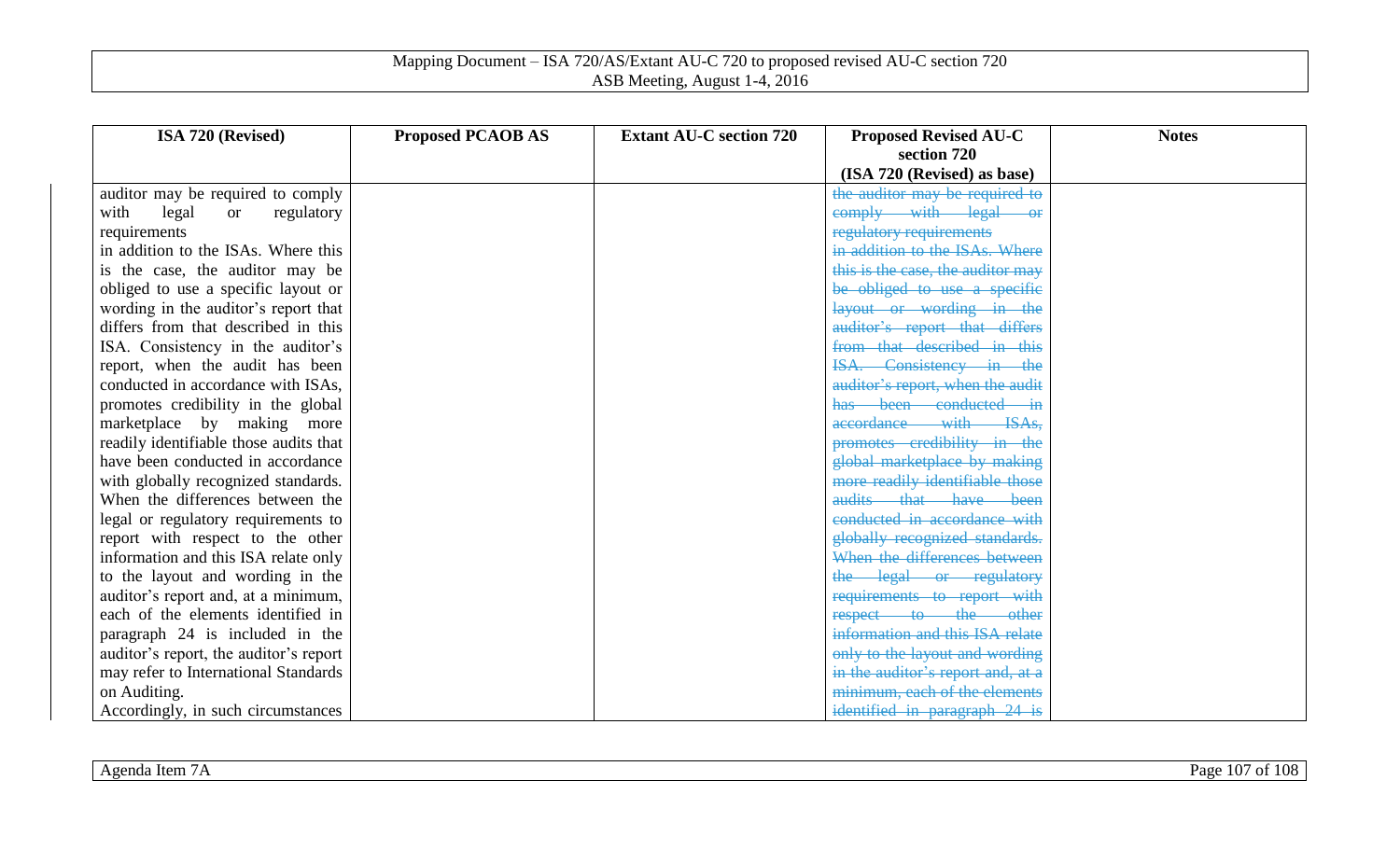| ISA 720 (Revised) | Proposed PCAOB AS | Extant AU-C section 720 | Proposed Revised AU-C section 720 (ISA 720 (Revised) as base) | Notes |
|---|---|---|---|---|
| auditor may be required to comply with legal or regulatory requirements in addition to the ISAs. Where this is the case, the auditor may be obliged to use a specific layout or wording in the auditor's report that differs from that described in this ISA. Consistency in the auditor's report, when the audit has been conducted in accordance with ISAs, promotes credibility in the global marketplace by making more readily identifiable those audits that have been conducted in accordance with globally recognized standards. When the differences between the legal or regulatory requirements to report with respect to the other information and this ISA relate only to the layout and wording in the auditor's report and, at a minimum, each of the elements identified in paragraph 24 is included in the auditor's report, the auditor's report may refer to International Standards on Auditing. Accordingly, in such circumstances | | | ~~the auditor may be required to comply with legal or regulatory requirements in addition to the ISAs. Where this is the case, the auditor may be obliged to use a specific layout or wording in the auditor's report that differs from that described in this ISA. Consistency in the auditor's report, when the audit has been conducted in accordance with ISAs, promotes credibility in the global marketplace by making more readily identifiable those audits that have been conducted in accordance with globally recognized standards. When the differences between the legal or regulatory requirements to report with respect to the other information and this ISA relate only to the layout and wording in the auditor's report and, at a minimum, each of the elements identified in paragraph 24 is~~ | |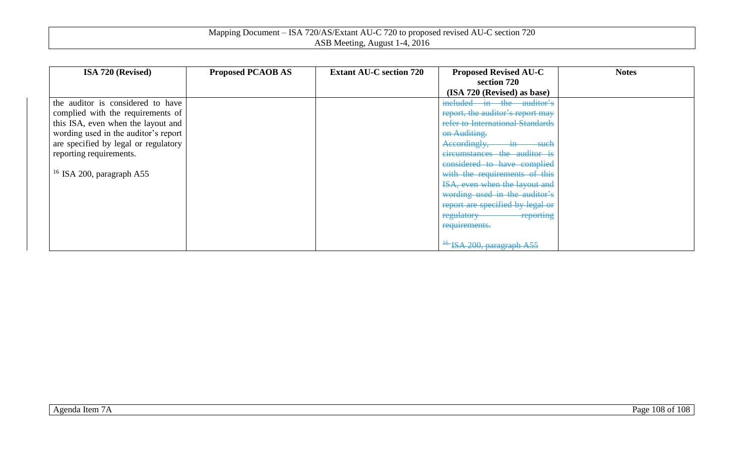| ISA 720 (Revised) | Proposed PCAOB AS | Extant AU-C section 720 | Proposed Revised AU-C section 720 (ISA 720 (Revised) as base) | Notes |
|---|---|---|---|---|
| the auditor is considered to have complied with the requirements of this ISA, even when the layout and wording used in the auditor's report are specified by legal or regulatory reporting requirements.<br><br>[16] ISA 200, paragraph A55 | | | ~~included in the auditor's report, the auditor's report may refer to International Standards on Auditing. Accordingly, in such circumstances the auditor is considered to have complied with the requirements of this ISA, even when the layout and wording used in the auditor's report are specified by legal or regulatory reporting requirements.~~<br><br>~~[16] ISA 200, paragraph A55~~ | |